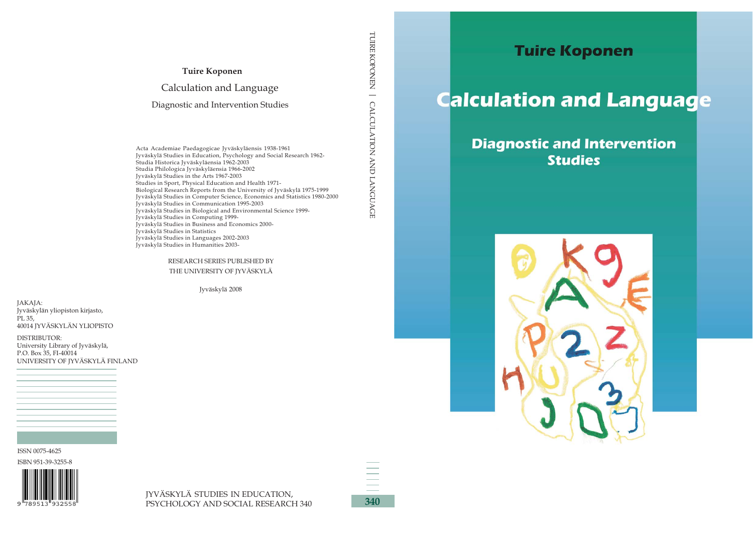# Tuire Koponen

## Calculation and Language

### Diagnostic and Intervention Studies

---

**Tuire Koponen**

Calculation and Language

Diagnostic and Intervention Studies

Acta Academiae Paedagogicae Jyväskyläensis 1938-1961
Jyväskylä Studies in Education, Psychology and Social Research 1962-
Studia Historica Jyväskyläensia 1962-2003
Studia Philologica Jyväskyläensia 1966-2002
Jyväskylä Studies in the Arts 1967-2003
Studies in Sport, Physical Education and Health 1971-
Biological Research Reports from the University of Jyväskylä 1975-1999
Jyväskylä Studies in Computer Science, Economics and Statistics 1980-2000
Jyväskylä Studies in Communication 1995-2003
Jyväskylä Studies in Biological and Environmental Science 1999-
Jyväskylä Studies in Computing 1999-
Jyväskylä Studies in Business and Economics 2000-
Jyväskylä Studies in Statistics
Jyväskylä Studies in Languages 2002-2003
Jyväskylä Studies in Humanities 2003-

RESEARCH SERIES PUBLISHED BY
THE UNIVERSITY OF JYVÄSKYLÄ

Jyväskylä 2008

JAKAJA:
Jyväskylän yliopiston kirjasto,
PL 35,
40014 JYVÄSKYLÄN YLIOPISTO

DISTRIBUTOR:
University Library of Jyväskylä,
P.O. Box 35, FI-40014
UNIVERSITY OF JYVÄSKYLÄ FINLAND

ISSN 0075-4625
ISBN 951-39-3255-8

9 789513 932558

JYVÄSKYLÄ STUDIES IN EDUCATION,
PSYCHOLOGY AND SOCIAL RESEARCH 340

TUIRE KOPONEN | CALCULATION AND LANGUAGE

340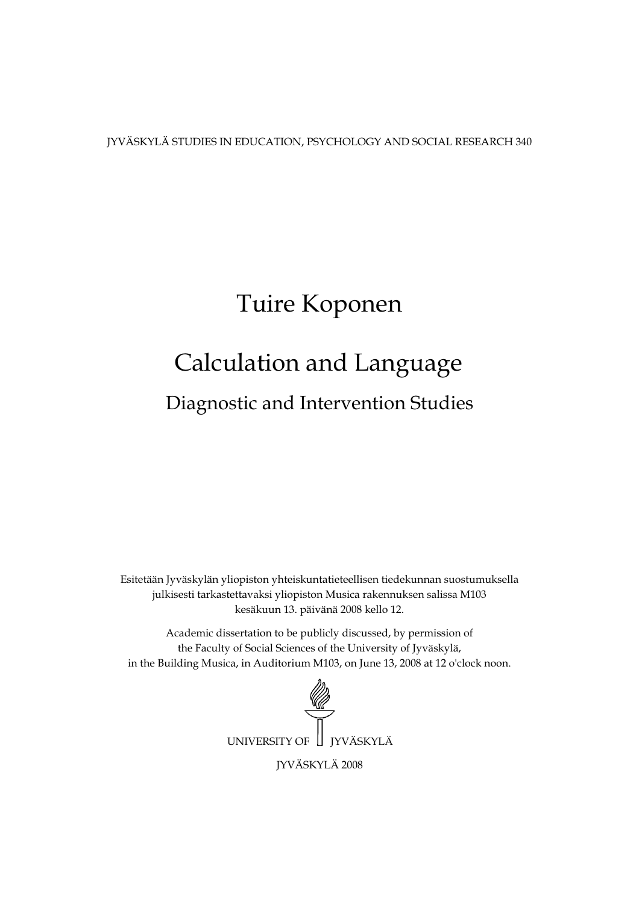JYVÄSKYLÄ STUDIES IN EDUCATION, PSYCHOLOGY AND SOCIAL RESEARCH 340

# Tuire Koponen

# Calculation and Language

## Diagnostic and Intervention Studies

Esitetään Jyväskylän yliopiston yhteiskuntatieteellisen tiedekunnan suostumuksella julkisesti tarkastettavaksi yliopiston Musica rakennuksen salissa M103 kesäkuun 13. päivänä 2008 kello 12.

Academic dissertation to be publicly discussed, by permission of the Faculty of Social Sciences of the University of Jyväskylä, in the Building Musica, in Auditorium M103, on June 13, 2008 at 12 o'clock noon.

UNIVERSITY OF JYVÄSKYLÄ

JYVÄSKYLÄ 2008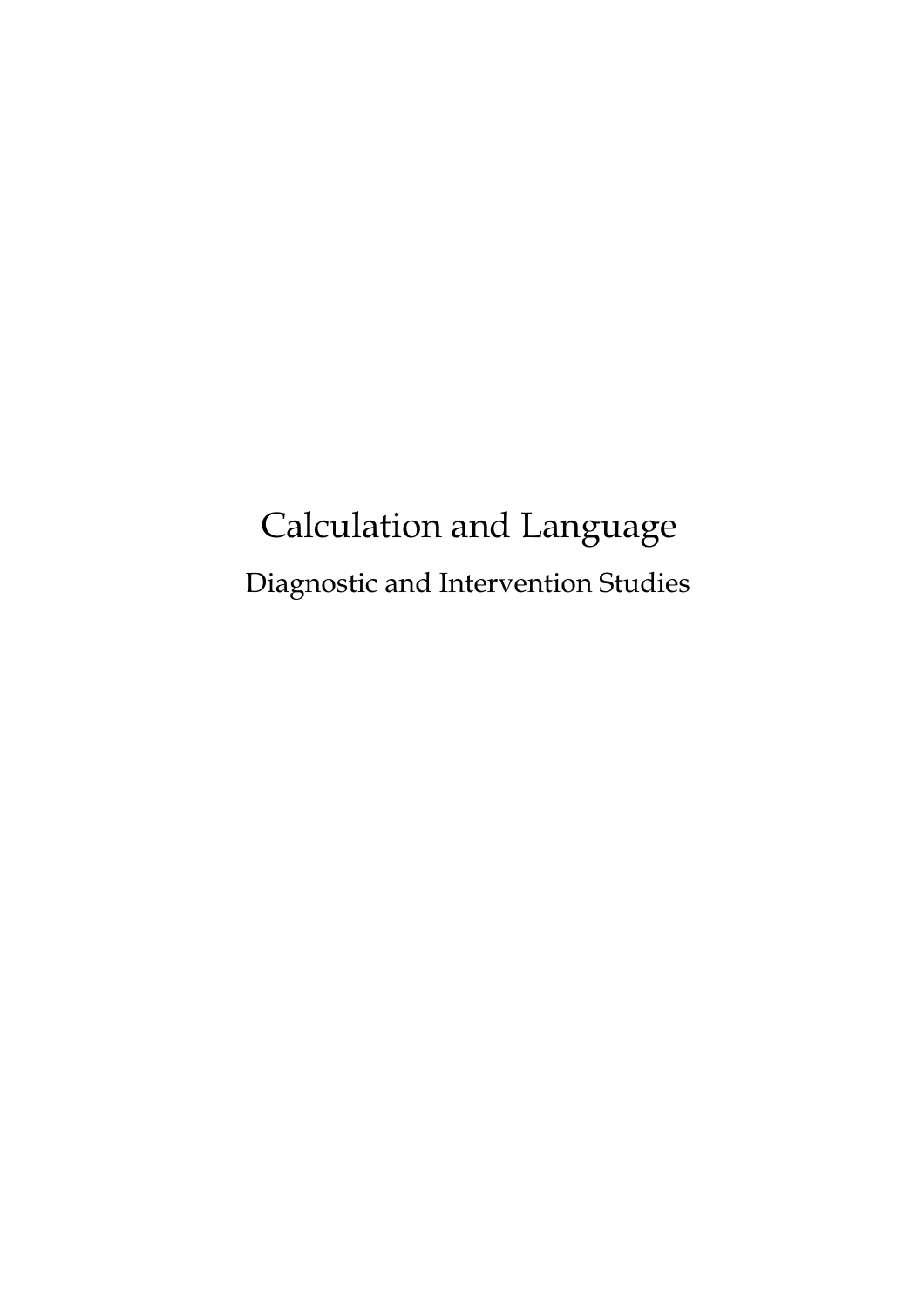# Calculation and Language

## Diagnostic and Intervention Studies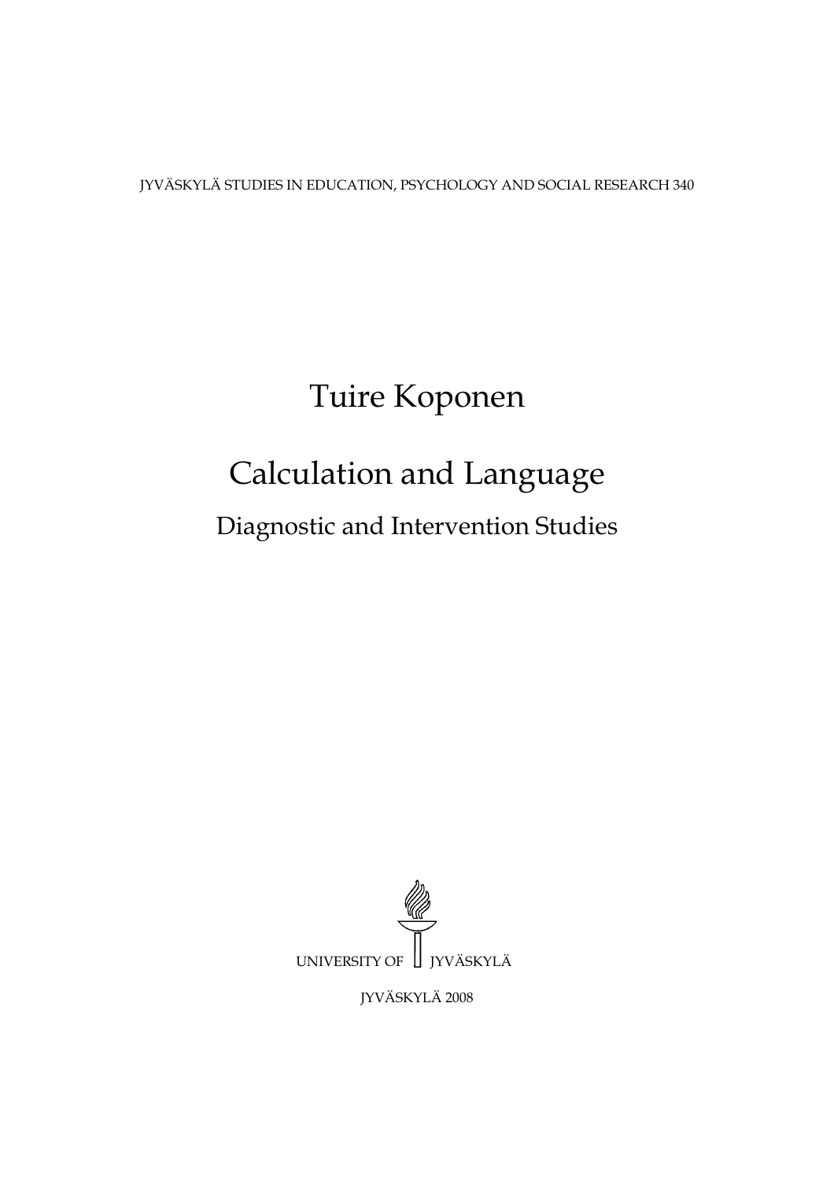JYVÄSKYLÄ STUDIES IN EDUCATION, PSYCHOLOGY AND SOCIAL RESEARCH 340

# Tuire Koponen

# Calculation and Language

## Diagnostic and Intervention Studies

UNIVERSITY OF JYVÄSKYLÄ

JYVÄSKYLÄ 2008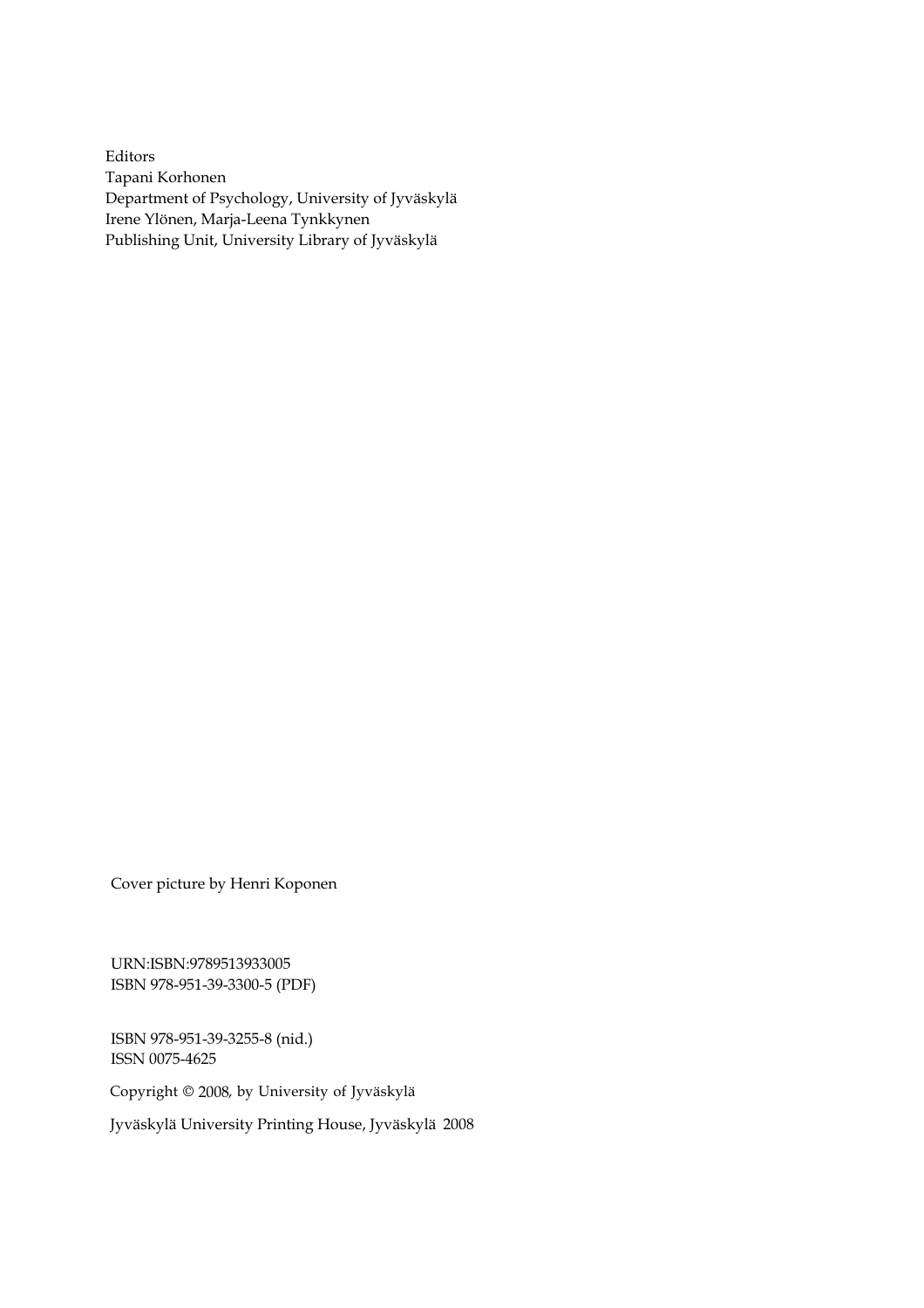Editors
Tapani Korhonen
Department of Psychology, University of Jyväskylä
Irene Ylönen, Marja-Leena Tynkkynen
Publishing Unit, University Library of Jyväskylä

Cover picture by Henri Koponen

URN:ISBN:9789513933005
ISBN 978-951-39-3300-5 (PDF)

ISBN 978-951-39-3255-8 (nid.)
ISSN 0075-4625

Copyright © 2008, by University of Jyväskylä

Jyväskylä University Printing House, Jyväskylä 2008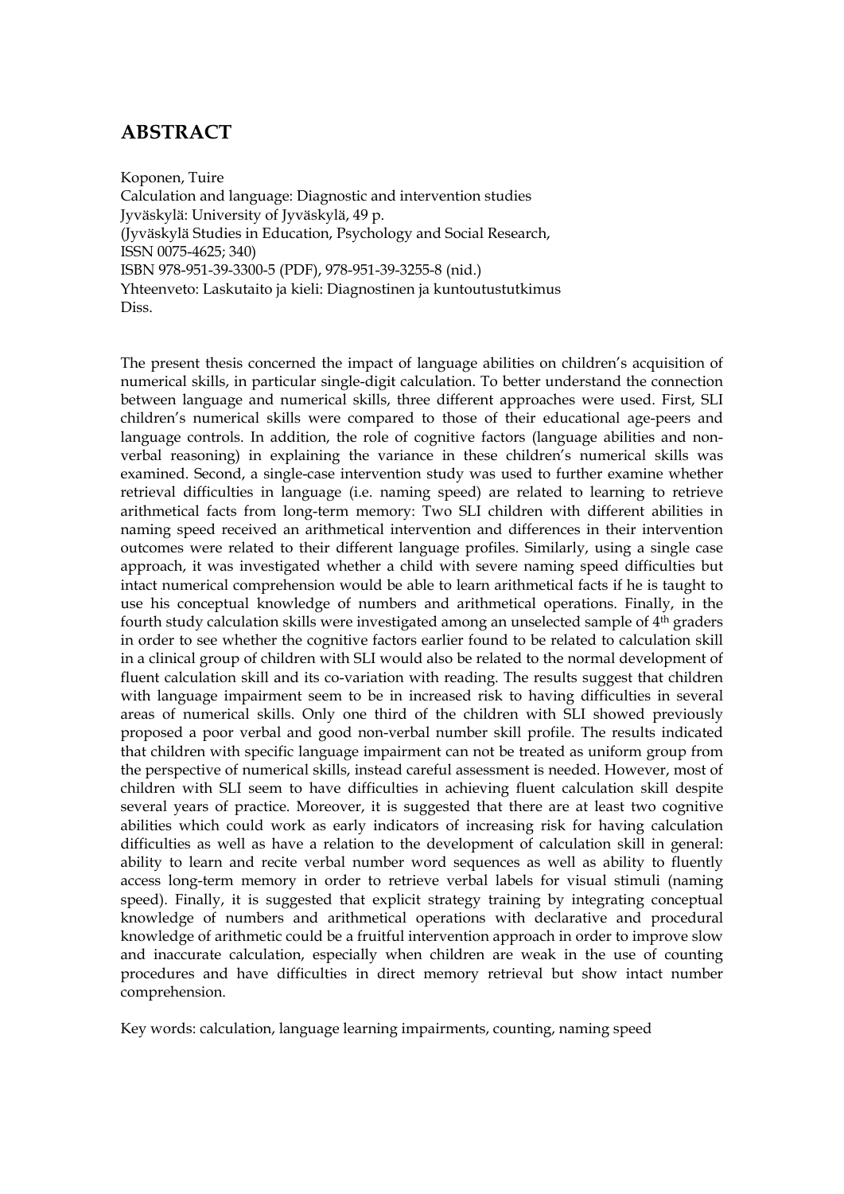## ABSTRACT

Koponen, Tuire
Calculation and language: Diagnostic and intervention studies
Jyväskylä: University of Jyväskylä, 49 p.
(Jyväskylä Studies in Education, Psychology and Social Research,
ISSN 0075-4625; 340)
ISBN 978-951-39-3300-5 (PDF), 978-951-39-3255-8 (nid.)
Yhteenveto: Laskutaito ja kieli: Diagnostinen ja kuntoutustutkimus
Diss.

The present thesis concerned the impact of language abilities on children's acquisition of numerical skills, in particular single-digit calculation. To better understand the connection between language and numerical skills, three different approaches were used. First, SLI children's numerical skills were compared to those of their educational age-peers and language controls. In addition, the role of cognitive factors (language abilities and non-verbal reasoning) in explaining the variance in these children's numerical skills was examined. Second, a single-case intervention study was used to further examine whether retrieval difficulties in language (i.e. naming speed) are related to learning to retrieve arithmetical facts from long-term memory: Two SLI children with different abilities in naming speed received an arithmetical intervention and differences in their intervention outcomes were related to their different language profiles. Similarly, using a single case approach, it was investigated whether a child with severe naming speed difficulties but intact numerical comprehension would be able to learn arithmetical facts if he is taught to use his conceptual knowledge of numbers and arithmetical operations. Finally, in the fourth study calculation skills were investigated among an unselected sample of 4th graders in order to see whether the cognitive factors earlier found to be related to calculation skill in a clinical group of children with SLI would also be related to the normal development of fluent calculation skill and its co-variation with reading. The results suggest that children with language impairment seem to be in increased risk to having difficulties in several areas of numerical skills. Only one third of the children with SLI showed previously proposed a poor verbal and good non-verbal number skill profile. The results indicated that children with specific language impairment can not be treated as uniform group from the perspective of numerical skills, instead careful assessment is needed. However, most of children with SLI seem to have difficulties in achieving fluent calculation skill despite several years of practice. Moreover, it is suggested that there are at least two cognitive abilities which could work as early indicators of increasing risk for having calculation difficulties as well as have a relation to the development of calculation skill in general: ability to learn and recite verbal number word sequences as well as ability to fluently access long-term memory in order to retrieve verbal labels for visual stimuli (naming speed). Finally, it is suggested that explicit strategy training by integrating conceptual knowledge of numbers and arithmetical operations with declarative and procedural knowledge of arithmetic could be a fruitful intervention approach in order to improve slow and inaccurate calculation, especially when children are weak in the use of counting procedures and have difficulties in direct memory retrieval but show intact number comprehension.

Key words: calculation, language learning impairments, counting, naming speed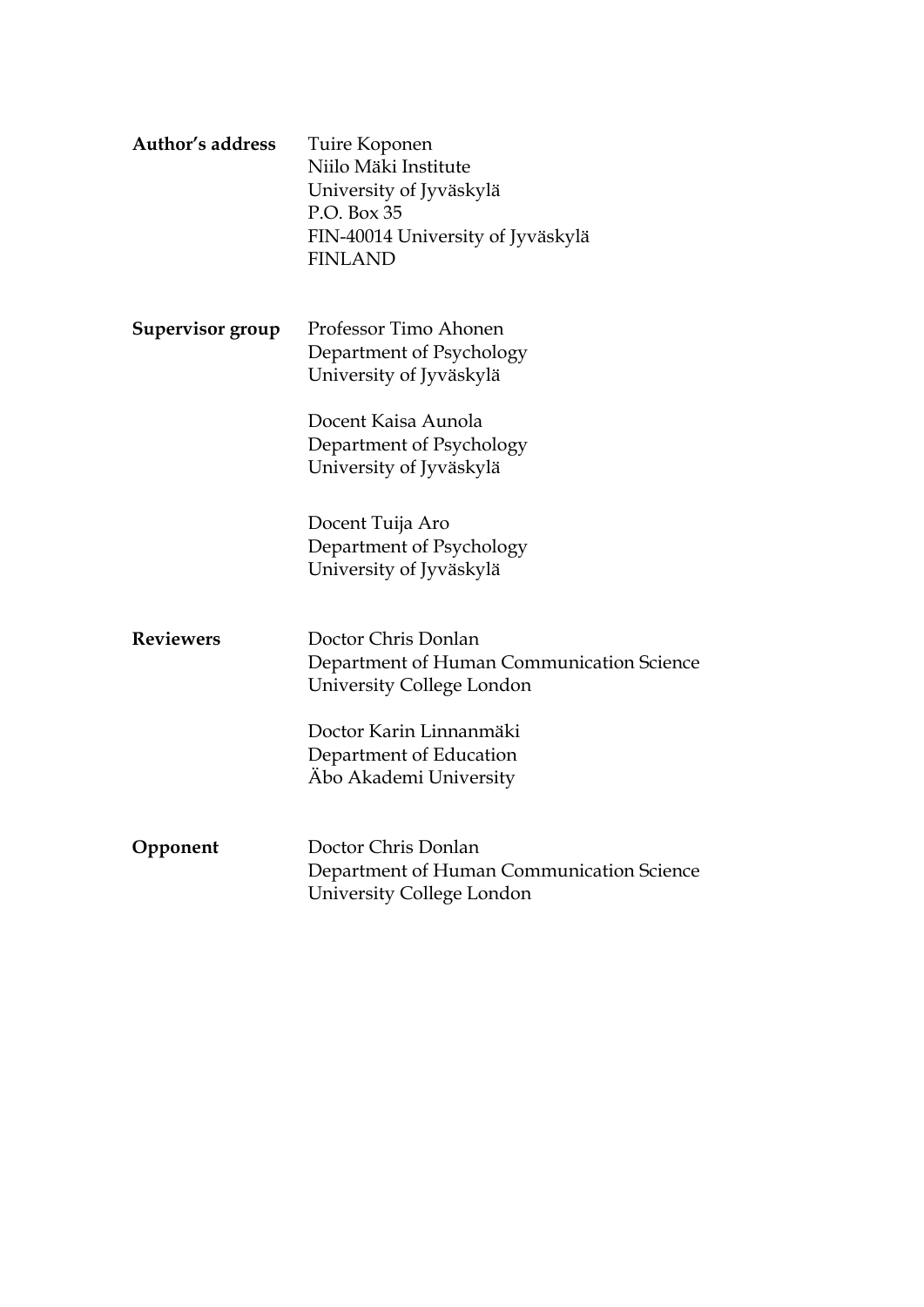**Author's address** Tuire Koponen
Niilo Mäki Institute
University of Jyväskylä
P.O. Box 35
FIN-40014 University of Jyväskylä
FINLAND

**Supervisor group** Professor Timo Ahonen
Department of Psychology
University of Jyväskylä

Docent Kaisa Aunola
Department of Psychology
University of Jyväskylä

Docent Tuija Aro
Department of Psychology
University of Jyväskylä

**Reviewers** Doctor Chris Donlan
Department of Human Communication Science
University College London

Doctor Karin Linnanmäki
Department of Education
Äbo Akademi University

**Opponent** Doctor Chris Donlan
Department of Human Communication Science
University College London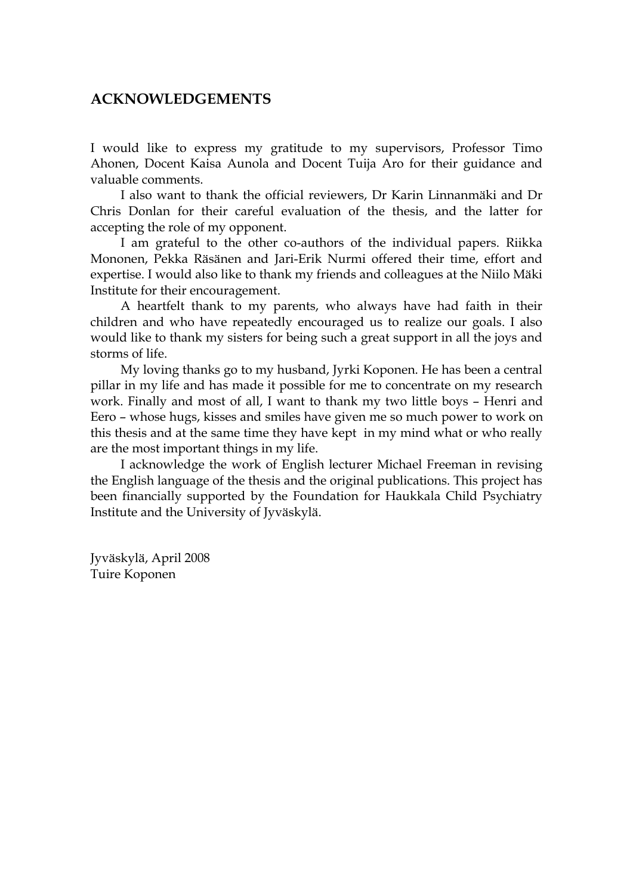## ACKNOWLEDGEMENTS

I would like to express my gratitude to my supervisors, Professor Timo Ahonen, Docent Kaisa Aunola and Docent Tuija Aro for their guidance and valuable comments.

I also want to thank the official reviewers, Dr Karin Linnanmäki and Dr Chris Donlan for their careful evaluation of the thesis, and the latter for accepting the role of my opponent.

I am grateful to the other co-authors of the individual papers. Riikka Mononen, Pekka Räsänen and Jari-Erik Nurmi offered their time, effort and expertise. I would also like to thank my friends and colleagues at the Niilo Mäki Institute for their encouragement.

A heartfelt thank to my parents, who always have had faith in their children and who have repeatedly encouraged us to realize our goals. I also would like to thank my sisters for being such a great support in all the joys and storms of life.

My loving thanks go to my husband, Jyrki Koponen. He has been a central pillar in my life and has made it possible for me to concentrate on my research work. Finally and most of all, I want to thank my two little boys – Henri and Eero – whose hugs, kisses and smiles have given me so much power to work on this thesis and at the same time they have kept in my mind what or who really are the most important things in my life.

I acknowledge the work of English lecturer Michael Freeman in revising the English language of the thesis and the original publications. This project has been financially supported by the Foundation for Haukkala Child Psychiatry Institute and the University of Jyväskylä.

Jyväskylä, April 2008
Tuire Koponen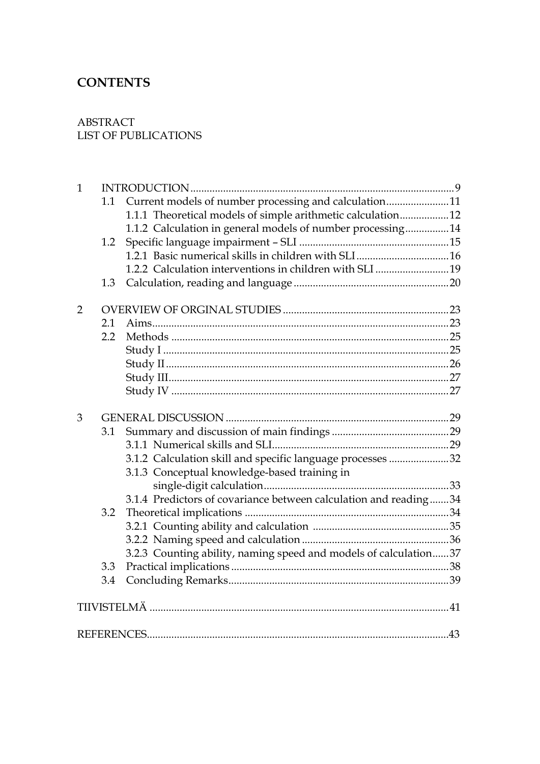## CONTENTS

ABSTRACT
LIST OF PUBLICATIONS

1 INTRODUCTION ........................................................................................ 9
  1.1 Current models of number processing and calculation ....................... 11
    1.1.1 Theoretical models of simple arithmetic calculation .................. 12
    1.1.2 Calculation in general models of number processing ................ 14
  1.2 Specific language impairment – SLI ....................................................... 15
    1.2.1 Basic numerical skills in children with SLI .................................. 16
    1.2.2 Calculation interventions in children with SLI ........................... 19
  1.3 Calculation, reading and language ........................................................ 20

2 OVERVIEW OF ORGINAL STUDIES ........................................................... 23
  2.1 Aims ........................................................................................................... 23
  2.2 Methods .................................................................................................... 25
    Study I ........................................................................................................ 25
    Study II ...................................................................................................... 26
    Study III ..................................................................................................... 27
    Study IV ..................................................................................................... 27

3 GENERAL DISCUSSION ................................................................................ 29
  3.1 Summary and discussion of main findings ........................................... 29
    3.1.1 Numerical skills and SLI ................................................................. 29
    3.1.2 Calculation skill and specific language processes ...................... 32
    3.1.3 Conceptual knowledge-based training in single-digit calculation ................................................................... 33
    3.1.4 Predictors of covariance between calculation and reading ....... 34
  3.2 Theoretical implications .......................................................................... 34
    3.2.1 Counting ability and calculation .................................................. 35
    3.2.2 Naming speed and calculation ...................................................... 36
    3.2.3 Counting ability, naming speed and models of calculation ...... 37
  3.3 Practical implications ............................................................................... 38
  3.4 Concluding Remarks ................................................................................ 39

TIIVISTELMÄ ......................................................................................................... 41

REFERENCES .......................................................................................................... 43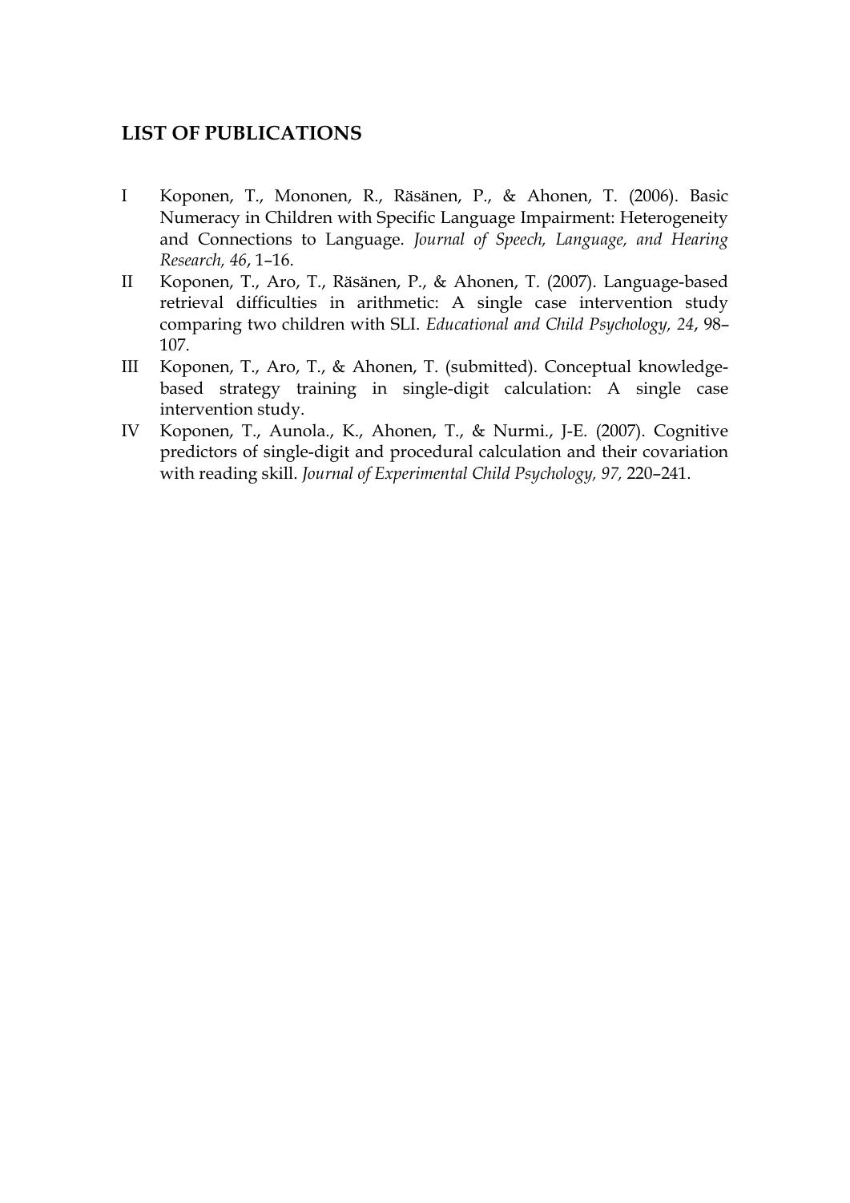## LIST OF PUBLICATIONS

I Koponen, T., Mononen, R., Räsänen, P., & Ahonen, T. (2006). Basic Numeracy in Children with Specific Language Impairment: Heterogeneity and Connections to Language. *Journal of Speech, Language, and Hearing Research, 46*, 1–16.

II Koponen, T., Aro, T., Räsänen, P., & Ahonen, T. (2007). Language-based retrieval difficulties in arithmetic: A single case intervention study comparing two children with SLI. *Educational and Child Psychology, 24*, 98–107.

III Koponen, T., Aro, T., & Ahonen, T. (submitted). Conceptual knowledge-based strategy training in single-digit calculation: A single case intervention study.

IV Koponen, T., Aunola., K., Ahonen, T., & Nurmi., J-E. (2007). Cognitive predictors of single-digit and procedural calculation and their covariation with reading skill. *Journal of Experimental Child Psychology, 97,* 220–241.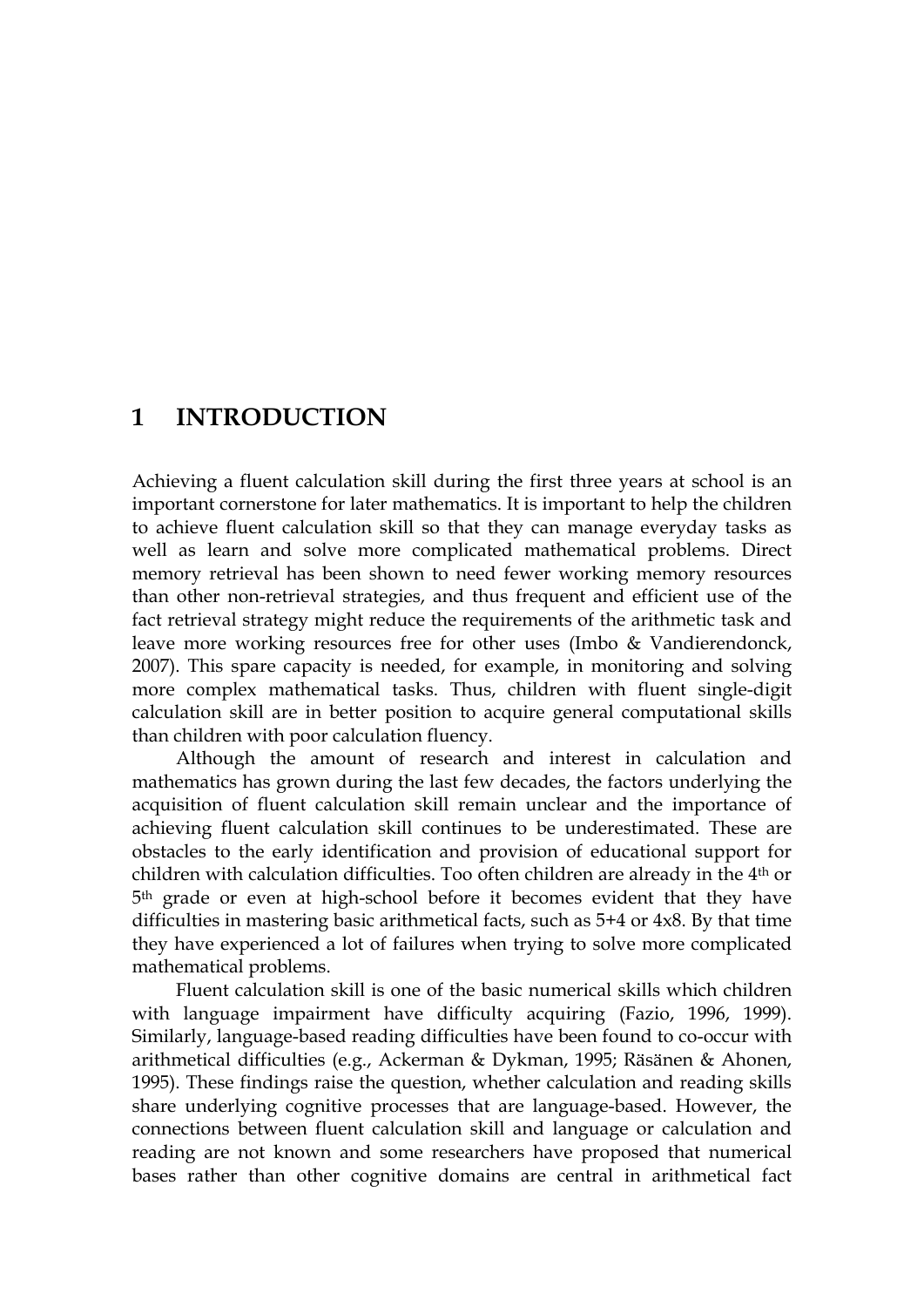# 1 INTRODUCTION

Achieving a fluent calculation skill during the first three years at school is an important cornerstone for later mathematics. It is important to help the children to achieve fluent calculation skill so that they can manage everyday tasks as well as learn and solve more complicated mathematical problems. Direct memory retrieval has been shown to need fewer working memory resources than other non-retrieval strategies, and thus frequent and efficient use of the fact retrieval strategy might reduce the requirements of the arithmetic task and leave more working resources free for other uses (Imbo & Vandierendonck, 2007). This spare capacity is needed, for example, in monitoring and solving more complex mathematical tasks. Thus, children with fluent single-digit calculation skill are in better position to acquire general computational skills than children with poor calculation fluency.

Although the amount of research and interest in calculation and mathematics has grown during the last few decades, the factors underlying the acquisition of fluent calculation skill remain unclear and the importance of achieving fluent calculation skill continues to be underestimated. These are obstacles to the early identification and provision of educational support for children with calculation difficulties. Too often children are already in the 4th or 5th grade or even at high-school before it becomes evident that they have difficulties in mastering basic arithmetical facts, such as 5+4 or 4x8. By that time they have experienced a lot of failures when trying to solve more complicated mathematical problems.

Fluent calculation skill is one of the basic numerical skills which children with language impairment have difficulty acquiring (Fazio, 1996, 1999). Similarly, language-based reading difficulties have been found to co-occur with arithmetical difficulties (e.g., Ackerman & Dykman, 1995; Räsänen & Ahonen, 1995). These findings raise the question, whether calculation and reading skills share underlying cognitive processes that are language-based. However, the connections between fluent calculation skill and language or calculation and reading are not known and some researchers have proposed that numerical bases rather than other cognitive domains are central in arithmetical fact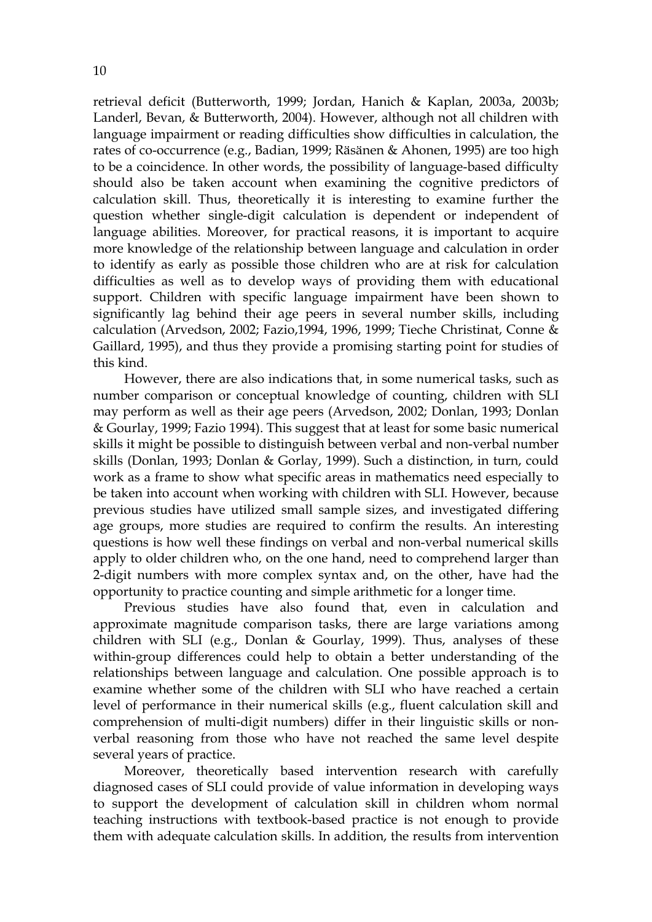retrieval deficit (Butterworth, 1999; Jordan, Hanich & Kaplan, 2003a, 2003b; Landerl, Bevan, & Butterworth, 2004). However, although not all children with language impairment or reading difficulties show difficulties in calculation, the rates of co-occurrence (e.g., Badian, 1999; Räsänen & Ahonen, 1995) are too high to be a coincidence. In other words, the possibility of language-based difficulty should also be taken account when examining the cognitive predictors of calculation skill. Thus, theoretically it is interesting to examine further the question whether single-digit calculation is dependent or independent of language abilities. Moreover, for practical reasons, it is important to acquire more knowledge of the relationship between language and calculation in order to identify as early as possible those children who are at risk for calculation difficulties as well as to develop ways of providing them with educational support. Children with specific language impairment have been shown to significantly lag behind their age peers in several number skills, including calculation (Arvedson, 2002; Fazio,1994, 1996, 1999; Tieche Christinat, Conne & Gaillard, 1995), and thus they provide a promising starting point for studies of this kind.

However, there are also indications that, in some numerical tasks, such as number comparison or conceptual knowledge of counting, children with SLI may perform as well as their age peers (Arvedson, 2002; Donlan, 1993; Donlan & Gourlay, 1999; Fazio 1994). This suggest that at least for some basic numerical skills it might be possible to distinguish between verbal and non-verbal number skills (Donlan, 1993; Donlan & Gorlay, 1999). Such a distinction, in turn, could work as a frame to show what specific areas in mathematics need especially to be taken into account when working with children with SLI. However, because previous studies have utilized small sample sizes, and investigated differing age groups, more studies are required to confirm the results. An interesting questions is how well these findings on verbal and non-verbal numerical skills apply to older children who, on the one hand, need to comprehend larger than 2-digit numbers with more complex syntax and, on the other, have had the opportunity to practice counting and simple arithmetic for a longer time.

Previous studies have also found that, even in calculation and approximate magnitude comparison tasks, there are large variations among children with SLI (e.g., Donlan & Gourlay, 1999). Thus, analyses of these within-group differences could help to obtain a better understanding of the relationships between language and calculation. One possible approach is to examine whether some of the children with SLI who have reached a certain level of performance in their numerical skills (e.g., fluent calculation skill and comprehension of multi-digit numbers) differ in their linguistic skills or non-verbal reasoning from those who have not reached the same level despite several years of practice.

Moreover, theoretically based intervention research with carefully diagnosed cases of SLI could provide of value information in developing ways to support the development of calculation skill in children whom normal teaching instructions with textbook-based practice is not enough to provide them with adequate calculation skills. In addition, the results from intervention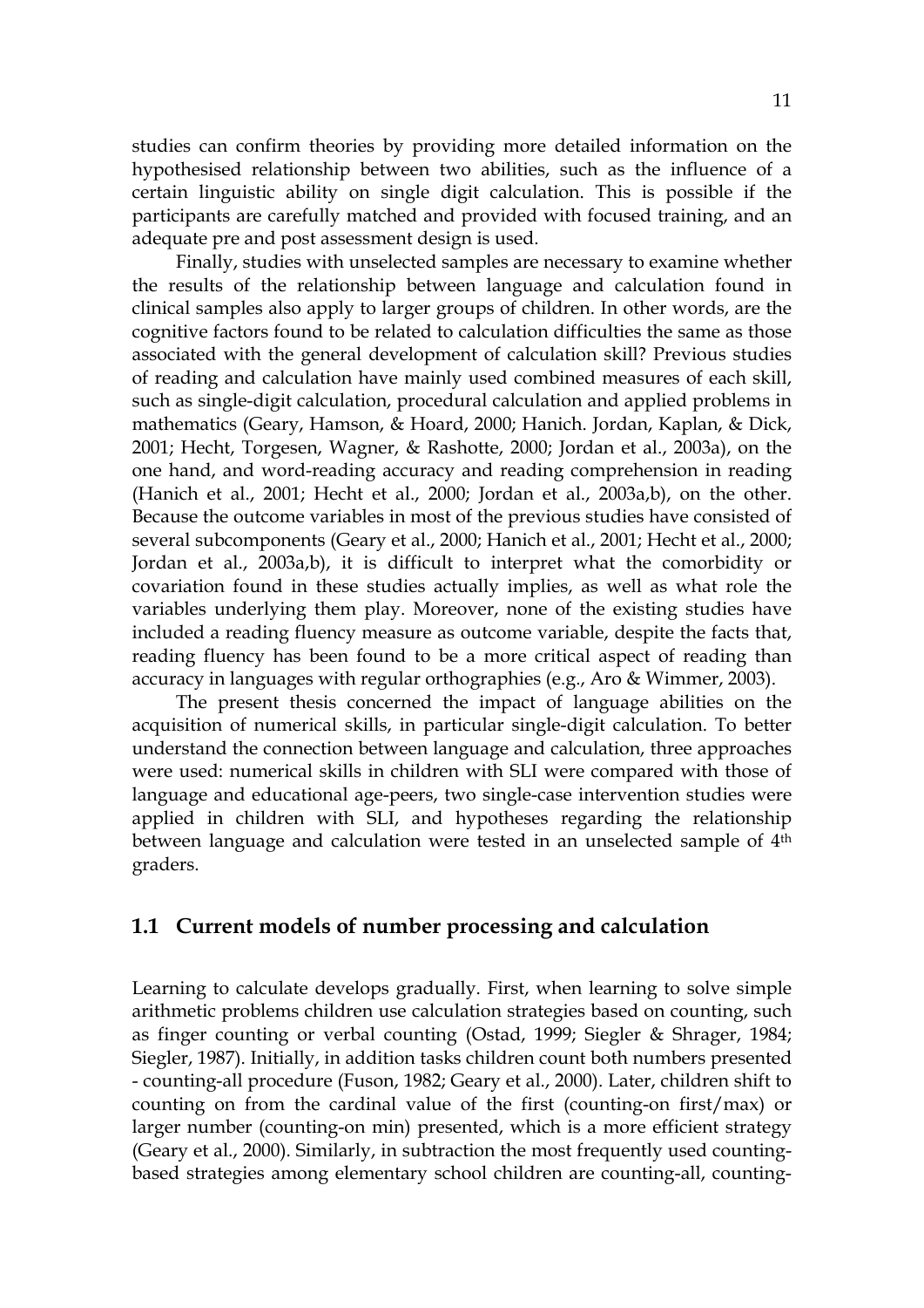studies can confirm theories by providing more detailed information on the hypothesised relationship between two abilities, such as the influence of a certain linguistic ability on single digit calculation. This is possible if the participants are carefully matched and provided with focused training, and an adequate pre and post assessment design is used.

Finally, studies with unselected samples are necessary to examine whether the results of the relationship between language and calculation found in clinical samples also apply to larger groups of children. In other words, are the cognitive factors found to be related to calculation difficulties the same as those associated with the general development of calculation skill? Previous studies of reading and calculation have mainly used combined measures of each skill, such as single-digit calculation, procedural calculation and applied problems in mathematics (Geary, Hamson, & Hoard, 2000; Hanich. Jordan, Kaplan, & Dick, 2001; Hecht, Torgesen, Wagner, & Rashotte, 2000; Jordan et al., 2003a), on the one hand, and word-reading accuracy and reading comprehension in reading (Hanich et al., 2001; Hecht et al., 2000; Jordan et al., 2003a,b), on the other. Because the outcome variables in most of the previous studies have consisted of several subcomponents (Geary et al., 2000; Hanich et al., 2001; Hecht et al., 2000; Jordan et al., 2003a,b), it is difficult to interpret what the comorbidity or covariation found in these studies actually implies, as well as what role the variables underlying them play. Moreover, none of the existing studies have included a reading fluency measure as outcome variable, despite the facts that, reading fluency has been found to be a more critical aspect of reading than accuracy in languages with regular orthographies (e.g., Aro & Wimmer, 2003).

The present thesis concerned the impact of language abilities on the acquisition of numerical skills, in particular single-digit calculation. To better understand the connection between language and calculation, three approaches were used: numerical skills in children with SLI were compared with those of language and educational age-peers, two single-case intervention studies were applied in children with SLI, and hypotheses regarding the relationship between language and calculation were tested in an unselected sample of 4th graders.

## 1.1 Current models of number processing and calculation

Learning to calculate develops gradually. First, when learning to solve simple arithmetic problems children use calculation strategies based on counting, such as finger counting or verbal counting (Ostad, 1999; Siegler & Shrager, 1984; Siegler, 1987). Initially, in addition tasks children count both numbers presented - counting-all procedure (Fuson, 1982; Geary et al., 2000). Later, children shift to counting on from the cardinal value of the first (counting-on first/max) or larger number (counting-on min) presented, which is a more efficient strategy (Geary et al., 2000). Similarly, in subtraction the most frequently used counting-based strategies among elementary school children are counting-all, counting-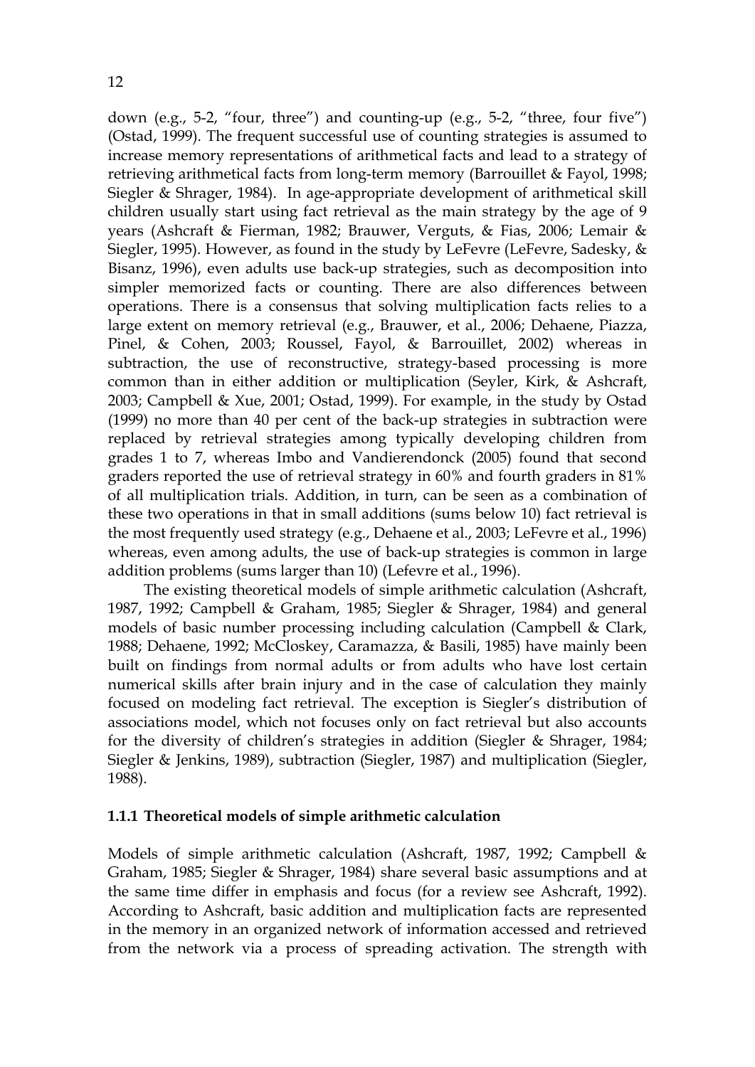down (e.g., 5-2, "four, three") and counting-up (e.g., 5-2, "three, four five") (Ostad, 1999). The frequent successful use of counting strategies is assumed to increase memory representations of arithmetical facts and lead to a strategy of retrieving arithmetical facts from long-term memory (Barrouillet & Fayol, 1998; Siegler & Shrager, 1984). In age-appropriate development of arithmetical skill children usually start using fact retrieval as the main strategy by the age of 9 years (Ashcraft & Fierman, 1982; Brauwer, Verguts, & Fias, 2006; Lemair & Siegler, 1995). However, as found in the study by LeFevre (LeFevre, Sadesky, & Bisanz, 1996), even adults use back-up strategies, such as decomposition into simpler memorized facts or counting. There are also differences between operations. There is a consensus that solving multiplication facts relies to a large extent on memory retrieval (e.g., Brauwer, et al., 2006; Dehaene, Piazza, Pinel, & Cohen, 2003; Roussel, Fayol, & Barrouillet, 2002) whereas in subtraction, the use of reconstructive, strategy-based processing is more common than in either addition or multiplication (Seyler, Kirk, & Ashcraft, 2003; Campbell & Xue, 2001; Ostad, 1999). For example, in the study by Ostad (1999) no more than 40 per cent of the back-up strategies in subtraction were replaced by retrieval strategies among typically developing children from grades 1 to 7, whereas Imbo and Vandierendonck (2005) found that second graders reported the use of retrieval strategy in 60% and fourth graders in 81% of all multiplication trials. Addition, in turn, can be seen as a combination of these two operations in that in small additions (sums below 10) fact retrieval is the most frequently used strategy (e.g., Dehaene et al., 2003; LeFevre et al., 1996) whereas, even among adults, the use of back-up strategies is common in large addition problems (sums larger than 10) (Lefevre et al., 1996).

The existing theoretical models of simple arithmetic calculation (Ashcraft, 1987, 1992; Campbell & Graham, 1985; Siegler & Shrager, 1984) and general models of basic number processing including calculation (Campbell & Clark, 1988; Dehaene, 1992; McCloskey, Caramazza, & Basili, 1985) have mainly been built on findings from normal adults or from adults who have lost certain numerical skills after brain injury and in the case of calculation they mainly focused on modeling fact retrieval. The exception is Siegler's distribution of associations model, which not focuses only on fact retrieval but also accounts for the diversity of children's strategies in addition (Siegler & Shrager, 1984; Siegler & Jenkins, 1989), subtraction (Siegler, 1987) and multiplication (Siegler, 1988).

### 1.1.1 Theoretical models of simple arithmetic calculation

Models of simple arithmetic calculation (Ashcraft, 1987, 1992; Campbell & Graham, 1985; Siegler & Shrager, 1984) share several basic assumptions and at the same time differ in emphasis and focus (for a review see Ashcraft, 1992). According to Ashcraft, basic addition and multiplication facts are represented in the memory in an organized network of information accessed and retrieved from the network via a process of spreading activation. The strength with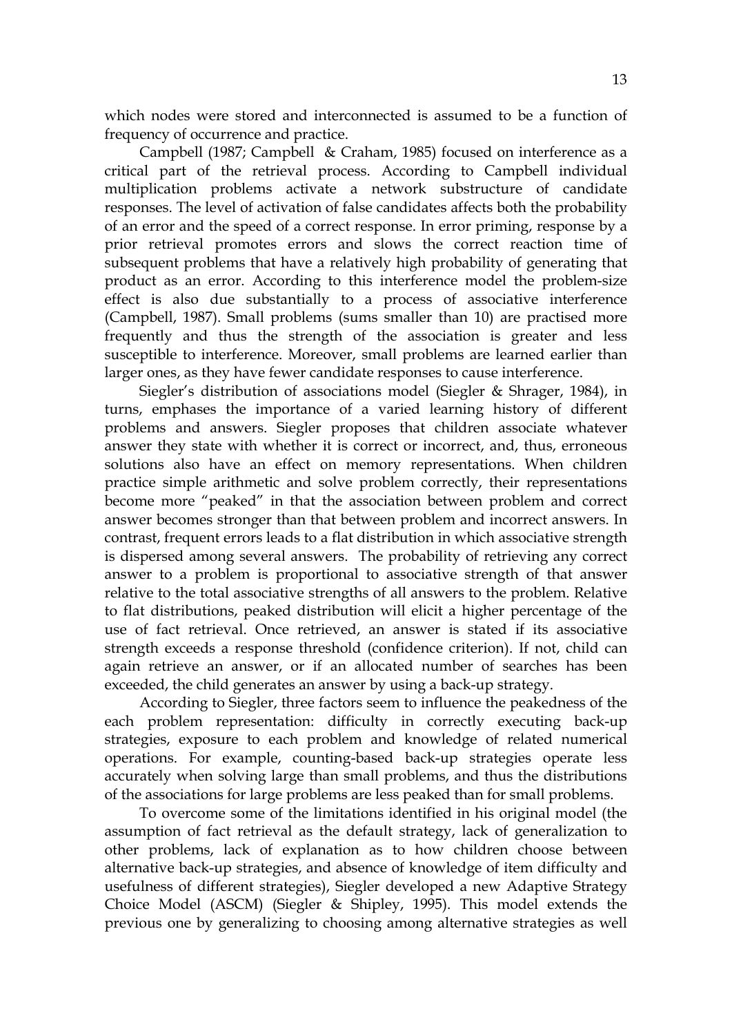which nodes were stored and interconnected is assumed to be a function of frequency of occurrence and practice.

Campbell (1987; Campbell & Craham, 1985) focused on interference as a critical part of the retrieval process. According to Campbell individual multiplication problems activate a network substructure of candidate responses. The level of activation of false candidates affects both the probability of an error and the speed of a correct response. In error priming, response by a prior retrieval promotes errors and slows the correct reaction time of subsequent problems that have a relatively high probability of generating that product as an error. According to this interference model the problem-size effect is also due substantially to a process of associative interference (Campbell, 1987). Small problems (sums smaller than 10) are practised more frequently and thus the strength of the association is greater and less susceptible to interference. Moreover, small problems are learned earlier than larger ones, as they have fewer candidate responses to cause interference.

Siegler's distribution of associations model (Siegler & Shrager, 1984), in turns, emphases the importance of a varied learning history of different problems and answers. Siegler proposes that children associate whatever answer they state with whether it is correct or incorrect, and, thus, erroneous solutions also have an effect on memory representations. When children practice simple arithmetic and solve problem correctly, their representations become more "peaked" in that the association between problem and correct answer becomes stronger than that between problem and incorrect answers. In contrast, frequent errors leads to a flat distribution in which associative strength is dispersed among several answers. The probability of retrieving any correct answer to a problem is proportional to associative strength of that answer relative to the total associative strengths of all answers to the problem. Relative to flat distributions, peaked distribution will elicit a higher percentage of the use of fact retrieval. Once retrieved, an answer is stated if its associative strength exceeds a response threshold (confidence criterion). If not, child can again retrieve an answer, or if an allocated number of searches has been exceeded, the child generates an answer by using a back-up strategy.

According to Siegler, three factors seem to influence the peakedness of the each problem representation: difficulty in correctly executing back-up strategies, exposure to each problem and knowledge of related numerical operations. For example, counting-based back-up strategies operate less accurately when solving large than small problems, and thus the distributions of the associations for large problems are less peaked than for small problems.

To overcome some of the limitations identified in his original model (the assumption of fact retrieval as the default strategy, lack of generalization to other problems, lack of explanation as to how children choose between alternative back-up strategies, and absence of knowledge of item difficulty and usefulness of different strategies), Siegler developed a new Adaptive Strategy Choice Model (ASCM) (Siegler & Shipley, 1995). This model extends the previous one by generalizing to choosing among alternative strategies as well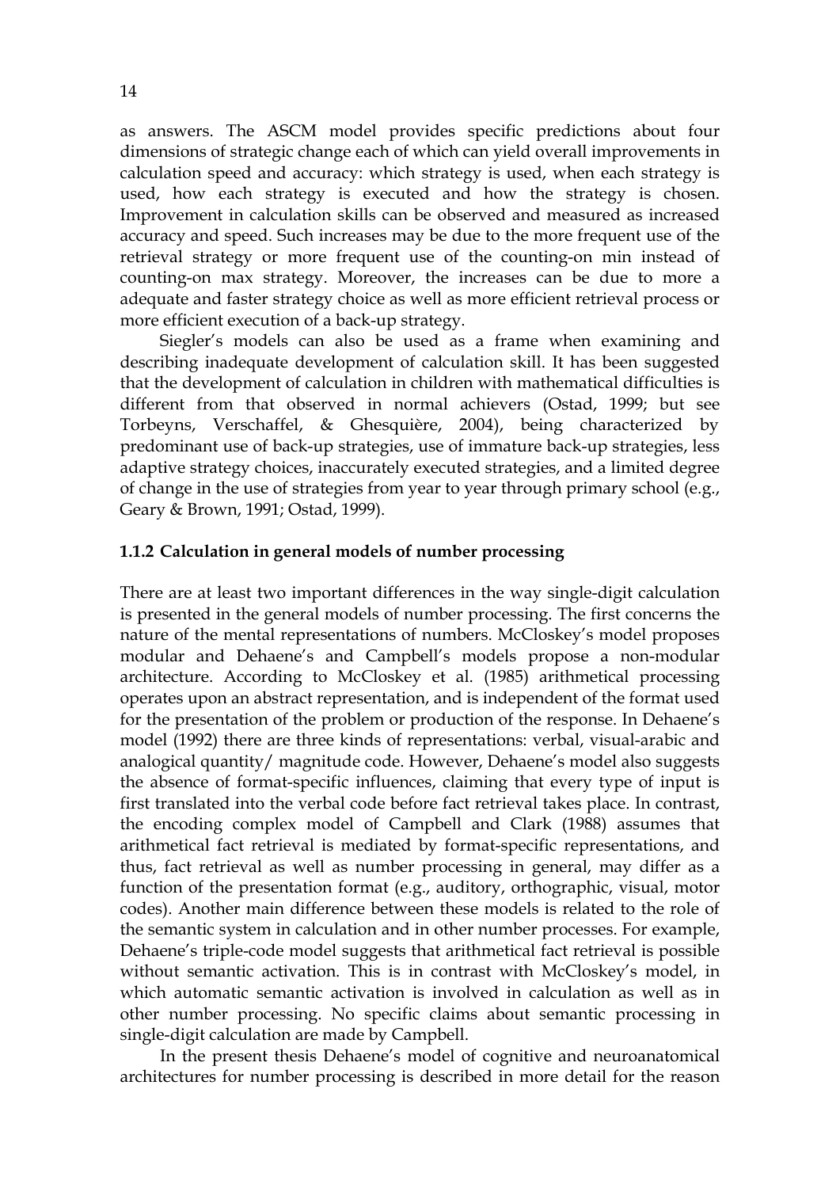as answers. The ASCM model provides specific predictions about four dimensions of strategic change each of which can yield overall improvements in calculation speed and accuracy: which strategy is used, when each strategy is used, how each strategy is executed and how the strategy is chosen. Improvement in calculation skills can be observed and measured as increased accuracy and speed. Such increases may be due to the more frequent use of the retrieval strategy or more frequent use of the counting-on min instead of counting-on max strategy. Moreover, the increases can be due to more a adequate and faster strategy choice as well as more efficient retrieval process or more efficient execution of a back-up strategy.

Siegler's models can also be used as a frame when examining and describing inadequate development of calculation skill. It has been suggested that the development of calculation in children with mathematical difficulties is different from that observed in normal achievers (Ostad, 1999; but see Torbeyns, Verschaffel, & Ghesquière, 2004), being characterized by predominant use of back-up strategies, use of immature back-up strategies, less adaptive strategy choices, inaccurately executed strategies, and a limited degree of change in the use of strategies from year to year through primary school (e.g., Geary & Brown, 1991; Ostad, 1999).

### 1.1.2 Calculation in general models of number processing

There are at least two important differences in the way single-digit calculation is presented in the general models of number processing. The first concerns the nature of the mental representations of numbers. McCloskey's model proposes modular and Dehaene's and Campbell's models propose a non-modular architecture. According to McCloskey et al. (1985) arithmetical processing operates upon an abstract representation, and is independent of the format used for the presentation of the problem or production of the response. In Dehaene's model (1992) there are three kinds of representations: verbal, visual-arabic and analogical quantity/ magnitude code. However, Dehaene's model also suggests the absence of format-specific influences, claiming that every type of input is first translated into the verbal code before fact retrieval takes place. In contrast, the encoding complex model of Campbell and Clark (1988) assumes that arithmetical fact retrieval is mediated by format-specific representations, and thus, fact retrieval as well as number processing in general, may differ as a function of the presentation format (e.g., auditory, orthographic, visual, motor codes). Another main difference between these models is related to the role of the semantic system in calculation and in other number processes. For example, Dehaene's triple-code model suggests that arithmetical fact retrieval is possible without semantic activation. This is in contrast with McCloskey's model, in which automatic semantic activation is involved in calculation as well as in other number processing. No specific claims about semantic processing in single-digit calculation are made by Campbell.

In the present thesis Dehaene's model of cognitive and neuroanatomical architectures for number processing is described in more detail for the reason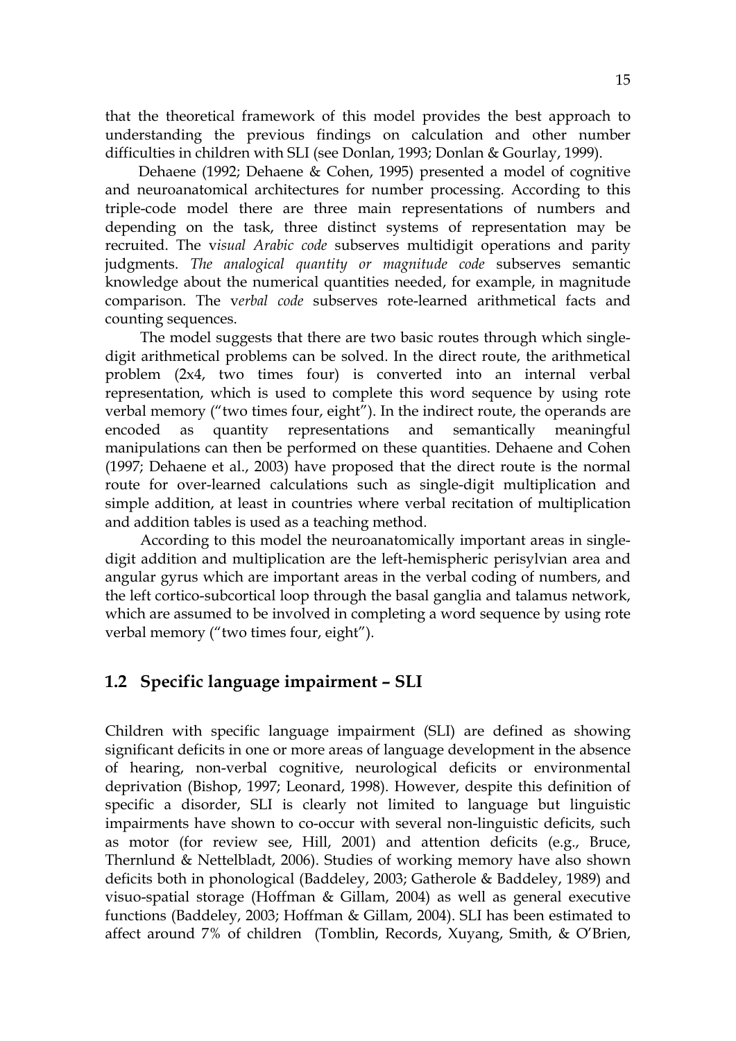that the theoretical framework of this model provides the best approach to understanding the previous findings on calculation and other number difficulties in children with SLI (see Donlan, 1993; Donlan & Gourlay, 1999).

Dehaene (1992; Dehaene & Cohen, 1995) presented a model of cognitive and neuroanatomical architectures for number processing. According to this triple-code model there are three main representations of numbers and depending on the task, three distinct systems of representation may be recruited. The v*isual Arabic code* subserves multidigit operations and parity judgments. *The analogical quantity or magnitude code* subserves semantic knowledge about the numerical quantities needed, for example, in magnitude comparison. The v*erbal code* subserves rote-learned arithmetical facts and counting sequences.

The model suggests that there are two basic routes through which single-digit arithmetical problems can be solved. In the direct route, the arithmetical problem (2x4, two times four) is converted into an internal verbal representation, which is used to complete this word sequence by using rote verbal memory ("two times four, eight"). In the indirect route, the operands are encoded as quantity representations and semantically meaningful manipulations can then be performed on these quantities. Dehaene and Cohen (1997; Dehaene et al., 2003) have proposed that the direct route is the normal route for over-learned calculations such as single-digit multiplication and simple addition, at least in countries where verbal recitation of multiplication and addition tables is used as a teaching method.

According to this model the neuroanatomically important areas in single-digit addition and multiplication are the left-hemispheric perisylvian area and angular gyrus which are important areas in the verbal coding of numbers, and the left cortico-subcortical loop through the basal ganglia and talamus network, which are assumed to be involved in completing a word sequence by using rote verbal memory ("two times four, eight").

## 1.2 Specific language impairment – SLI

Children with specific language impairment (SLI) are defined as showing significant deficits in one or more areas of language development in the absence of hearing, non-verbal cognitive, neurological deficits or environmental deprivation (Bishop, 1997; Leonard, 1998). However, despite this definition of specific a disorder, SLI is clearly not limited to language but linguistic impairments have shown to co-occur with several non-linguistic deficits, such as motor (for review see, Hill, 2001) and attention deficits (e.g., Bruce, Thernlund & Nettelbladt, 2006). Studies of working memory have also shown deficits both in phonological (Baddeley, 2003; Gatherole & Baddeley, 1989) and visuo-spatial storage (Hoffman & Gillam, 2004) as well as general executive functions (Baddeley, 2003; Hoffman & Gillam, 2004). SLI has been estimated to affect around 7% of children (Tomblin, Records, Xuyang, Smith, & O'Brien,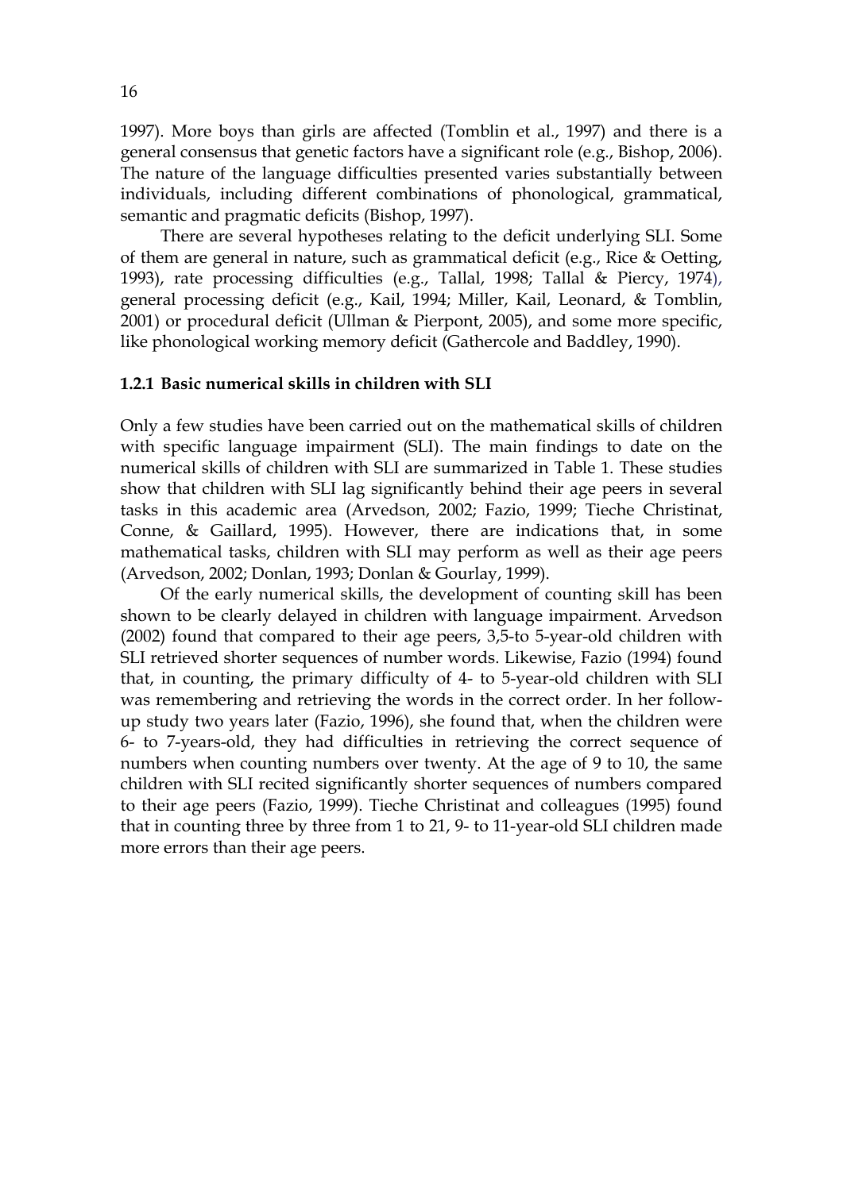1997). More boys than girls are affected (Tomblin et al., 1997) and there is a general consensus that genetic factors have a significant role (e.g., Bishop, 2006). The nature of the language difficulties presented varies substantially between individuals, including different combinations of phonological, grammatical, semantic and pragmatic deficits (Bishop, 1997).

There are several hypotheses relating to the deficit underlying SLI. Some of them are general in nature, such as grammatical deficit (e.g., Rice & Oetting, 1993), rate processing difficulties (e.g., Tallal, 1998; Tallal & Piercy, 1974), general processing deficit (e.g., Kail, 1994; Miller, Kail, Leonard, & Tomblin, 2001) or procedural deficit (Ullman & Pierpont, 2005), and some more specific, like phonological working memory deficit (Gathercole and Baddley, 1990).

### 1.2.1 Basic numerical skills in children with SLI

Only a few studies have been carried out on the mathematical skills of children with specific language impairment (SLI). The main findings to date on the numerical skills of children with SLI are summarized in Table 1. These studies show that children with SLI lag significantly behind their age peers in several tasks in this academic area (Arvedson, 2002; Fazio, 1999; Tieche Christinat, Conne, & Gaillard, 1995). However, there are indications that, in some mathematical tasks, children with SLI may perform as well as their age peers (Arvedson, 2002; Donlan, 1993; Donlan & Gourlay, 1999).

Of the early numerical skills, the development of counting skill has been shown to be clearly delayed in children with language impairment. Arvedson (2002) found that compared to their age peers, 3,5-to 5-year-old children with SLI retrieved shorter sequences of number words. Likewise, Fazio (1994) found that, in counting, the primary difficulty of 4- to 5-year-old children with SLI was remembering and retrieving the words in the correct order. In her follow-up study two years later (Fazio, 1996), she found that, when the children were 6- to 7-years-old, they had difficulties in retrieving the correct sequence of numbers when counting numbers over twenty. At the age of 9 to 10, the same children with SLI recited significantly shorter sequences of numbers compared to their age peers (Fazio, 1999). Tieche Christinat and colleagues (1995) found that in counting three by three from 1 to 21, 9- to 11-year-old SLI children made more errors than their age peers.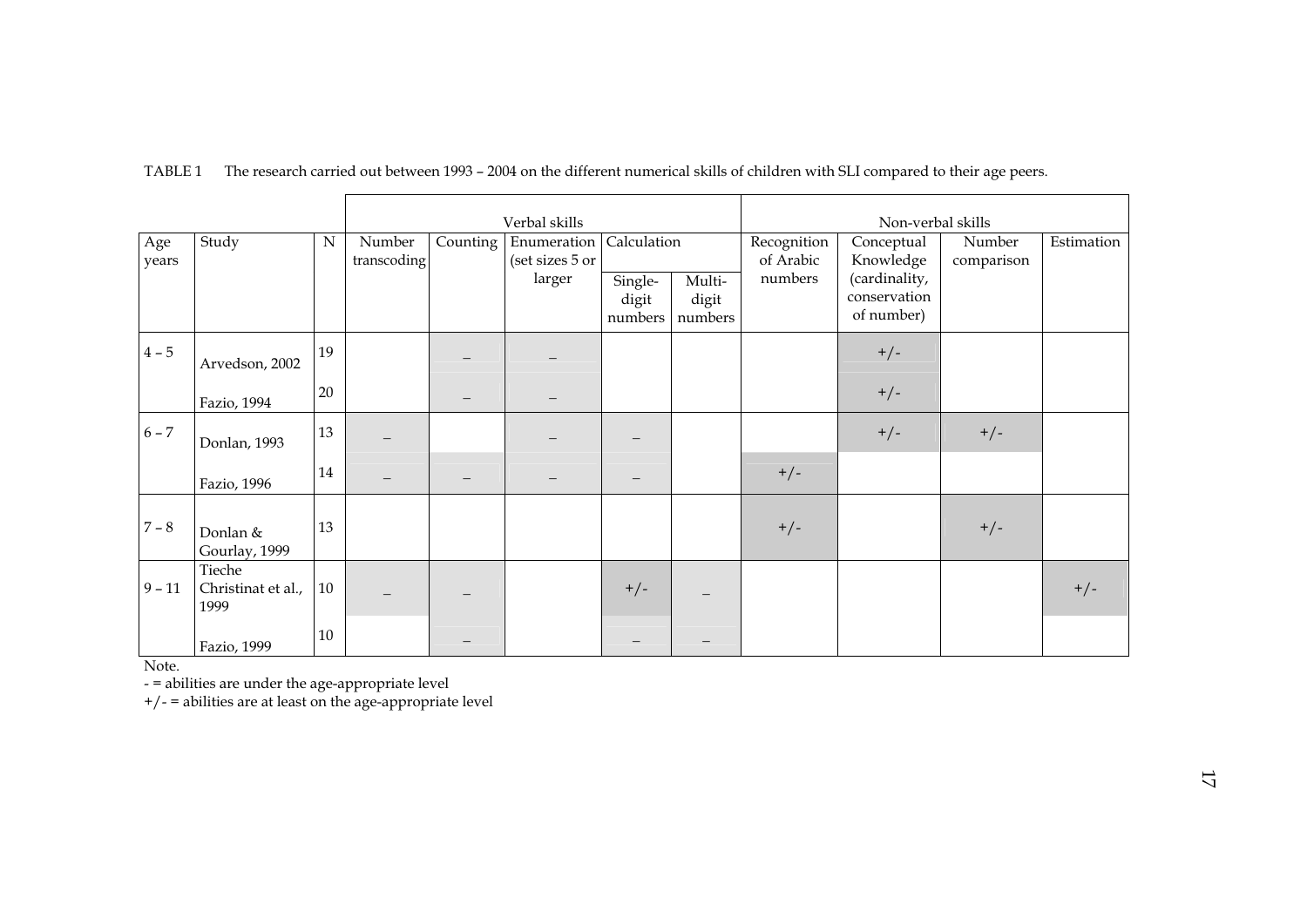TABLE 1 The research carried out between 1993 – 2004 on the different numerical skills of children with SLI compared to their age peers.

| | | | Verbal skills | | | | | Non-verbal skills | | | |
|---|---|---|---|---|---|---|---|---|---|---|---|
| Age years | Study | N | Number transcoding | Counting | Enumeration (set sizes 5 or larger | Calculation | | Recognition of Arabic numbers | Conceptual Knowledge (cardinality, conservation of number) | Number comparison | Estimation |
| | | | | | | Single-digit numbers | Multi-digit numbers | | | | |
| 4 – 5 | Arvedson, 2002 | 19 | | – | – | | | | +/- | | |
| | Fazio, 1994 | 20 | | – | – | | | | +/- | | |
| 6 – 7 | Donlan, 1993 | 13 | – | | – | – | | | +/- | +/- | |
| | Fazio, 1996 | 14 | – | – | – | – | | +/- | | | |
| 7 – 8 | Donlan & Gourlay, 1999 | 13 | | | | | | +/- | | +/- | |
| 9 – 11 | Tieche Christinat et al., 1999 | 10 | – | – | | +/- | – | | | | +/- |
| | Fazio, 1999 | 10 | | – | | – | – | | | | |

Note.  
- = abilities are under the age-appropriate level  
+/- = abilities are at least on the age-appropriate level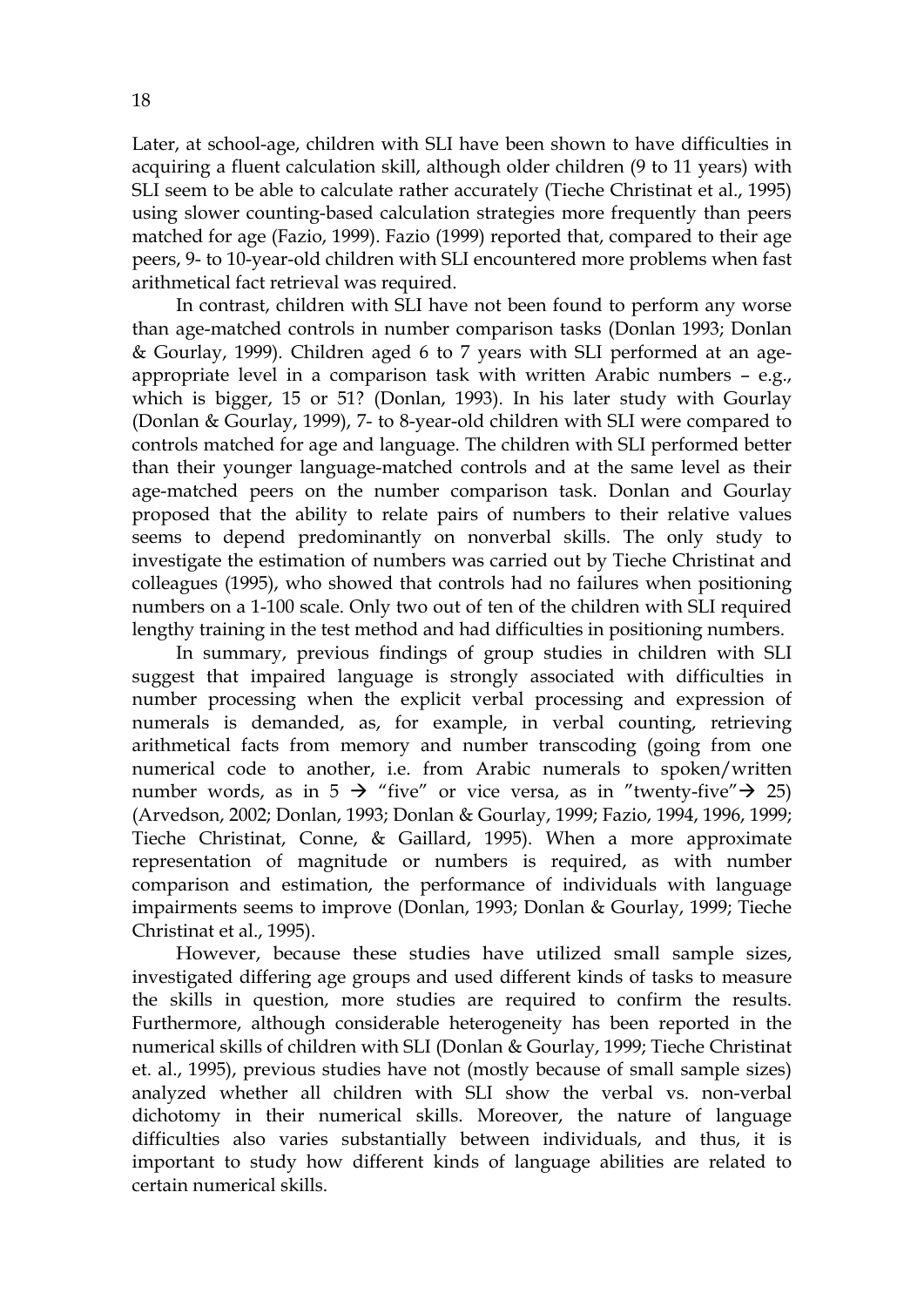Later, at school-age, children with SLI have been shown to have difficulties in acquiring a fluent calculation skill, although older children (9 to 11 years) with SLI seem to be able to calculate rather accurately (Tieche Christinat et al., 1995) using slower counting-based calculation strategies more frequently than peers matched for age (Fazio, 1999). Fazio (1999) reported that, compared to their age peers, 9- to 10-year-old children with SLI encountered more problems when fast arithmetical fact retrieval was required.

In contrast, children with SLI have not been found to perform any worse than age-matched controls in number comparison tasks (Donlan 1993; Donlan & Gourlay, 1999). Children aged 6 to 7 years with SLI performed at an age-appropriate level in a comparison task with written Arabic numbers – e.g., which is bigger, 15 or 51? (Donlan, 1993). In his later study with Gourlay (Donlan & Gourlay, 1999), 7- to 8-year-old children with SLI were compared to controls matched for age and language. The children with SLI performed better than their younger language-matched controls and at the same level as their age-matched peers on the number comparison task. Donlan and Gourlay proposed that the ability to relate pairs of numbers to their relative values seems to depend predominantly on nonverbal skills. The only study to investigate the estimation of numbers was carried out by Tieche Christinat and colleagues (1995), who showed that controls had no failures when positioning numbers on a 1-100 scale. Only two out of ten of the children with SLI required lengthy training in the test method and had difficulties in positioning numbers.

In summary, previous findings of group studies in children with SLI suggest that impaired language is strongly associated with difficulties in number processing when the explicit verbal processing and expression of numerals is demanded, as, for example, in verbal counting, retrieving arithmetical facts from memory and number transcoding (going from one numerical code to another, i.e. from Arabic numerals to spoken/written number words, as in 5 → "five" or vice versa, as in "twenty-five"→ 25) (Arvedson, 2002; Donlan, 1993; Donlan & Gourlay, 1999; Fazio, 1994, 1996, 1999; Tieche Christinat, Conne, & Gaillard, 1995). When a more approximate representation of magnitude or numbers is required, as with number comparison and estimation, the performance of individuals with language impairments seems to improve (Donlan, 1993; Donlan & Gourlay, 1999; Tieche Christinat et al., 1995).

However, because these studies have utilized small sample sizes, investigated differing age groups and used different kinds of tasks to measure the skills in question, more studies are required to confirm the results. Furthermore, although considerable heterogeneity has been reported in the numerical skills of children with SLI (Donlan & Gourlay, 1999; Tieche Christinat et. al., 1995), previous studies have not (mostly because of small sample sizes) analyzed whether all children with SLI show the verbal vs. non-verbal dichotomy in their numerical skills. Moreover, the nature of language difficulties also varies substantially between individuals, and thus, it is important to study how different kinds of language abilities are related to certain numerical skills.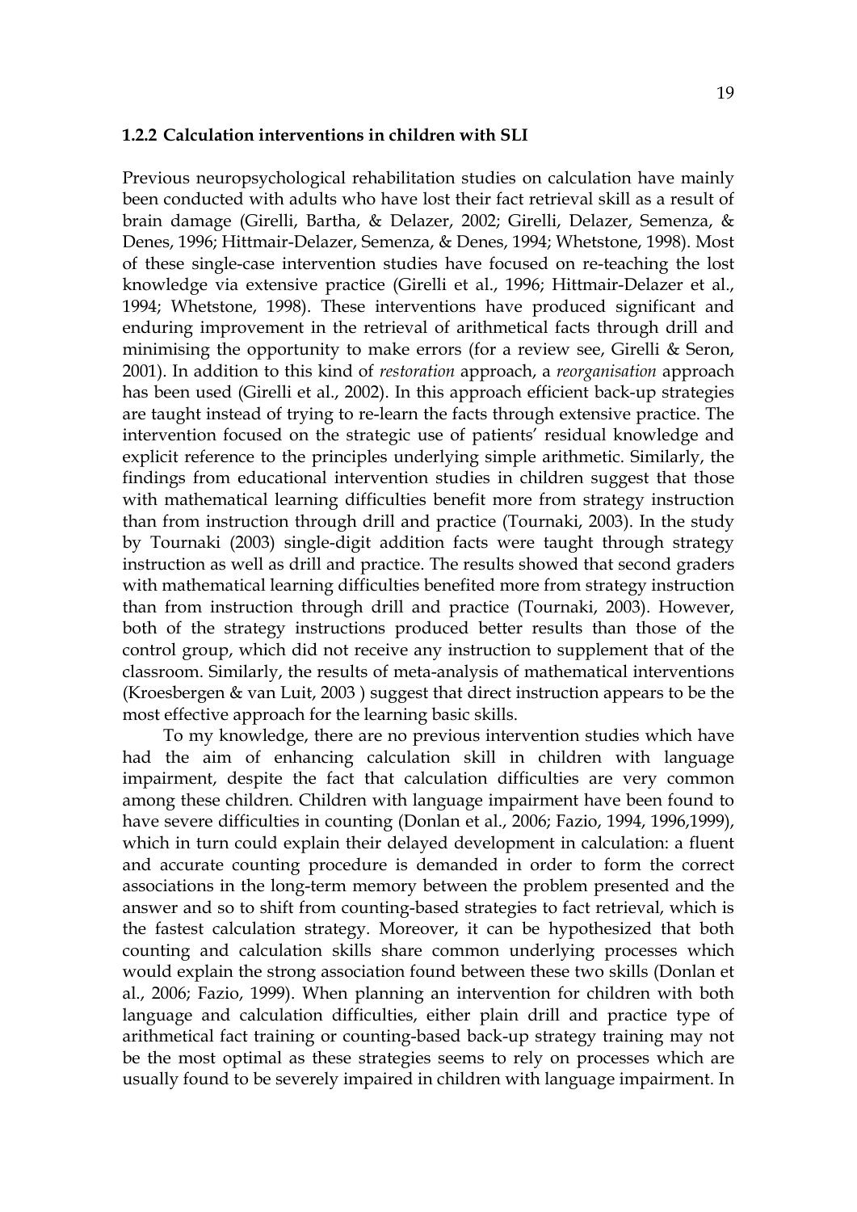### 1.2.2 Calculation interventions in children with SLI

Previous neuropsychological rehabilitation studies on calculation have mainly been conducted with adults who have lost their fact retrieval skill as a result of brain damage (Girelli, Bartha, & Delazer, 2002; Girelli, Delazer, Semenza, & Denes, 1996; Hittmair-Delazer, Semenza, & Denes, 1994; Whetstone, 1998). Most of these single-case intervention studies have focused on re-teaching the lost knowledge via extensive practice (Girelli et al., 1996; Hittmair-Delazer et al., 1994; Whetstone, 1998). These interventions have produced significant and enduring improvement in the retrieval of arithmetical facts through drill and minimising the opportunity to make errors (for a review see, Girelli & Seron, 2001). In addition to this kind of *restoration* approach, a *reorganisation* approach has been used (Girelli et al., 2002). In this approach efficient back-up strategies are taught instead of trying to re-learn the facts through extensive practice. The intervention focused on the strategic use of patients' residual knowledge and explicit reference to the principles underlying simple arithmetic. Similarly, the findings from educational intervention studies in children suggest that those with mathematical learning difficulties benefit more from strategy instruction than from instruction through drill and practice (Tournaki, 2003). In the study by Tournaki (2003) single-digit addition facts were taught through strategy instruction as well as drill and practice. The results showed that second graders with mathematical learning difficulties benefited more from strategy instruction than from instruction through drill and practice (Tournaki, 2003). However, both of the strategy instructions produced better results than those of the control group, which did not receive any instruction to supplement that of the classroom. Similarly, the results of meta-analysis of mathematical interventions (Kroesbergen & van Luit, 2003 ) suggest that direct instruction appears to be the most effective approach for the learning basic skills.

To my knowledge, there are no previous intervention studies which have had the aim of enhancing calculation skill in children with language impairment, despite the fact that calculation difficulties are very common among these children. Children with language impairment have been found to have severe difficulties in counting (Donlan et al., 2006; Fazio, 1994, 1996,1999), which in turn could explain their delayed development in calculation: a fluent and accurate counting procedure is demanded in order to form the correct associations in the long-term memory between the problem presented and the answer and so to shift from counting-based strategies to fact retrieval, which is the fastest calculation strategy. Moreover, it can be hypothesized that both counting and calculation skills share common underlying processes which would explain the strong association found between these two skills (Donlan et al., 2006; Fazio, 1999). When planning an intervention for children with both language and calculation difficulties, either plain drill and practice type of arithmetical fact training or counting-based back-up strategy training may not be the most optimal as these strategies seems to rely on processes which are usually found to be severely impaired in children with language impairment. In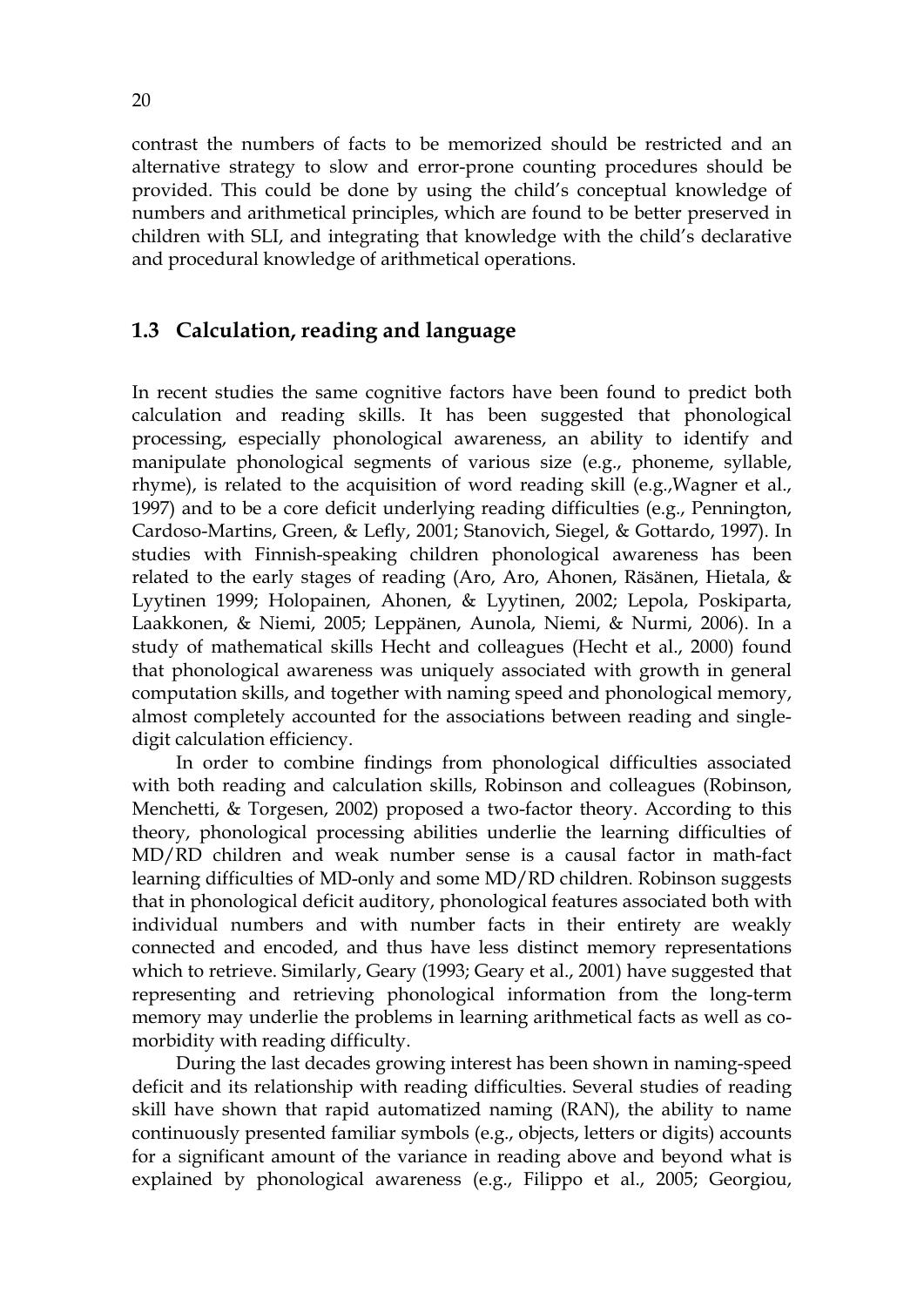contrast the numbers of facts to be memorized should be restricted and an alternative strategy to slow and error-prone counting procedures should be provided. This could be done by using the child's conceptual knowledge of numbers and arithmetical principles, which are found to be better preserved in children with SLI, and integrating that knowledge with the child's declarative and procedural knowledge of arithmetical operations.

## 1.3 Calculation, reading and language

In recent studies the same cognitive factors have been found to predict both calculation and reading skills. It has been suggested that phonological processing, especially phonological awareness, an ability to identify and manipulate phonological segments of various size (e.g., phoneme, syllable, rhyme), is related to the acquisition of word reading skill (e.g.,Wagner et al., 1997) and to be a core deficit underlying reading difficulties (e.g., Pennington, Cardoso-Martins, Green, & Lefly, 2001; Stanovich, Siegel, & Gottardo, 1997). In studies with Finnish-speaking children phonological awareness has been related to the early stages of reading (Aro, Aro, Ahonen, Räsänen, Hietala, & Lyytinen 1999; Holopainen, Ahonen, & Lyytinen, 2002; Lepola, Poskiparta, Laakkonen, & Niemi, 2005; Leppänen, Aunola, Niemi, & Nurmi, 2006). In a study of mathematical skills Hecht and colleagues (Hecht et al., 2000) found that phonological awareness was uniquely associated with growth in general computation skills, and together with naming speed and phonological memory, almost completely accounted for the associations between reading and single-digit calculation efficiency.

In order to combine findings from phonological difficulties associated with both reading and calculation skills, Robinson and colleagues (Robinson, Menchetti, & Torgesen, 2002) proposed a two-factor theory. According to this theory, phonological processing abilities underlie the learning difficulties of MD/RD children and weak number sense is a causal factor in math-fact learning difficulties of MD-only and some MD/RD children. Robinson suggests that in phonological deficit auditory, phonological features associated both with individual numbers and with number facts in their entirety are weakly connected and encoded, and thus have less distinct memory representations which to retrieve. Similarly, Geary (1993; Geary et al., 2001) have suggested that representing and retrieving phonological information from the long-term memory may underlie the problems in learning arithmetical facts as well as co-morbidity with reading difficulty.

During the last decades growing interest has been shown in naming-speed deficit and its relationship with reading difficulties. Several studies of reading skill have shown that rapid automatized naming (RAN), the ability to name continuously presented familiar symbols (e.g., objects, letters or digits) accounts for a significant amount of the variance in reading above and beyond what is explained by phonological awareness (e.g., Filippo et al., 2005; Georgiou,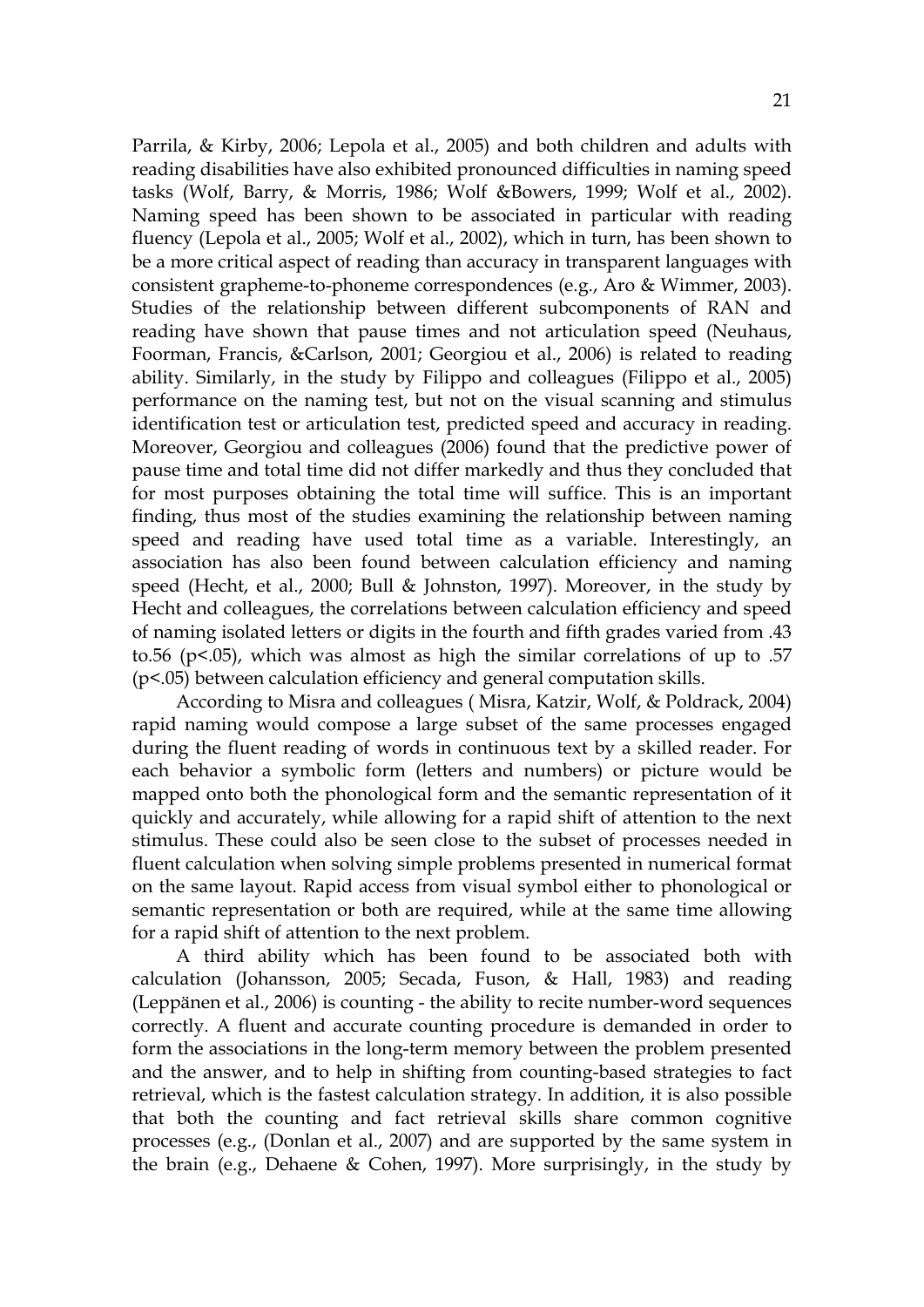Parrila, & Kirby, 2006; Lepola et al., 2005) and both children and adults with reading disabilities have also exhibited pronounced difficulties in naming speed tasks (Wolf, Barry, & Morris, 1986; Wolf &Bowers, 1999; Wolf et al., 2002). Naming speed has been shown to be associated in particular with reading fluency (Lepola et al., 2005; Wolf et al., 2002), which in turn, has been shown to be a more critical aspect of reading than accuracy in transparent languages with consistent grapheme-to-phoneme correspondences (e.g., Aro & Wimmer, 2003). Studies of the relationship between different subcomponents of RAN and reading have shown that pause times and not articulation speed (Neuhaus, Foorman, Francis, &Carlson, 2001; Georgiou et al., 2006) is related to reading ability. Similarly, in the study by Filippo and colleagues (Filippo et al., 2005) performance on the naming test, but not on the visual scanning and stimulus identification test or articulation test, predicted speed and accuracy in reading. Moreover, Georgiou and colleagues (2006) found that the predictive power of pause time and total time did not differ markedly and thus they concluded that for most purposes obtaining the total time will suffice. This is an important finding, thus most of the studies examining the relationship between naming speed and reading have used total time as a variable. Interestingly, an association has also been found between calculation efficiency and naming speed (Hecht, et al., 2000; Bull & Johnston, 1997). Moreover, in the study by Hecht and colleagues, the correlations between calculation efficiency and speed of naming isolated letters or digits in the fourth and fifth grades varied from .43 to.56 ($p<.05$), which was almost as high the similar correlations of up to .57 ($p<.05$) between calculation efficiency and general computation skills.

According to Misra and colleagues ( Misra, Katzir, Wolf, & Poldrack, 2004) rapid naming would compose a large subset of the same processes engaged during the fluent reading of words in continuous text by a skilled reader. For each behavior a symbolic form (letters and numbers) or picture would be mapped onto both the phonological form and the semantic representation of it quickly and accurately, while allowing for a rapid shift of attention to the next stimulus. These could also be seen close to the subset of processes needed in fluent calculation when solving simple problems presented in numerical format on the same layout. Rapid access from visual symbol either to phonological or semantic representation or both are required, while at the same time allowing for a rapid shift of attention to the next problem.

A third ability which has been found to be associated both with calculation (Johansson, 2005; Secada, Fuson, & Hall, 1983) and reading (Leppänen et al., 2006) is counting - the ability to recite number-word sequences correctly. A fluent and accurate counting procedure is demanded in order to form the associations in the long-term memory between the problem presented and the answer, and to help in shifting from counting-based strategies to fact retrieval, which is the fastest calculation strategy. In addition, it is also possible that both the counting and fact retrieval skills share common cognitive processes (e.g., (Donlan et al., 2007) and are supported by the same system in the brain (e.g., Dehaene & Cohen, 1997). More surprisingly, in the study by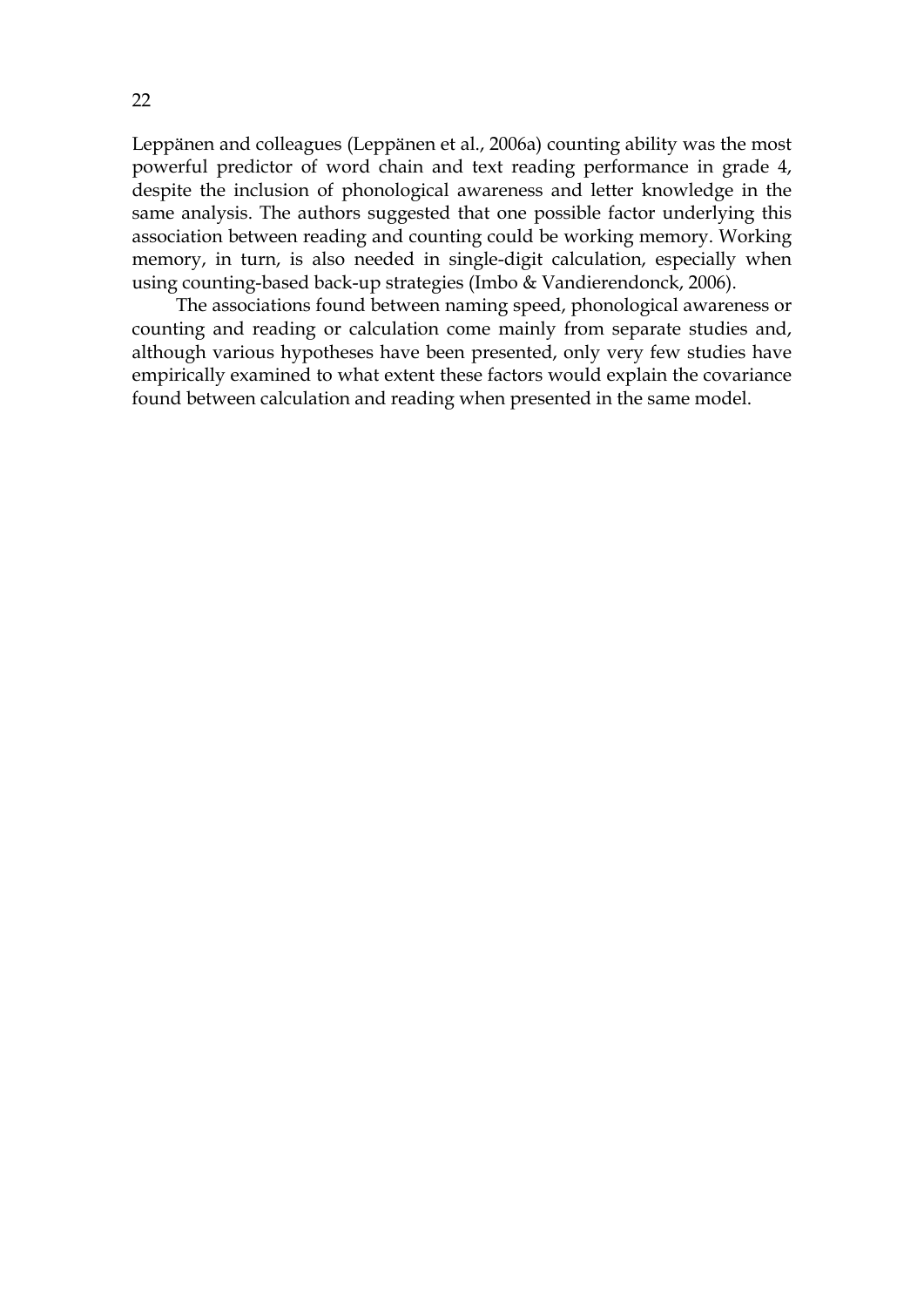Leppänen and colleagues (Leppänen et al., 2006a) counting ability was the most powerful predictor of word chain and text reading performance in grade 4, despite the inclusion of phonological awareness and letter knowledge in the same analysis. The authors suggested that one possible factor underlying this association between reading and counting could be working memory. Working memory, in turn, is also needed in single-digit calculation, especially when using counting-based back-up strategies (Imbo & Vandierendonck, 2006).

The associations found between naming speed, phonological awareness or counting and reading or calculation come mainly from separate studies and, although various hypotheses have been presented, only very few studies have empirically examined to what extent these factors would explain the covariance found between calculation and reading when presented in the same model.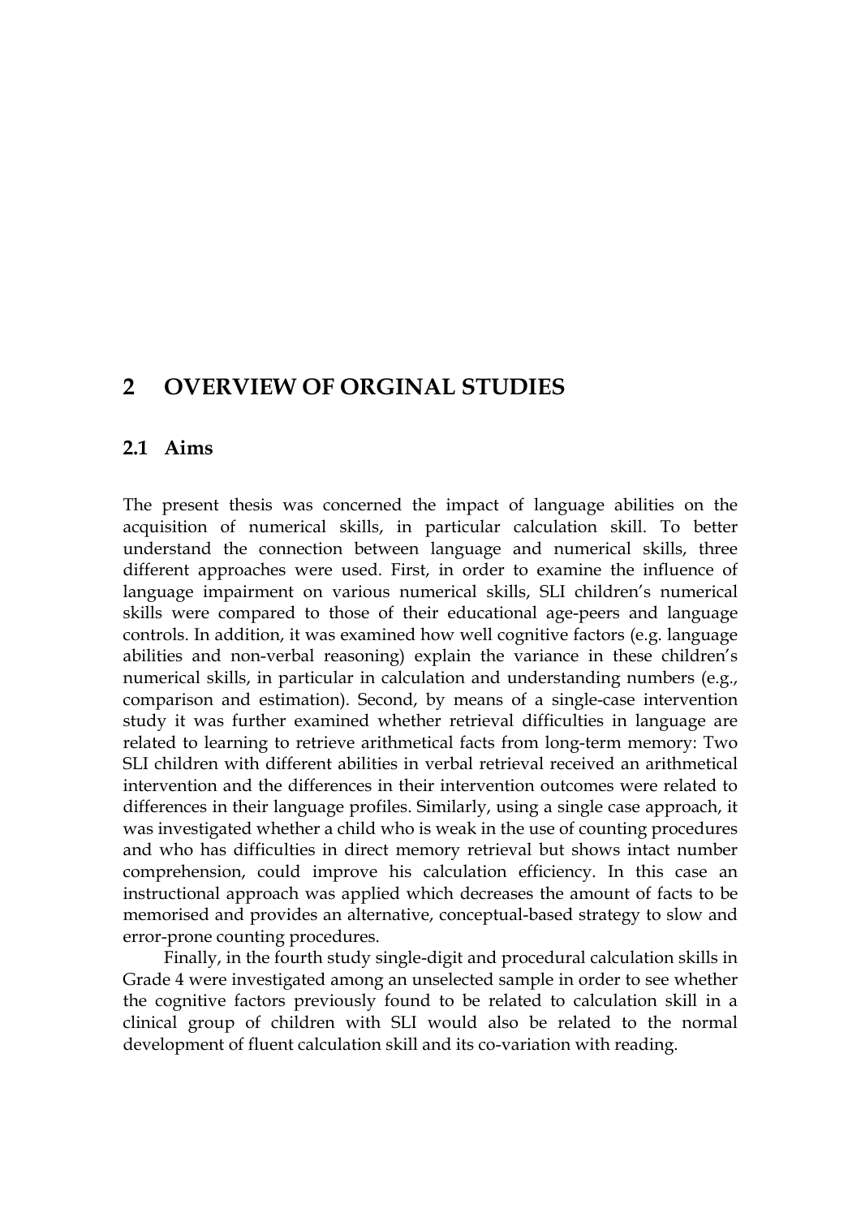# 2 OVERVIEW OF ORGINAL STUDIES

## 2.1 Aims

The present thesis was concerned the impact of language abilities on the acquisition of numerical skills, in particular calculation skill. To better understand the connection between language and numerical skills, three different approaches were used. First, in order to examine the influence of language impairment on various numerical skills, SLI children's numerical skills were compared to those of their educational age-peers and language controls. In addition, it was examined how well cognitive factors (e.g. language abilities and non-verbal reasoning) explain the variance in these children's numerical skills, in particular in calculation and understanding numbers (e.g., comparison and estimation). Second, by means of a single-case intervention study it was further examined whether retrieval difficulties in language are related to learning to retrieve arithmetical facts from long-term memory: Two SLI children with different abilities in verbal retrieval received an arithmetical intervention and the differences in their intervention outcomes were related to differences in their language profiles. Similarly, using a single case approach, it was investigated whether a child who is weak in the use of counting procedures and who has difficulties in direct memory retrieval but shows intact number comprehension, could improve his calculation efficiency. In this case an instructional approach was applied which decreases the amount of facts to be memorised and provides an alternative, conceptual-based strategy to slow and error-prone counting procedures.

Finally, in the fourth study single-digit and procedural calculation skills in Grade 4 were investigated among an unselected sample in order to see whether the cognitive factors previously found to be related to calculation skill in a clinical group of children with SLI would also be related to the normal development of fluent calculation skill and its co-variation with reading.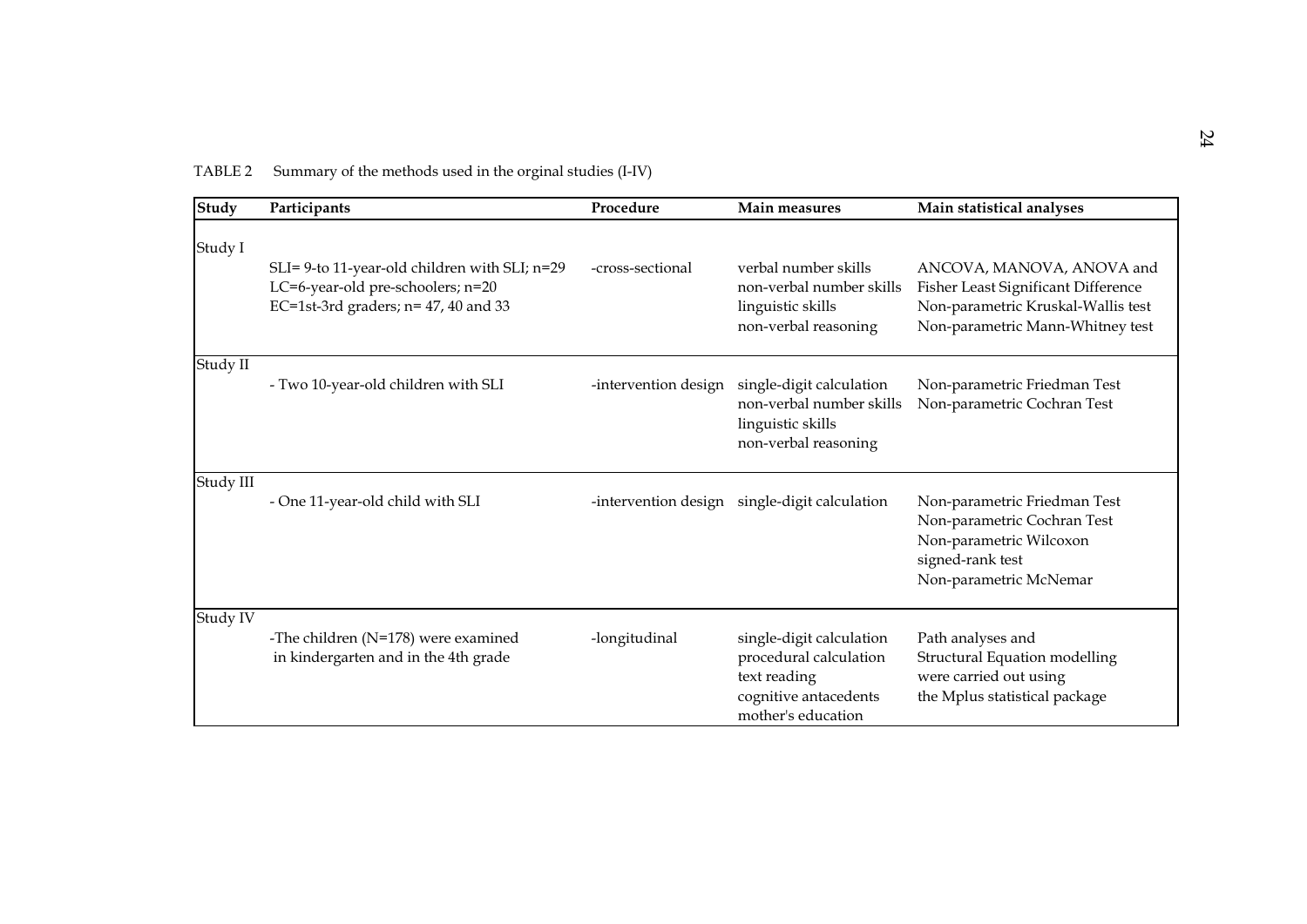TABLE 2 Summary of the methods used in the orginal studies (I-IV)

| Study | Participants | Procedure | Main measures | Main statistical analyses |
|---|---|---|---|---|
| Study I | SLI= 9-to 11-year-old children with SLI; n=29<br>LC=6-year-old pre-schoolers; n=20<br>EC=1st-3rd graders; n= 47, 40 and 33 | -cross-sectional | verbal number skills<br>non-verbal number skills<br>linguistic skills<br>non-verbal reasoning | ANCOVA, MANOVA, ANOVA and<br>Fisher Least Significant Difference<br>Non-parametric Kruskal-Wallis test<br>Non-parametric Mann-Whitney test |
| Study II | - Two 10-year-old children with SLI | -intervention design | single-digit calculation<br>non-verbal number skills<br>linguistic skills<br>non-verbal reasoning | Non-parametric Friedman Test<br>Non-parametric Cochran Test |
| Study III | - One 11-year-old child with SLI | -intervention design | single-digit calculation | Non-parametric Friedman Test<br>Non-parametric Cochran Test<br>Non-parametric Wilcoxon signed-rank test<br>Non-parametric McNemar |
| Study IV | -The children (N=178) were examined in kindergarten and in the 4th grade | -longitudinal | single-digit calculation<br>procedural calculation<br>text reading<br>cognitive antacedents<br>mother's education | Path analyses and<br>Structural Equation modelling<br>were carried out using<br>the Mplus statistical package |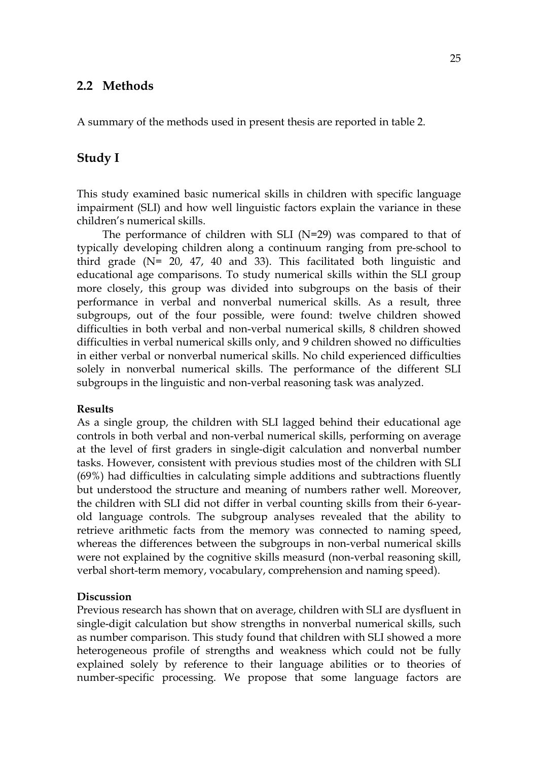## 2.2 Methods

A summary of the methods used in present thesis are reported in table 2.

## Study I

This study examined basic numerical skills in children with specific language impairment (SLI) and how well linguistic factors explain the variance in these children's numerical skills.

The performance of children with SLI (N=29) was compared to that of typically developing children along a continuum ranging from pre-school to third grade (N= 20, 47, 40 and 33). This facilitated both linguistic and educational age comparisons. To study numerical skills within the SLI group more closely, this group was divided into subgroups on the basis of their performance in verbal and nonverbal numerical skills. As a result, three subgroups, out of the four possible, were found: twelve children showed difficulties in both verbal and non-verbal numerical skills, 8 children showed difficulties in verbal numerical skills only, and 9 children showed no difficulties in either verbal or nonverbal numerical skills. No child experienced difficulties solely in nonverbal numerical skills. The performance of the different SLI subgroups in the linguistic and non-verbal reasoning task was analyzed.

**Results**

As a single group, the children with SLI lagged behind their educational age controls in both verbal and non-verbal numerical skills, performing on average at the level of first graders in single-digit calculation and nonverbal number tasks. However, consistent with previous studies most of the children with SLI (69%) had difficulties in calculating simple additions and subtractions fluently but understood the structure and meaning of numbers rather well. Moreover, the children with SLI did not differ in verbal counting skills from their 6-year-old language controls. The subgroup analyses revealed that the ability to retrieve arithmetic facts from the memory was connected to naming speed, whereas the differences between the subgroups in non-verbal numerical skills were not explained by the cognitive skills measurd (non-verbal reasoning skill, verbal short-term memory, vocabulary, comprehension and naming speed).

**Discussion**

Previous research has shown that on average, children with SLI are dysfluent in single-digit calculation but show strengths in nonverbal numerical skills, such as number comparison. This study found that children with SLI showed a more heterogeneous profile of strengths and weakness which could not be fully explained solely by reference to their language abilities or to theories of number-specific processing. We propose that some language factors are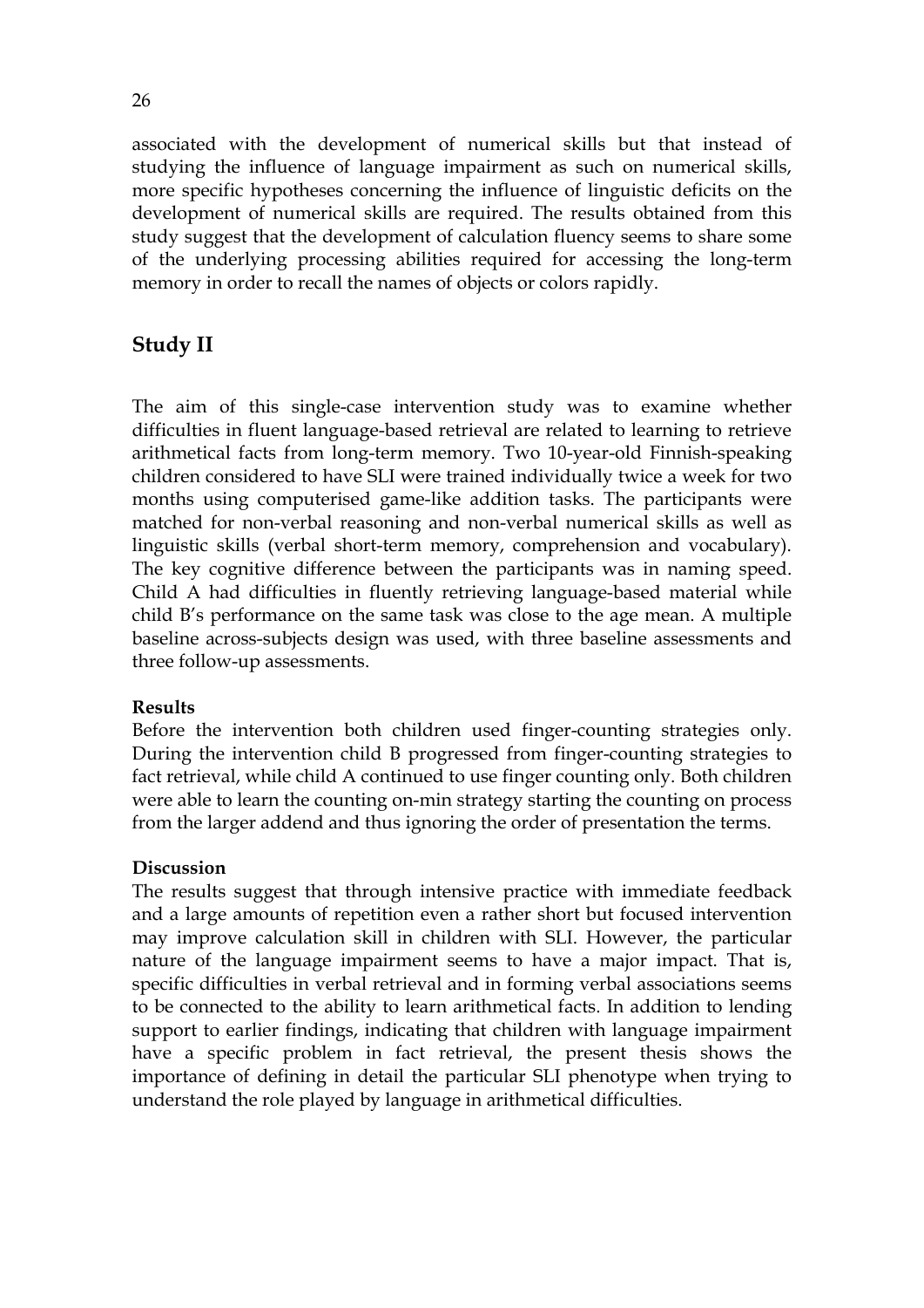associated with the development of numerical skills but that instead of studying the influence of language impairment as such on numerical skills, more specific hypotheses concerning the influence of linguistic deficits on the development of numerical skills are required. The results obtained from this study suggest that the development of calculation fluency seems to share some of the underlying processing abilities required for accessing the long-term memory in order to recall the names of objects or colors rapidly.

## Study II

The aim of this single-case intervention study was to examine whether difficulties in fluent language-based retrieval are related to learning to retrieve arithmetical facts from long-term memory. Two 10-year-old Finnish-speaking children considered to have SLI were trained individually twice a week for two months using computerised game-like addition tasks. The participants were matched for non-verbal reasoning and non-verbal numerical skills as well as linguistic skills (verbal short-term memory, comprehension and vocabulary). The key cognitive difference between the participants was in naming speed. Child A had difficulties in fluently retrieving language-based material while child B's performance on the same task was close to the age mean. A multiple baseline across-subjects design was used, with three baseline assessments and three follow-up assessments.

**Results**

Before the intervention both children used finger-counting strategies only. During the intervention child B progressed from finger-counting strategies to fact retrieval, while child A continued to use finger counting only. Both children were able to learn the counting on-min strategy starting the counting on process from the larger addend and thus ignoring the order of presentation the terms.

**Discussion**

The results suggest that through intensive practice with immediate feedback and a large amounts of repetition even a rather short but focused intervention may improve calculation skill in children with SLI. However, the particular nature of the language impairment seems to have a major impact. That is, specific difficulties in verbal retrieval and in forming verbal associations seems to be connected to the ability to learn arithmetical facts. In addition to lending support to earlier findings, indicating that children with language impairment have a specific problem in fact retrieval, the present thesis shows the importance of defining in detail the particular SLI phenotype when trying to understand the role played by language in arithmetical difficulties.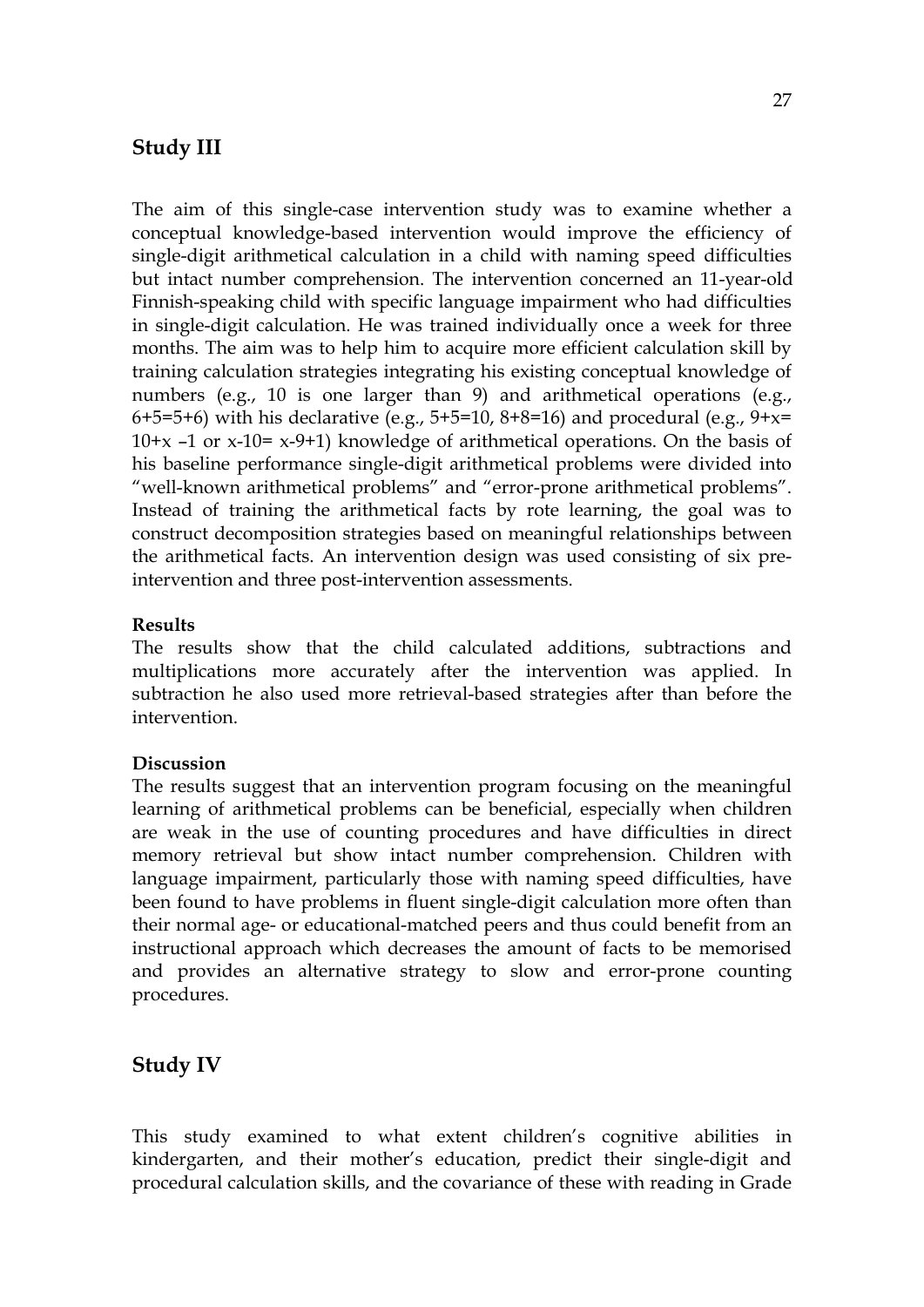## Study III

The aim of this single-case intervention study was to examine whether a conceptual knowledge-based intervention would improve the efficiency of single-digit arithmetical calculation in a child with naming speed difficulties but intact number comprehension. The intervention concerned an 11-year-old Finnish-speaking child with specific language impairment who had difficulties in single-digit calculation. He was trained individually once a week for three months. The aim was to help him to acquire more efficient calculation skill by training calculation strategies integrating his existing conceptual knowledge of numbers (e.g., 10 is one larger than 9) and arithmetical operations (e.g., 6+5=5+6) with his declarative (e.g., 5+5=10, 8+8=16) and procedural (e.g., 9+x= 10+x –1 or x-10= x-9+1) knowledge of arithmetical operations. On the basis of his baseline performance single-digit arithmetical problems were divided into "well-known arithmetical problems" and "error-prone arithmetical problems". Instead of training the arithmetical facts by rote learning, the goal was to construct decomposition strategies based on meaningful relationships between the arithmetical facts. An intervention design was used consisting of six pre-intervention and three post-intervention assessments.

**Results**
The results show that the child calculated additions, subtractions and multiplications more accurately after the intervention was applied. In subtraction he also used more retrieval-based strategies after than before the intervention.

**Discussion**
The results suggest that an intervention program focusing on the meaningful learning of arithmetical problems can be beneficial, especially when children are weak in the use of counting procedures and have difficulties in direct memory retrieval but show intact number comprehension. Children with language impairment, particularly those with naming speed difficulties, have been found to have problems in fluent single-digit calculation more often than their normal age- or educational-matched peers and thus could benefit from an instructional approach which decreases the amount of facts to be memorised and provides an alternative strategy to slow and error-prone counting procedures.

## Study IV

This study examined to what extent children's cognitive abilities in kindergarten, and their mother's education, predict their single-digit and procedural calculation skills, and the covariance of these with reading in Grade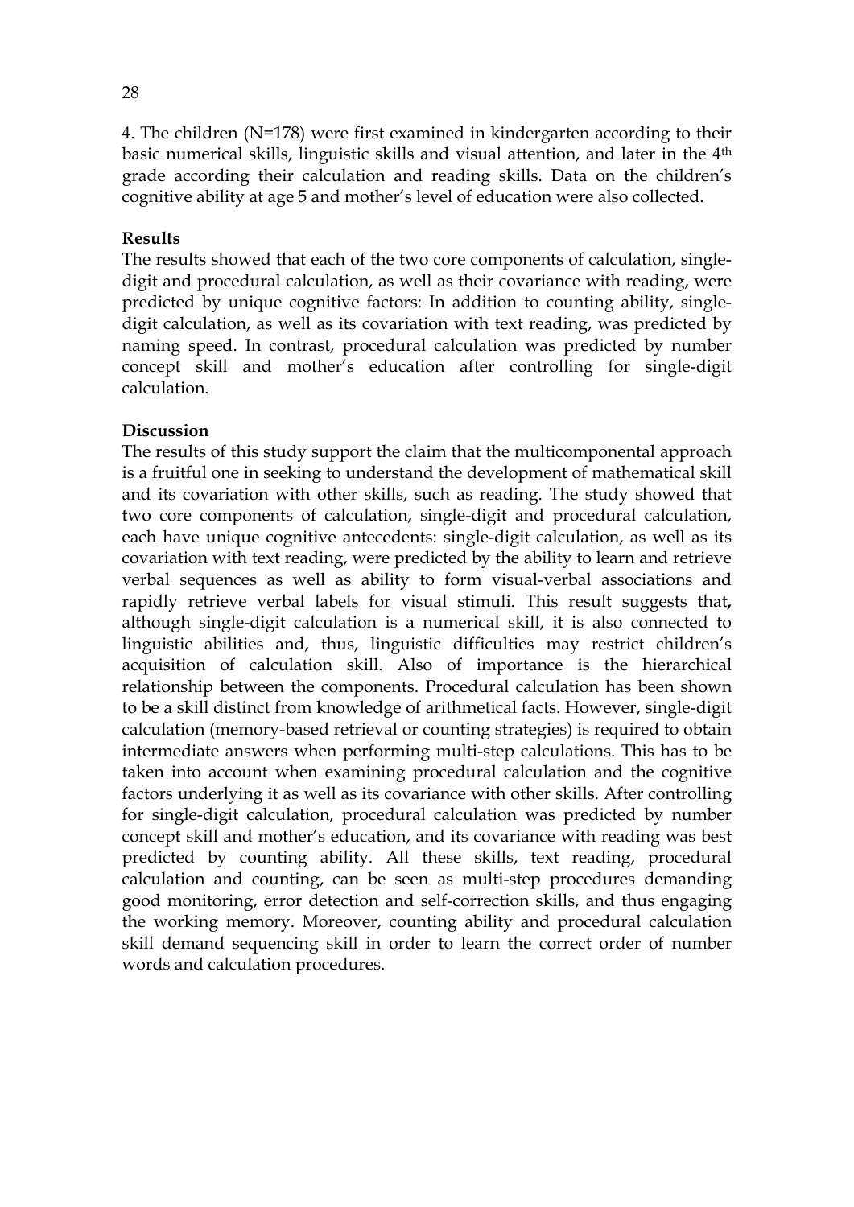4. The children (N=178) were first examined in kindergarten according to their basic numerical skills, linguistic skills and visual attention, and later in the 4th grade according their calculation and reading skills. Data on the children's cognitive ability at age 5 and mother's level of education were also collected.

**Results**

The results showed that each of the two core components of calculation, single-digit and procedural calculation, as well as their covariance with reading, were predicted by unique cognitive factors: In addition to counting ability, single-digit calculation, as well as its covariation with text reading, was predicted by naming speed. In contrast, procedural calculation was predicted by number concept skill and mother's education after controlling for single-digit calculation.

**Discussion**

The results of this study support the claim that the multicomponental approach is a fruitful one in seeking to understand the development of mathematical skill and its covariation with other skills, such as reading. The study showed that two core components of calculation, single-digit and procedural calculation, each have unique cognitive antecedents: single-digit calculation, as well as its covariation with text reading, were predicted by the ability to learn and retrieve verbal sequences as well as ability to form visual-verbal associations and rapidly retrieve verbal labels for visual stimuli. This result suggests that, although single-digit calculation is a numerical skill, it is also connected to linguistic abilities and, thus, linguistic difficulties may restrict children's acquisition of calculation skill. Also of importance is the hierarchical relationship between the components. Procedural calculation has been shown to be a skill distinct from knowledge of arithmetical facts. However, single-digit calculation (memory-based retrieval or counting strategies) is required to obtain intermediate answers when performing multi-step calculations. This has to be taken into account when examining procedural calculation and the cognitive factors underlying it as well as its covariance with other skills. After controlling for single-digit calculation, procedural calculation was predicted by number concept skill and mother's education, and its covariance with reading was best predicted by counting ability. All these skills, text reading, procedural calculation and counting, can be seen as multi-step procedures demanding good monitoring, error detection and self-correction skills, and thus engaging the working memory. Moreover, counting ability and procedural calculation skill demand sequencing skill in order to learn the correct order of number words and calculation procedures.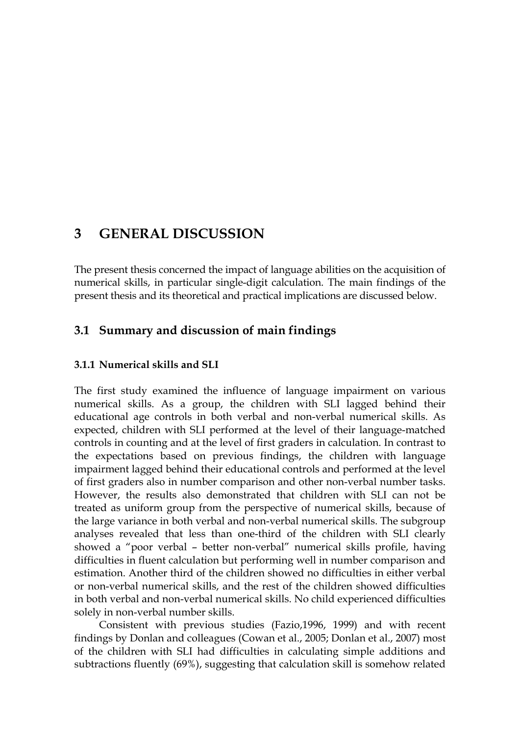# 3 GENERAL DISCUSSION

The present thesis concerned the impact of language abilities on the acquisition of numerical skills, in particular single-digit calculation. The main findings of the present thesis and its theoretical and practical implications are discussed below.

## 3.1 Summary and discussion of main findings

### 3.1.1 Numerical skills and SLI

The first study examined the influence of language impairment on various numerical skills. As a group, the children with SLI lagged behind their educational age controls in both verbal and non-verbal numerical skills. As expected, children with SLI performed at the level of their language-matched controls in counting and at the level of first graders in calculation. In contrast to the expectations based on previous findings, the children with language impairment lagged behind their educational controls and performed at the level of first graders also in number comparison and other non-verbal number tasks. However, the results also demonstrated that children with SLI can not be treated as uniform group from the perspective of numerical skills, because of the large variance in both verbal and non-verbal numerical skills. The subgroup analyses revealed that less than one-third of the children with SLI clearly showed a "poor verbal – better non-verbal" numerical skills profile, having difficulties in fluent calculation but performing well in number comparison and estimation. Another third of the children showed no difficulties in either verbal or non-verbal numerical skills, and the rest of the children showed difficulties in both verbal and non-verbal numerical skills. No child experienced difficulties solely in non-verbal number skills.

Consistent with previous studies (Fazio,1996, 1999) and with recent findings by Donlan and colleagues (Cowan et al., 2005; Donlan et al., 2007) most of the children with SLI had difficulties in calculating simple additions and subtractions fluently (69%), suggesting that calculation skill is somehow related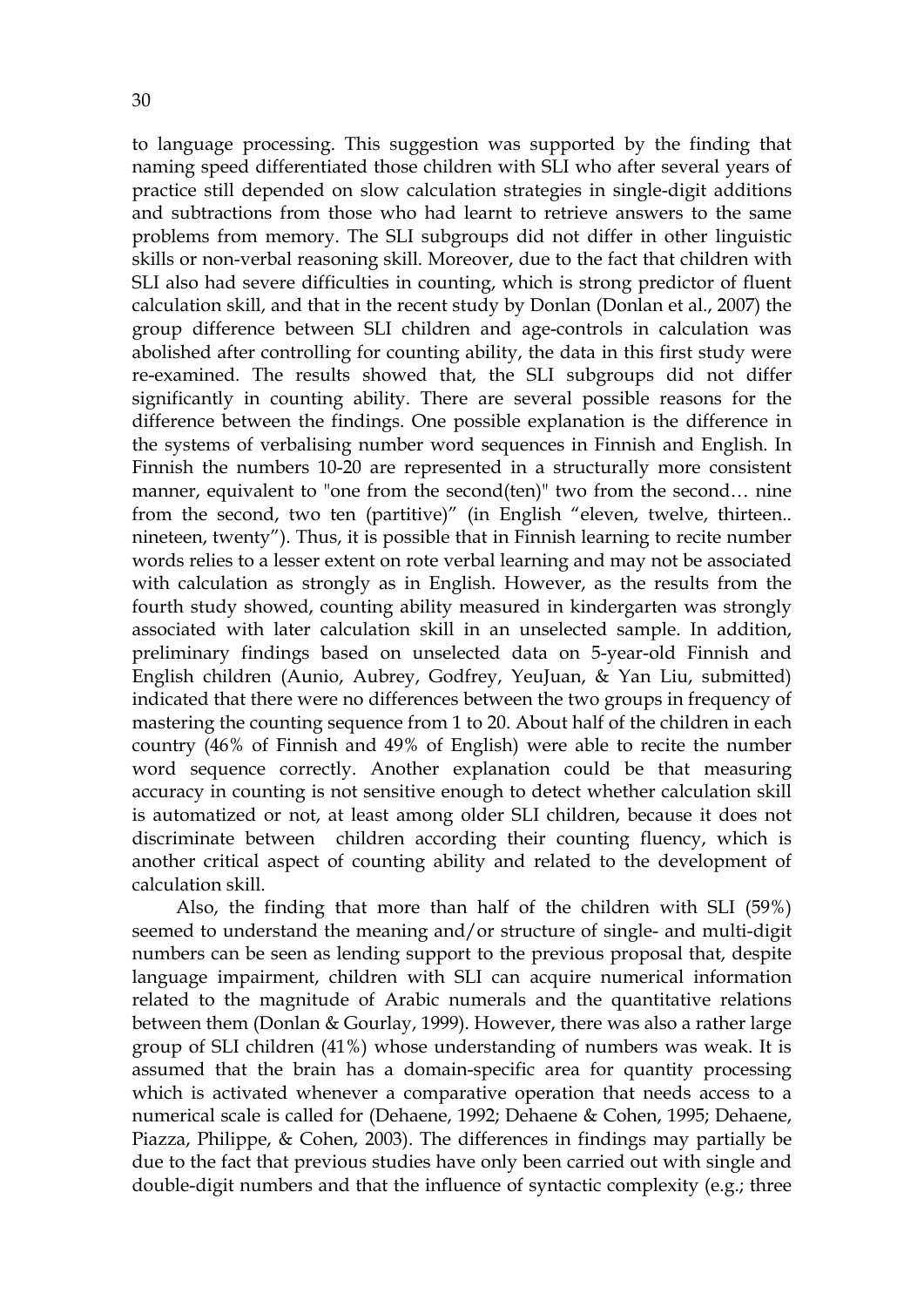to language processing. This suggestion was supported by the finding that naming speed differentiated those children with SLI who after several years of practice still depended on slow calculation strategies in single-digit additions and subtractions from those who had learnt to retrieve answers to the same problems from memory. The SLI subgroups did not differ in other linguistic skills or non-verbal reasoning skill. Moreover, due to the fact that children with SLI also had severe difficulties in counting, which is strong predictor of fluent calculation skill, and that in the recent study by Donlan (Donlan et al., 2007) the group difference between SLI children and age-controls in calculation was abolished after controlling for counting ability, the data in this first study were re-examined. The results showed that, the SLI subgroups did not differ significantly in counting ability. There are several possible reasons for the difference between the findings. One possible explanation is the difference in the systems of verbalising number word sequences in Finnish and English. In Finnish the numbers 10-20 are represented in a structurally more consistent manner, equivalent to "one from the second(ten)" two from the second… nine from the second, two ten (partitive)" (in English "eleven, twelve, thirteen.. nineteen, twenty"). Thus, it is possible that in Finnish learning to recite number words relies to a lesser extent on rote verbal learning and may not be associated with calculation as strongly as in English. However, as the results from the fourth study showed, counting ability measured in kindergarten was strongly associated with later calculation skill in an unselected sample. In addition, preliminary findings based on unselected data on 5-year-old Finnish and English children (Aunio, Aubrey, Godfrey, YeuJuan, & Yan Liu, submitted) indicated that there were no differences between the two groups in frequency of mastering the counting sequence from 1 to 20. About half of the children in each country (46% of Finnish and 49% of English) were able to recite the number word sequence correctly. Another explanation could be that measuring accuracy in counting is not sensitive enough to detect whether calculation skill is automatized or not, at least among older SLI children, because it does not discriminate between children according their counting fluency, which is another critical aspect of counting ability and related to the development of calculation skill.

Also, the finding that more than half of the children with SLI (59%) seemed to understand the meaning and/or structure of single- and multi-digit numbers can be seen as lending support to the previous proposal that, despite language impairment, children with SLI can acquire numerical information related to the magnitude of Arabic numerals and the quantitative relations between them (Donlan & Gourlay, 1999). However, there was also a rather large group of SLI children (41%) whose understanding of numbers was weak. It is assumed that the brain has a domain-specific area for quantity processing which is activated whenever a comparative operation that needs access to a numerical scale is called for (Dehaene, 1992; Dehaene & Cohen, 1995; Dehaene, Piazza, Philippe, & Cohen, 2003). The differences in findings may partially be due to the fact that previous studies have only been carried out with single and double-digit numbers and that the influence of syntactic complexity (e.g.; three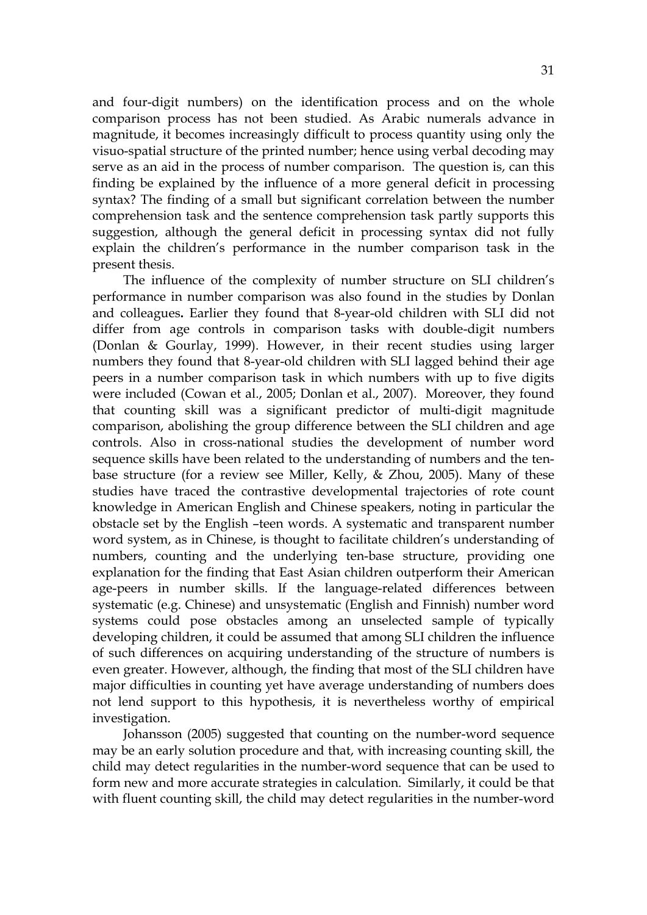and four-digit numbers) on the identification process and on the whole comparison process has not been studied. As Arabic numerals advance in magnitude, it becomes increasingly difficult to process quantity using only the visuo-spatial structure of the printed number; hence using verbal decoding may serve as an aid in the process of number comparison. The question is, can this finding be explained by the influence of a more general deficit in processing syntax? The finding of a small but significant correlation between the number comprehension task and the sentence comprehension task partly supports this suggestion, although the general deficit in processing syntax did not fully explain the children's performance in the number comparison task in the present thesis.

The influence of the complexity of number structure on SLI children's performance in number comparison was also found in the studies by Donlan and colleagues**.** Earlier they found that 8-year-old children with SLI did not differ from age controls in comparison tasks with double-digit numbers (Donlan & Gourlay, 1999). However, in their recent studies using larger numbers they found that 8-year-old children with SLI lagged behind their age peers in a number comparison task in which numbers with up to five digits were included (Cowan et al., 2005; Donlan et al., 2007). Moreover, they found that counting skill was a significant predictor of multi-digit magnitude comparison, abolishing the group difference between the SLI children and age controls. Also in cross-national studies the development of number word sequence skills have been related to the understanding of numbers and the ten-base structure (for a review see Miller, Kelly, & Zhou, 2005). Many of these studies have traced the contrastive developmental trajectories of rote count knowledge in American English and Chinese speakers, noting in particular the obstacle set by the English –teen words. A systematic and transparent number word system, as in Chinese, is thought to facilitate children's understanding of numbers, counting and the underlying ten-base structure, providing one explanation for the finding that East Asian children outperform their American age-peers in number skills. If the language-related differences between systematic (e.g. Chinese) and unsystematic (English and Finnish) number word systems could pose obstacles among an unselected sample of typically developing children, it could be assumed that among SLI children the influence of such differences on acquiring understanding of the structure of numbers is even greater. However, although, the finding that most of the SLI children have major difficulties in counting yet have average understanding of numbers does not lend support to this hypothesis, it is nevertheless worthy of empirical investigation.

Johansson (2005) suggested that counting on the number-word sequence may be an early solution procedure and that, with increasing counting skill, the child may detect regularities in the number-word sequence that can be used to form new and more accurate strategies in calculation. Similarly, it could be that with fluent counting skill, the child may detect regularities in the number-word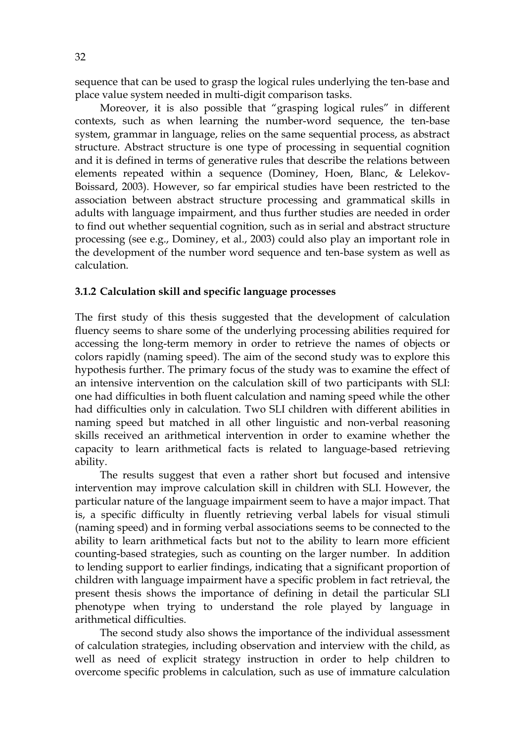sequence that can be used to grasp the logical rules underlying the ten-base and place value system needed in multi-digit comparison tasks.

Moreover, it is also possible that "grasping logical rules" in different contexts, such as when learning the number-word sequence, the ten-base system, grammar in language, relies on the same sequential process, as abstract structure. Abstract structure is one type of processing in sequential cognition and it is defined in terms of generative rules that describe the relations between elements repeated within a sequence (Dominey, Hoen, Blanc, & Lelekov-Boissard, 2003). However, so far empirical studies have been restricted to the association between abstract structure processing and grammatical skills in adults with language impairment, and thus further studies are needed in order to find out whether sequential cognition, such as in serial and abstract structure processing (see e.g., Dominey, et al., 2003) could also play an important role in the development of the number word sequence and ten-base system as well as calculation.

### 3.1.2 Calculation skill and specific language processes

The first study of this thesis suggested that the development of calculation fluency seems to share some of the underlying processing abilities required for accessing the long-term memory in order to retrieve the names of objects or colors rapidly (naming speed). The aim of the second study was to explore this hypothesis further. The primary focus of the study was to examine the effect of an intensive intervention on the calculation skill of two participants with SLI: one had difficulties in both fluent calculation and naming speed while the other had difficulties only in calculation. Two SLI children with different abilities in naming speed but matched in all other linguistic and non-verbal reasoning skills received an arithmetical intervention in order to examine whether the capacity to learn arithmetical facts is related to language-based retrieving ability.

The results suggest that even a rather short but focused and intensive intervention may improve calculation skill in children with SLI. However, the particular nature of the language impairment seem to have a major impact. That is, a specific difficulty in fluently retrieving verbal labels for visual stimuli (naming speed) and in forming verbal associations seems to be connected to the ability to learn arithmetical facts but not to the ability to learn more efficient counting-based strategies, such as counting on the larger number. In addition to lending support to earlier findings, indicating that a significant proportion of children with language impairment have a specific problem in fact retrieval, the present thesis shows the importance of defining in detail the particular SLI phenotype when trying to understand the role played by language in arithmetical difficulties.

The second study also shows the importance of the individual assessment of calculation strategies, including observation and interview with the child, as well as need of explicit strategy instruction in order to help children to overcome specific problems in calculation, such as use of immature calculation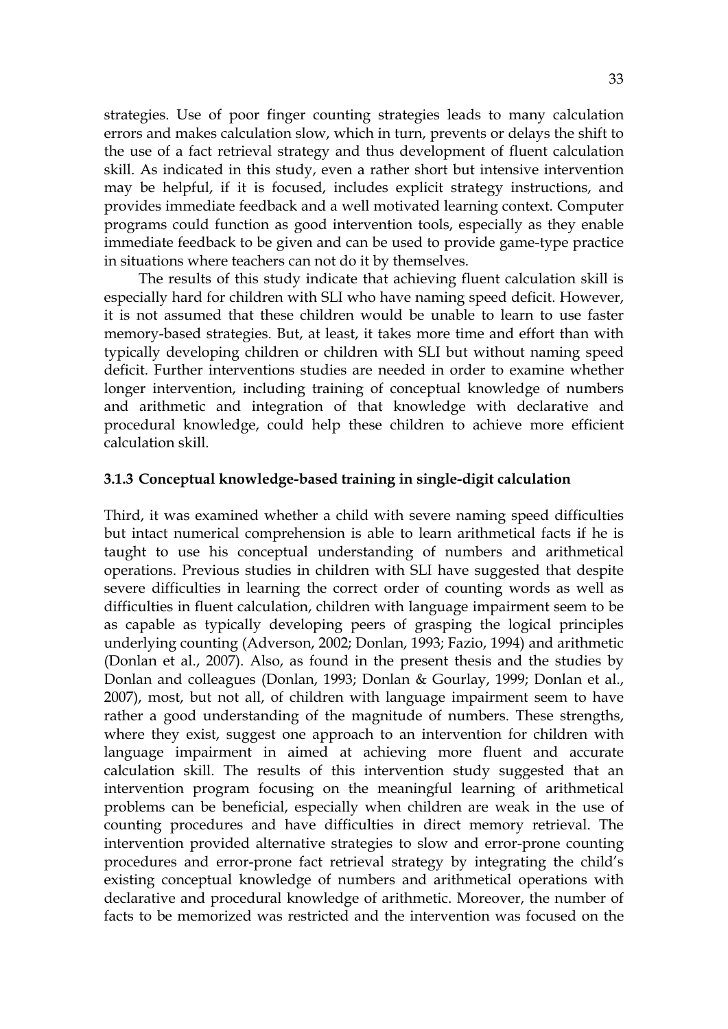strategies. Use of poor finger counting strategies leads to many calculation errors and makes calculation slow, which in turn, prevents or delays the shift to the use of a fact retrieval strategy and thus development of fluent calculation skill. As indicated in this study, even a rather short but intensive intervention may be helpful, if it is focused, includes explicit strategy instructions, and provides immediate feedback and a well motivated learning context. Computer programs could function as good intervention tools, especially as they enable immediate feedback to be given and can be used to provide game-type practice in situations where teachers can not do it by themselves.

The results of this study indicate that achieving fluent calculation skill is especially hard for children with SLI who have naming speed deficit. However, it is not assumed that these children would be unable to learn to use faster memory-based strategies. But, at least, it takes more time and effort than with typically developing children or children with SLI but without naming speed deficit. Further interventions studies are needed in order to examine whether longer intervention, including training of conceptual knowledge of numbers and arithmetic and integration of that knowledge with declarative and procedural knowledge, could help these children to achieve more efficient calculation skill.

### 3.1.3 Conceptual knowledge-based training in single-digit calculation

Third, it was examined whether a child with severe naming speed difficulties but intact numerical comprehension is able to learn arithmetical facts if he is taught to use his conceptual understanding of numbers and arithmetical operations. Previous studies in children with SLI have suggested that despite severe difficulties in learning the correct order of counting words as well as difficulties in fluent calculation, children with language impairment seem to be as capable as typically developing peers of grasping the logical principles underlying counting (Adverson, 2002; Donlan, 1993; Fazio, 1994) and arithmetic (Donlan et al., 2007). Also, as found in the present thesis and the studies by Donlan and colleagues (Donlan, 1993; Donlan & Gourlay, 1999; Donlan et al., 2007), most, but not all, of children with language impairment seem to have rather a good understanding of the magnitude of numbers. These strengths, where they exist, suggest one approach to an intervention for children with language impairment in aimed at achieving more fluent and accurate calculation skill. The results of this intervention study suggested that an intervention program focusing on the meaningful learning of arithmetical problems can be beneficial, especially when children are weak in the use of counting procedures and have difficulties in direct memory retrieval. The intervention provided alternative strategies to slow and error-prone counting procedures and error-prone fact retrieval strategy by integrating the child's existing conceptual knowledge of numbers and arithmetical operations with declarative and procedural knowledge of arithmetic. Moreover, the number of facts to be memorized was restricted and the intervention was focused on the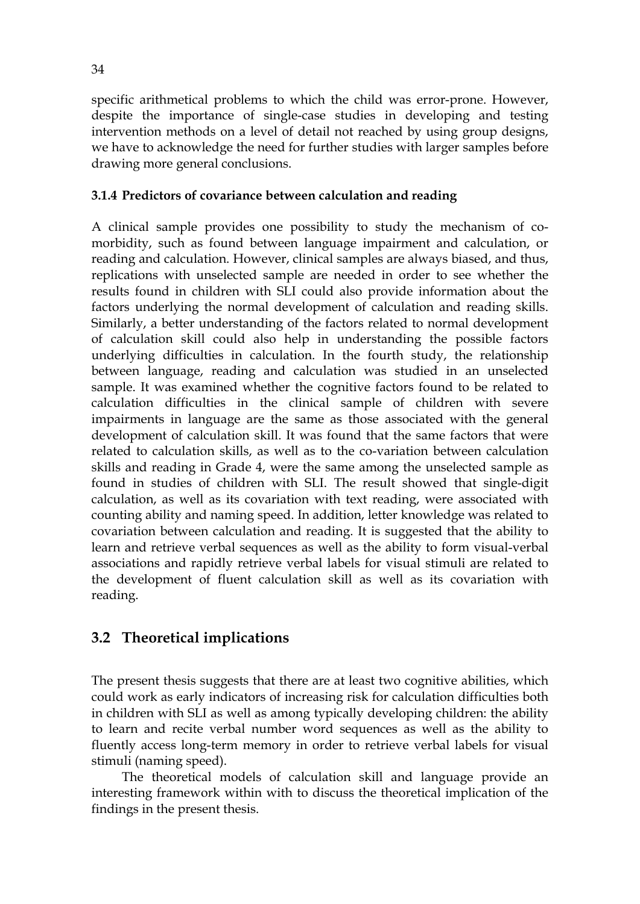specific arithmetical problems to which the child was error-prone. However, despite the importance of single-case studies in developing and testing intervention methods on a level of detail not reached by using group designs, we have to acknowledge the need for further studies with larger samples before drawing more general conclusions.

### 3.1.4 Predictors of covariance between calculation and reading

A clinical sample provides one possibility to study the mechanism of co-morbidity, such as found between language impairment and calculation, or reading and calculation. However, clinical samples are always biased, and thus, replications with unselected sample are needed in order to see whether the results found in children with SLI could also provide information about the factors underlying the normal development of calculation and reading skills. Similarly, a better understanding of the factors related to normal development of calculation skill could also help in understanding the possible factors underlying difficulties in calculation. In the fourth study, the relationship between language, reading and calculation was studied in an unselected sample. It was examined whether the cognitive factors found to be related to calculation difficulties in the clinical sample of children with severe impairments in language are the same as those associated with the general development of calculation skill. It was found that the same factors that were related to calculation skills, as well as to the co-variation between calculation skills and reading in Grade 4, were the same among the unselected sample as found in studies of children with SLI. The result showed that single-digit calculation, as well as its covariation with text reading, were associated with counting ability and naming speed. In addition, letter knowledge was related to covariation between calculation and reading. It is suggested that the ability to learn and retrieve verbal sequences as well as the ability to form visual-verbal associations and rapidly retrieve verbal labels for visual stimuli are related to the development of fluent calculation skill as well as its covariation with reading.

## 3.2 Theoretical implications

The present thesis suggests that there are at least two cognitive abilities, which could work as early indicators of increasing risk for calculation difficulties both in children with SLI as well as among typically developing children: the ability to learn and recite verbal number word sequences as well as the ability to fluently access long-term memory in order to retrieve verbal labels for visual stimuli (naming speed).

The theoretical models of calculation skill and language provide an interesting framework within with to discuss the theoretical implication of the findings in the present thesis.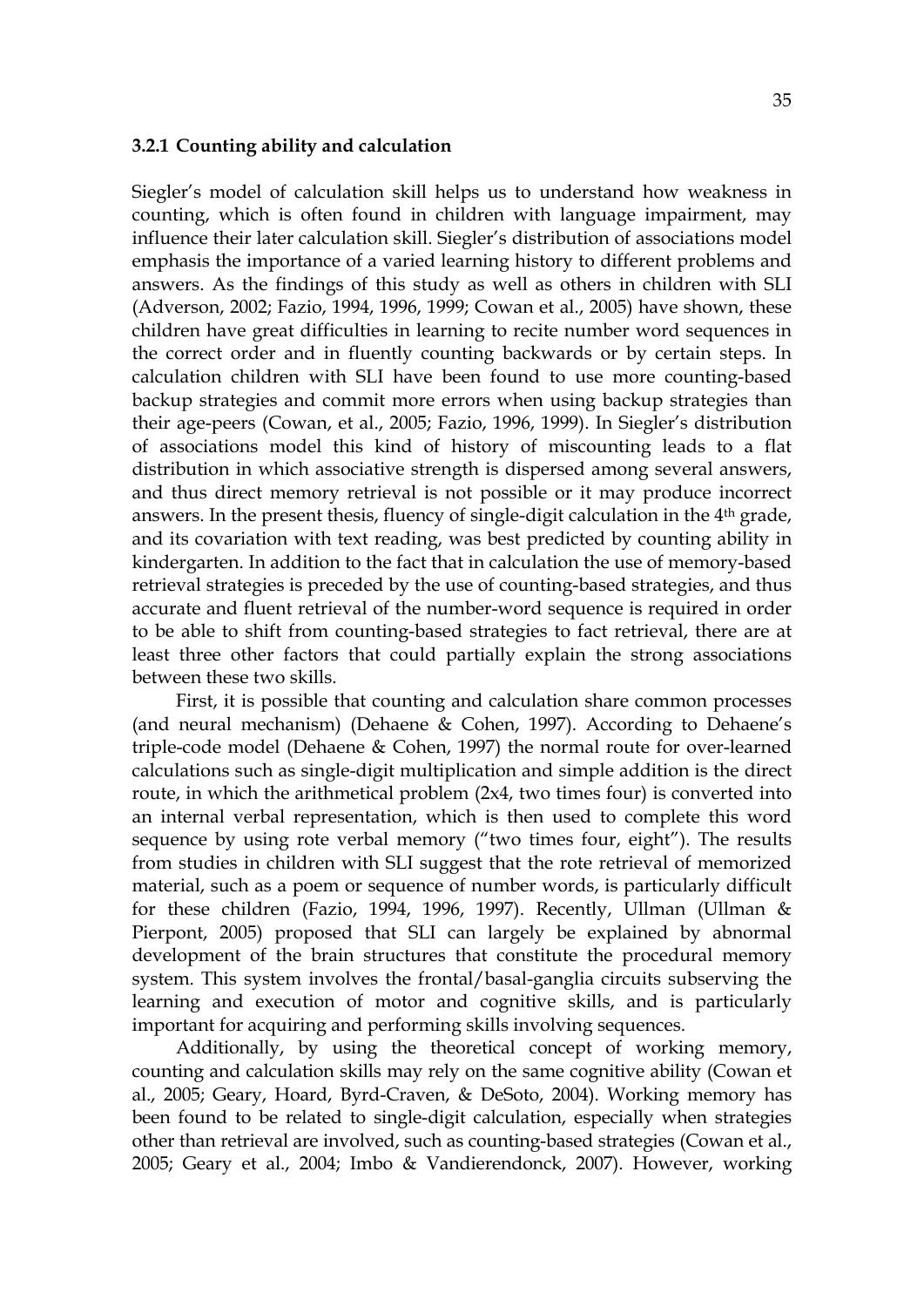### 3.2.1 Counting ability and calculation

Siegler's model of calculation skill helps us to understand how weakness in counting, which is often found in children with language impairment, may influence their later calculation skill. Siegler's distribution of associations model emphasis the importance of a varied learning history to different problems and answers. As the findings of this study as well as others in children with SLI (Adverson, 2002; Fazio, 1994, 1996, 1999; Cowan et al., 2005) have shown, these children have great difficulties in learning to recite number word sequences in the correct order and in fluently counting backwards or by certain steps. In calculation children with SLI have been found to use more counting-based backup strategies and commit more errors when using backup strategies than their age-peers (Cowan, et al., 2005; Fazio, 1996, 1999). In Siegler's distribution of associations model this kind of history of miscounting leads to a flat distribution in which associative strength is dispersed among several answers, and thus direct memory retrieval is not possible or it may produce incorrect answers. In the present thesis, fluency of single-digit calculation in the 4th grade, and its covariation with text reading, was best predicted by counting ability in kindergarten. In addition to the fact that in calculation the use of memory-based retrieval strategies is preceded by the use of counting-based strategies, and thus accurate and fluent retrieval of the number-word sequence is required in order to be able to shift from counting-based strategies to fact retrieval, there are at least three other factors that could partially explain the strong associations between these two skills.

First, it is possible that counting and calculation share common processes (and neural mechanism) (Dehaene & Cohen, 1997). According to Dehaene's triple-code model (Dehaene & Cohen, 1997) the normal route for over-learned calculations such as single-digit multiplication and simple addition is the direct route, in which the arithmetical problem (2x4, two times four) is converted into an internal verbal representation, which is then used to complete this word sequence by using rote verbal memory ("two times four, eight"). The results from studies in children with SLI suggest that the rote retrieval of memorized material, such as a poem or sequence of number words, is particularly difficult for these children (Fazio, 1994, 1996, 1997). Recently, Ullman (Ullman & Pierpont, 2005) proposed that SLI can largely be explained by abnormal development of the brain structures that constitute the procedural memory system. This system involves the frontal/basal-ganglia circuits subserving the learning and execution of motor and cognitive skills, and is particularly important for acquiring and performing skills involving sequences.

Additionally, by using the theoretical concept of working memory, counting and calculation skills may rely on the same cognitive ability (Cowan et al., 2005; Geary, Hoard, Byrd-Craven, & DeSoto, 2004). Working memory has been found to be related to single-digit calculation, especially when strategies other than retrieval are involved, such as counting-based strategies (Cowan et al., 2005; Geary et al., 2004; Imbo & Vandierendonck, 2007). However, working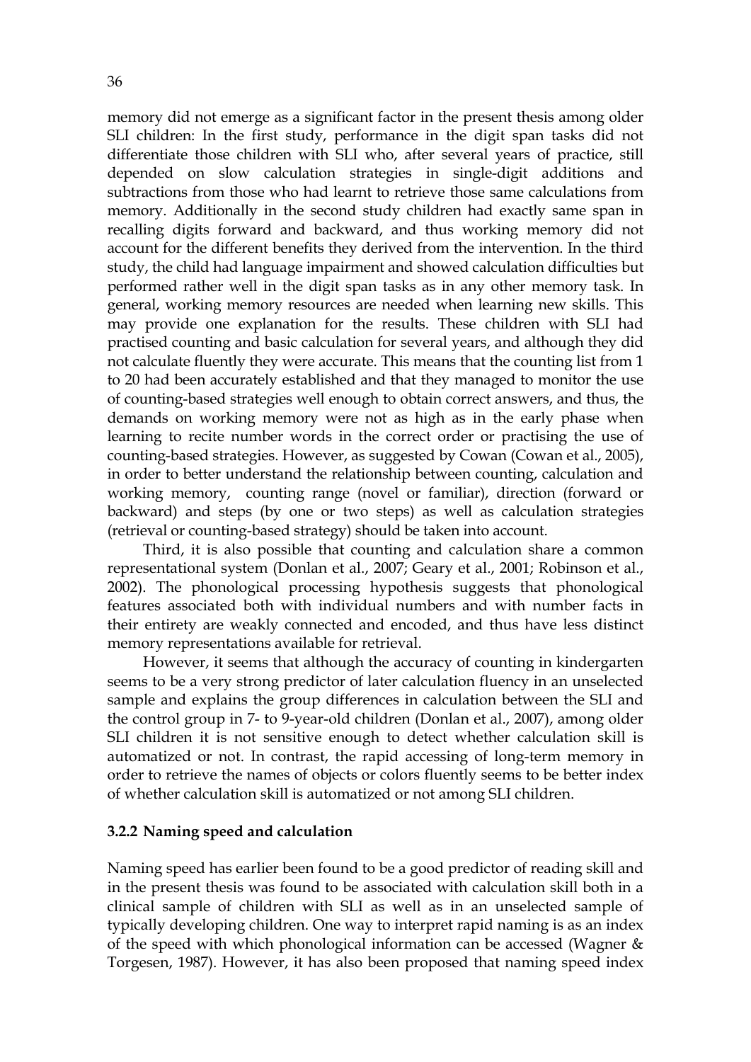memory did not emerge as a significant factor in the present thesis among older SLI children: In the first study, performance in the digit span tasks did not differentiate those children with SLI who, after several years of practice, still depended on slow calculation strategies in single-digit additions and subtractions from those who had learnt to retrieve those same calculations from memory. Additionally in the second study children had exactly same span in recalling digits forward and backward, and thus working memory did not account for the different benefits they derived from the intervention. In the third study, the child had language impairment and showed calculation difficulties but performed rather well in the digit span tasks as in any other memory task. In general, working memory resources are needed when learning new skills. This may provide one explanation for the results. These children with SLI had practised counting and basic calculation for several years, and although they did not calculate fluently they were accurate. This means that the counting list from 1 to 20 had been accurately established and that they managed to monitor the use of counting-based strategies well enough to obtain correct answers, and thus, the demands on working memory were not as high as in the early phase when learning to recite number words in the correct order or practising the use of counting-based strategies. However, as suggested by Cowan (Cowan et al., 2005), in order to better understand the relationship between counting, calculation and working memory, counting range (novel or familiar), direction (forward or backward) and steps (by one or two steps) as well as calculation strategies (retrieval or counting-based strategy) should be taken into account.

Third, it is also possible that counting and calculation share a common representational system (Donlan et al., 2007; Geary et al., 2001; Robinson et al., 2002). The phonological processing hypothesis suggests that phonological features associated both with individual numbers and with number facts in their entirety are weakly connected and encoded, and thus have less distinct memory representations available for retrieval.

However, it seems that although the accuracy of counting in kindergarten seems to be a very strong predictor of later calculation fluency in an unselected sample and explains the group differences in calculation between the SLI and the control group in 7- to 9-year-old children (Donlan et al., 2007), among older SLI children it is not sensitive enough to detect whether calculation skill is automatized or not. In contrast, the rapid accessing of long-term memory in order to retrieve the names of objects or colors fluently seems to be better index of whether calculation skill is automatized or not among SLI children.

### 3.2.2 Naming speed and calculation

Naming speed has earlier been found to be a good predictor of reading skill and in the present thesis was found to be associated with calculation skill both in a clinical sample of children with SLI as well as in an unselected sample of typically developing children. One way to interpret rapid naming is as an index of the speed with which phonological information can be accessed (Wagner & Torgesen, 1987). However, it has also been proposed that naming speed index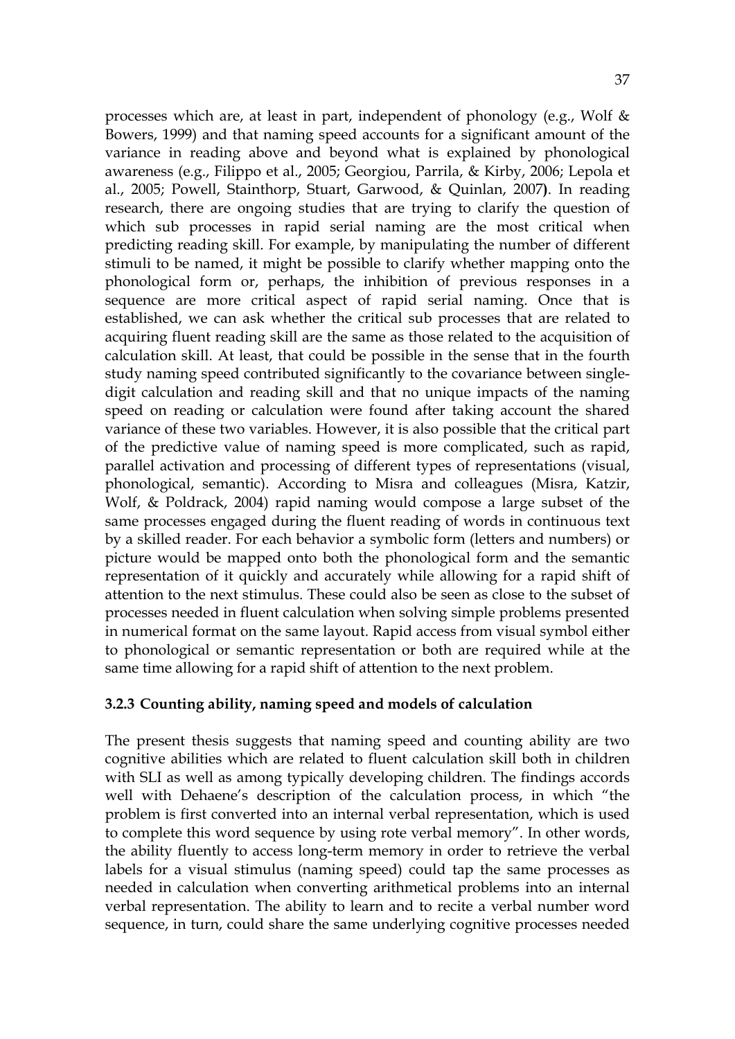processes which are, at least in part, independent of phonology (e.g., Wolf & Bowers, 1999) and that naming speed accounts for a significant amount of the variance in reading above and beyond what is explained by phonological awareness (e.g., Filippo et al., 2005; Georgiou, Parrila, & Kirby, 2006; Lepola et al., 2005; Powell, Stainthorp, Stuart, Garwood, & Quinlan, 2007**)**. In reading research, there are ongoing studies that are trying to clarify the question of which sub processes in rapid serial naming are the most critical when predicting reading skill. For example, by manipulating the number of different stimuli to be named, it might be possible to clarify whether mapping onto the phonological form or, perhaps, the inhibition of previous responses in a sequence are more critical aspect of rapid serial naming. Once that is established, we can ask whether the critical sub processes that are related to acquiring fluent reading skill are the same as those related to the acquisition of calculation skill. At least, that could be possible in the sense that in the fourth study naming speed contributed significantly to the covariance between single-digit calculation and reading skill and that no unique impacts of the naming speed on reading or calculation were found after taking account the shared variance of these two variables. However, it is also possible that the critical part of the predictive value of naming speed is more complicated, such as rapid, parallel activation and processing of different types of representations (visual, phonological, semantic). According to Misra and colleagues (Misra, Katzir, Wolf, & Poldrack, 2004) rapid naming would compose a large subset of the same processes engaged during the fluent reading of words in continuous text by a skilled reader. For each behavior a symbolic form (letters and numbers) or picture would be mapped onto both the phonological form and the semantic representation of it quickly and accurately while allowing for a rapid shift of attention to the next stimulus. These could also be seen as close to the subset of processes needed in fluent calculation when solving simple problems presented in numerical format on the same layout. Rapid access from visual symbol either to phonological or semantic representation or both are required while at the same time allowing for a rapid shift of attention to the next problem.

### 3.2.3 Counting ability, naming speed and models of calculation

The present thesis suggests that naming speed and counting ability are two cognitive abilities which are related to fluent calculation skill both in children with SLI as well as among typically developing children. The findings accords well with Dehaene's description of the calculation process, in which "the problem is first converted into an internal verbal representation, which is used to complete this word sequence by using rote verbal memory". In other words, the ability fluently to access long-term memory in order to retrieve the verbal labels for a visual stimulus (naming speed) could tap the same processes as needed in calculation when converting arithmetical problems into an internal verbal representation. The ability to learn and to recite a verbal number word sequence, in turn, could share the same underlying cognitive processes needed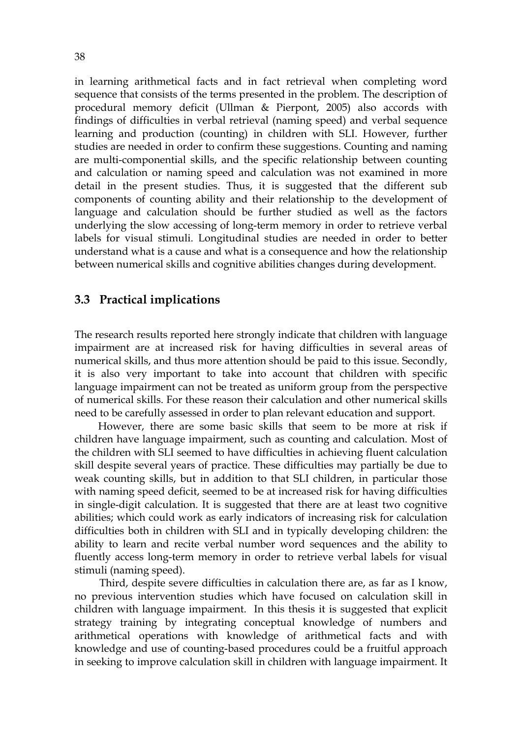in learning arithmetical facts and in fact retrieval when completing word sequence that consists of the terms presented in the problem. The description of procedural memory deficit (Ullman & Pierpont, 2005) also accords with findings of difficulties in verbal retrieval (naming speed) and verbal sequence learning and production (counting) in children with SLI. However, further studies are needed in order to confirm these suggestions. Counting and naming are multi-componential skills, and the specific relationship between counting and calculation or naming speed and calculation was not examined in more detail in the present studies. Thus, it is suggested that the different sub components of counting ability and their relationship to the development of language and calculation should be further studied as well as the factors underlying the slow accessing of long-term memory in order to retrieve verbal labels for visual stimuli. Longitudinal studies are needed in order to better understand what is a cause and what is a consequence and how the relationship between numerical skills and cognitive abilities changes during development.

## 3.3 Practical implications

The research results reported here strongly indicate that children with language impairment are at increased risk for having difficulties in several areas of numerical skills, and thus more attention should be paid to this issue. Secondly, it is also very important to take into account that children with specific language impairment can not be treated as uniform group from the perspective of numerical skills. For these reason their calculation and other numerical skills need to be carefully assessed in order to plan relevant education and support.

However, there are some basic skills that seem to be more at risk if children have language impairment, such as counting and calculation. Most of the children with SLI seemed to have difficulties in achieving fluent calculation skill despite several years of practice. These difficulties may partially be due to weak counting skills, but in addition to that SLI children, in particular those with naming speed deficit, seemed to be at increased risk for having difficulties in single-digit calculation. It is suggested that there are at least two cognitive abilities; which could work as early indicators of increasing risk for calculation difficulties both in children with SLI and in typically developing children: the ability to learn and recite verbal number word sequences and the ability to fluently access long-term memory in order to retrieve verbal labels for visual stimuli (naming speed).

Third, despite severe difficulties in calculation there are, as far as I know, no previous intervention studies which have focused on calculation skill in children with language impairment. In this thesis it is suggested that explicit strategy training by integrating conceptual knowledge of numbers and arithmetical operations with knowledge of arithmetical facts and with knowledge and use of counting-based procedures could be a fruitful approach in seeking to improve calculation skill in children with language impairment. It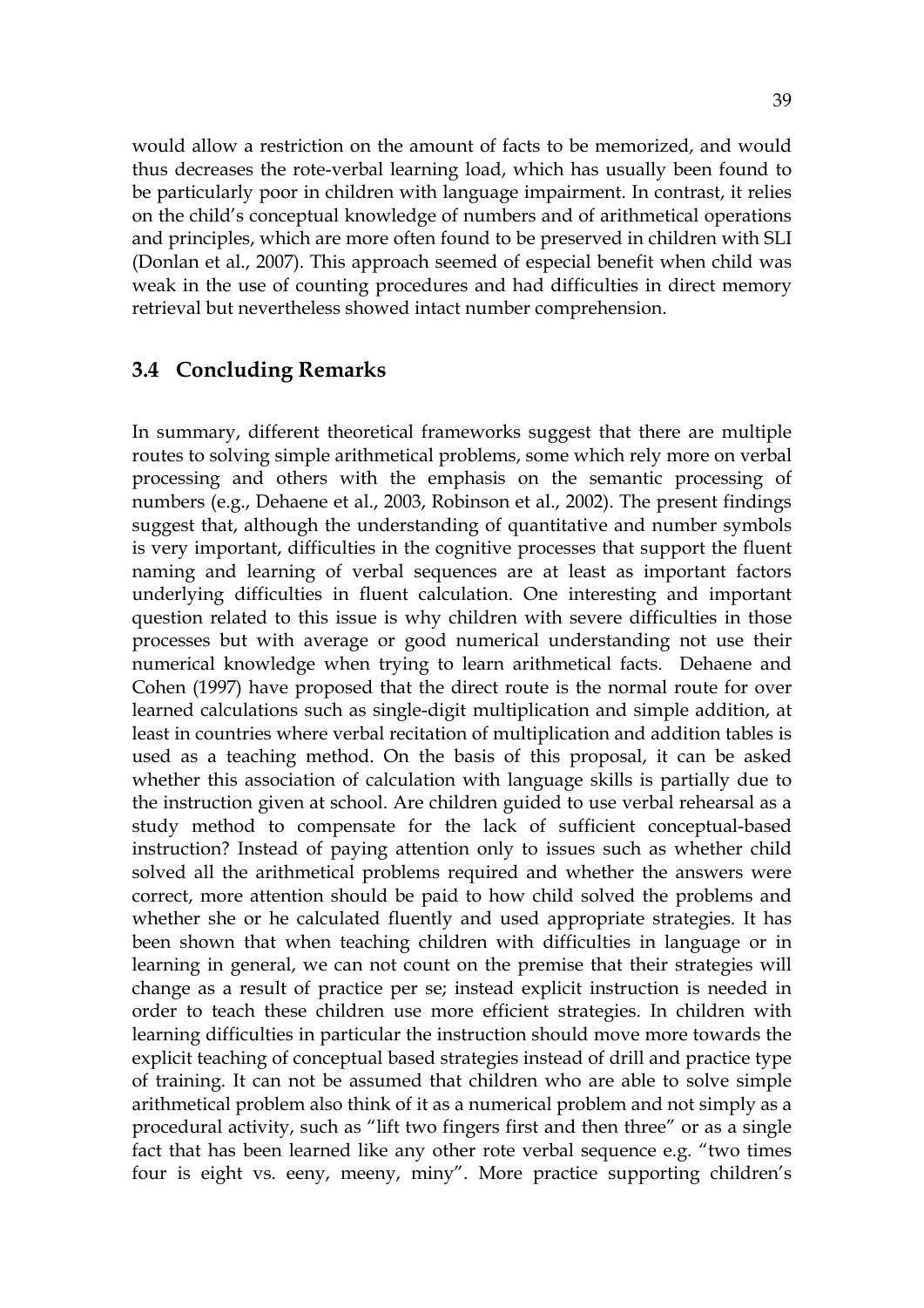would allow a restriction on the amount of facts to be memorized, and would thus decreases the rote-verbal learning load, which has usually been found to be particularly poor in children with language impairment. In contrast, it relies on the child's conceptual knowledge of numbers and of arithmetical operations and principles, which are more often found to be preserved in children with SLI (Donlan et al., 2007). This approach seemed of especial benefit when child was weak in the use of counting procedures and had difficulties in direct memory retrieval but nevertheless showed intact number comprehension.

## 3.4 Concluding Remarks

In summary, different theoretical frameworks suggest that there are multiple routes to solving simple arithmetical problems, some which rely more on verbal processing and others with the emphasis on the semantic processing of numbers (e.g., Dehaene et al., 2003, Robinson et al., 2002). The present findings suggest that, although the understanding of quantitative and number symbols is very important, difficulties in the cognitive processes that support the fluent naming and learning of verbal sequences are at least as important factors underlying difficulties in fluent calculation. One interesting and important question related to this issue is why children with severe difficulties in those processes but with average or good numerical understanding not use their numerical knowledge when trying to learn arithmetical facts. Dehaene and Cohen (1997) have proposed that the direct route is the normal route for over learned calculations such as single-digit multiplication and simple addition, at least in countries where verbal recitation of multiplication and addition tables is used as a teaching method. On the basis of this proposal, it can be asked whether this association of calculation with language skills is partially due to the instruction given at school. Are children guided to use verbal rehearsal as a study method to compensate for the lack of sufficient conceptual-based instruction? Instead of paying attention only to issues such as whether child solved all the arithmetical problems required and whether the answers were correct, more attention should be paid to how child solved the problems and whether she or he calculated fluently and used appropriate strategies. It has been shown that when teaching children with difficulties in language or in learning in general, we can not count on the premise that their strategies will change as a result of practice per se; instead explicit instruction is needed in order to teach these children use more efficient strategies. In children with learning difficulties in particular the instruction should move more towards the explicit teaching of conceptual based strategies instead of drill and practice type of training. It can not be assumed that children who are able to solve simple arithmetical problem also think of it as a numerical problem and not simply as a procedural activity, such as "lift two fingers first and then three" or as a single fact that has been learned like any other rote verbal sequence e.g. "two times four is eight vs. eeny, meeny, miny". More practice supporting children's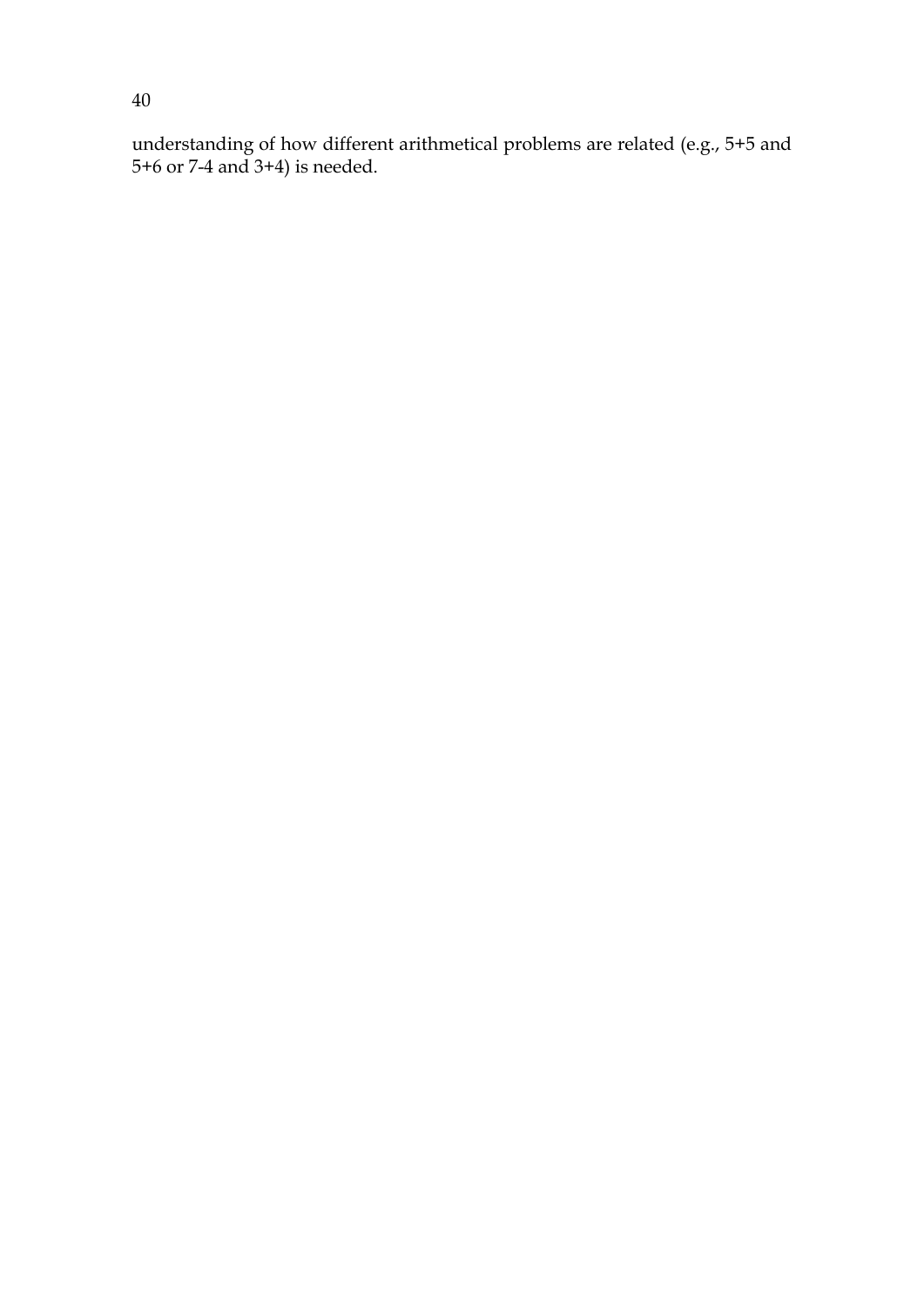understanding of how different arithmetical problems are related (e.g., 5+5 and 5+6 or 7-4 and 3+4) is needed.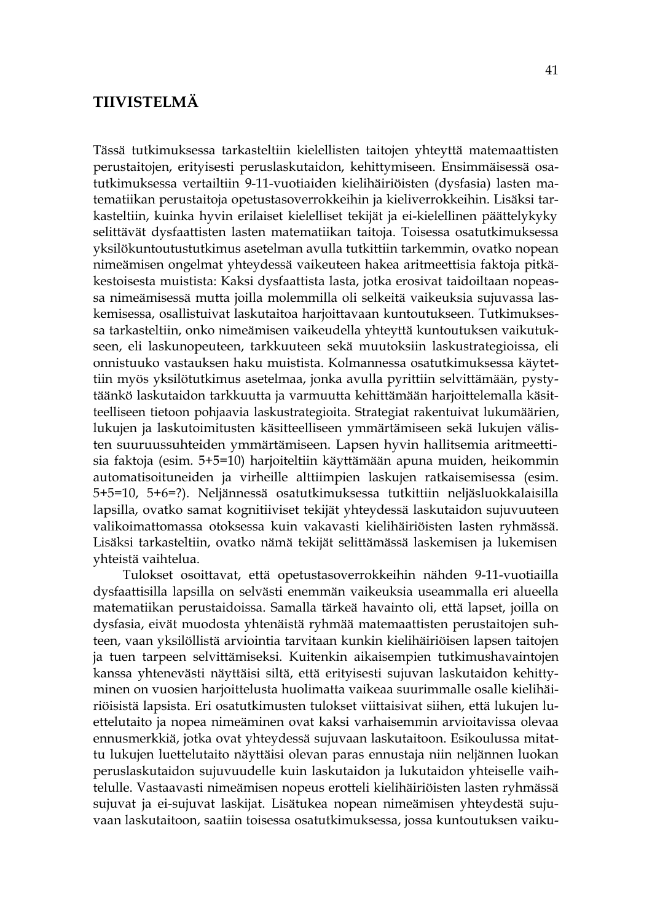# TIIVISTELMÄ

Tässä tutkimuksessa tarkasteltiin kielellisten taitojen yhteyttä matemaattisten perustaitojen, erityisesti peruslaskutaidon, kehittymiseen. Ensimmäisessä osatutkimuksessa vertailtiin 9-11-vuotiaiden kielihäiriöisten (dysfasia) lasten matematiikan perustaitoja opetustasoverrokkeihin ja kieliverrokkeihin. Lisäksi tarkasteltiin, kuinka hyvin erilaiset kielelliset tekijät ja ei-kielellinen päättelykyky selittävät dysfaattisten lasten matematiikan taitoja. Toisessa osatutkimuksessa yksilökuntoutustutkimus asetelman avulla tutkittiin tarkemmin, ovatko nopean nimeämisen ongelmat yhteydessä vaikeuteen hakea aritmeettisia faktoja pitkäkestoisesta muistista: Kaksi dysfaattista lasta, jotka erosivat taidoiltaan nopeassa nimeämisessä mutta joilla molemmilla oli selkeitä vaikeuksia sujuvassa laskemisessa, osallistuivat laskutaitoa harjoittavaan kuntoutukseen. Tutkimuksessa tarkasteltiin, onko nimeämisen vaikeudella yhteyttä kuntoutuksen vaikutukseen, eli laskunopeuteen, tarkkuuteen sekä muutoksiin laskustrategioissa, eli onnistuuko vastauksen haku muistista. Kolmannessa osatutkimuksessa käytettiin myös yksilötutkimus asetelmaa, jonka avulla pyrittiin selvittämään, pystytäänkö laskutaidon tarkkuutta ja varmuutta kehittämään harjoittelemalla käsitteelliseen tietoon pohjaavia laskustrategioita. Strategiat rakentuivat lukumäärien, lukujen ja laskutoimitusten käsitteelliseen ymmärtämiseen sekä lukujen välisten suuruussuhteiden ymmärtämiseen. Lapsen hyvin hallitsemia aritmeettisia faktoja (esim. 5+5=10) harjoiteltiin käyttämään apuna muiden, heikommin automatisoituneiden ja virheille alttiimpien laskujen ratkaisemisessa (esim. 5+5=10, 5+6=?). Neljännessä osatutkimuksessa tutkittiin neljäsluokkalaisilla lapsilla, ovatko samat kognitiiviset tekijät yhteydessä laskutaidon sujuvuuteen valikoimattomassa otoksessa kuin vakavasti kielihäiriöisten lasten ryhmässä. Lisäksi tarkasteltiin, ovatko nämä tekijät selittämässä laskemisen ja lukemisen yhteistä vaihtelua.

Tulokset osoittavat, että opetustasoverrokkeihin nähden 9-11-vuotiailla dysfaattisilla lapsilla on selvästi enemmän vaikeuksia useammalla eri alueella matematiikan perustaidoissa. Samalla tärkeä havainto oli, että lapset, joilla on dysfasia, eivät muodosta yhtenäistä ryhmää matemaattisten perustaitojen suhteen, vaan yksilöllistä arviointia tarvitaan kunkin kielihäiriöisen lapsen taitojen ja tuen tarpeen selvittämiseksi. Kuitenkin aikaisempien tutkimushavaintojen kanssa yhtenevästi näyttäisi siltä, että erityisesti sujuvan laskutaidon kehittyminen on vuosien harjoittelusta huolimatta vaikeaa suurimmalle osalle kielihäiriöisistä lapsista. Eri osatutkimusten tulokset viittaisivat siihen, että lukujen luettelutaito ja nopea nimeäminen ovat kaksi varhaisemmin arvioitavissa olevaa ennusmerkkiä, jotka ovat yhteydessä sujuvaan laskutaitoon. Esikoulussa mitattu lukujen luettelutaito näyttäisi olevan paras ennustaja niin neljännen luokan peruslaskutaidon sujuvuudelle kuin laskutaidon ja lukutaidon yhteiselle vaihtelulle. Vastaavasti nimeämisen nopeus erotteli kielihäiriöisten lasten ryhmässä sujuvat ja ei-sujuvat laskijat. Lisätukea nopean nimeämisen yhteydestä sujuvaan laskutaitoon, saatiin toisessa osatutkimuksessa, jossa kuntoutuksen vaiku-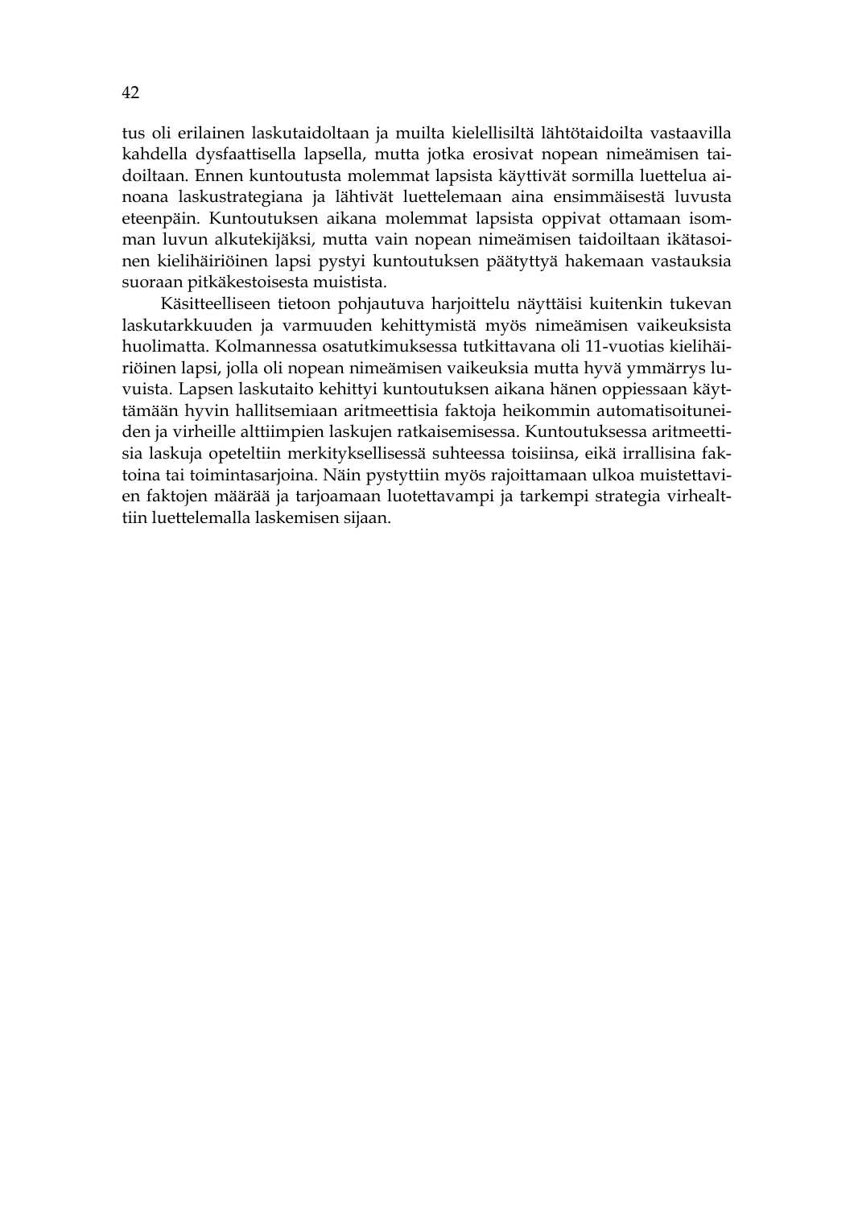tus oli erilainen laskutaidoltaan ja muilta kielellisiltä lähtötaidoilta vastaavilla kahdella dysfaattisella lapsella, mutta jotka erosivat nopean nimeämisen taidoiltaan. Ennen kuntoutusta molemmat lapsista käyttivät sormilla luettelua ainoana laskustrategiana ja lähtivät luettelemaan aina ensimmäisestä luvusta eteenpäin. Kuntoutuksen aikana molemmat lapsista oppivat ottamaan isomman luvun alkutekijäksi, mutta vain nopean nimeämisen taidoiltaan ikätasoinen kielihäiriöinen lapsi pystyi kuntoutuksen päätyttyä hakemaan vastauksia suoraan pitkäkestoisesta muistista.

Käsitteelliseen tietoon pohjautuva harjoittelu näyttäisi kuitenkin tukevan laskutarkkuuden ja varmuuden kehittymistä myös nimeämisen vaikeuksista huolimatta. Kolmannessa osatutkimuksessa tutkittavana oli 11-vuotias kielihäiriöinen lapsi, jolla oli nopean nimeämisen vaikeuksia mutta hyvä ymmärrys luvuista. Lapsen laskutaito kehittyi kuntoutuksen aikana hänen oppiessaan käyttämään hyvin hallitsemiaan aritmeettisia faktoja heikommin automatisoituneiden ja virheille alttiimpien laskujen ratkaisemisessa. Kuntoutuksessa aritmeettisia laskuja opeteltiin merkityksellisessä suhteessa toisiinsa, eikä irrallisina faktoina tai toimintasarjoina. Näin pystyttiin myös rajoittamaan ulkoa muistettavien faktojen määrää ja tarjoamaan luotettavampi ja tarkempi strategia virhealttiin luettelemalla laskemisen sijaan.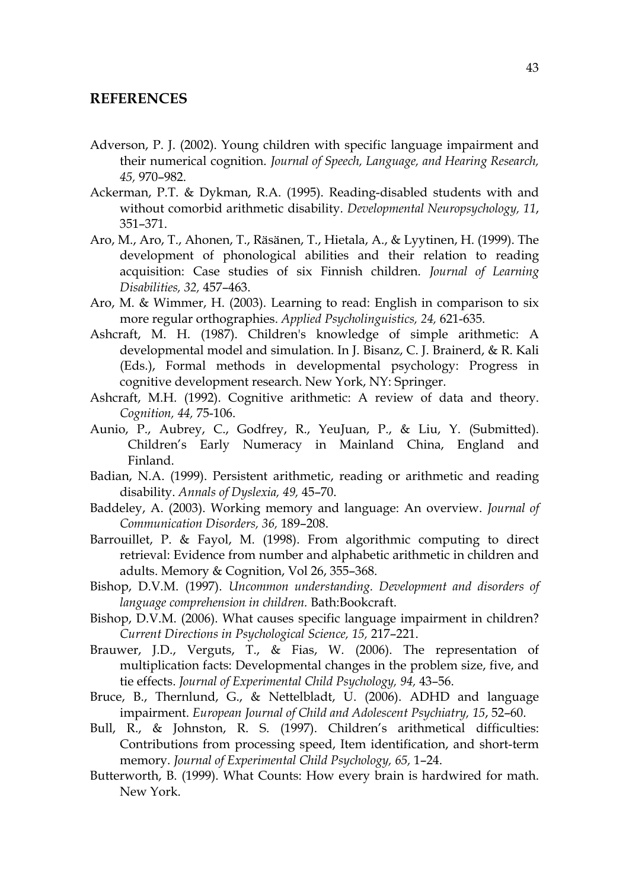# REFERENCES

Adverson, P. J. (2002). Young children with specific language impairment and their numerical cognition. *Journal of Speech, Language, and Hearing Research, 45,* 970–982.

Ackerman, P.T. & Dykman, R.A. (1995). Reading-disabled students with and without comorbid arithmetic disability. *Developmental Neuropsychology, 11*, 351–371.

Aro, M., Aro, T., Ahonen, T., Räsänen, T., Hietala, A., & Lyytinen, H. (1999). The development of phonological abilities and their relation to reading acquisition: Case studies of six Finnish children. *Journal of Learning Disabilities, 32,* 457–463.

Aro, M. & Wimmer, H. (2003). Learning to read: English in comparison to six more regular orthographies. *Applied Psycholinguistics, 24,* 621-635.

Ashcraft, M. H. (1987). Children's knowledge of simple arithmetic: A developmental model and simulation. In J. Bisanz, C. J. Brainerd, & R. Kali (Eds.), Formal methods in developmental psychology: Progress in cognitive development research. New York, NY: Springer.

Ashcraft, M.H. (1992). Cognitive arithmetic: A review of data and theory. *Cognition, 44,* 75-106.

Aunio, P., Aubrey, C., Godfrey, R., YeuJuan, P., & Liu, Y. (Submitted). Children's Early Numeracy in Mainland China, England and Finland.

Badian, N.A. (1999). Persistent arithmetic, reading or arithmetic and reading disability. *Annals of Dyslexia, 49,* 45–70.

Baddeley, A. (2003). Working memory and language: An overview. *Journal of Communication Disorders, 36,* 189–208.

Barrouillet, P. & Fayol, M. (1998). From algorithmic computing to direct retrieval: Evidence from number and alphabetic arithmetic in children and adults. Memory & Cognition, Vol 26, 355–368.

Bishop, D.V.M. (1997). *Uncommon understanding. Development and disorders of language comprehension in children.* Bath:Bookcraft.

Bishop, D.V.M. (2006). What causes specific language impairment in children? *Current Directions in Psychological Science, 15,* 217–221.

Brauwer, J.D., Verguts, T., & Fias, W. (2006). The representation of multiplication facts: Developmental changes in the problem size, five, and tie effects. *Journal of Experimental Child Psychology, 94,* 43–56.

Bruce, B., Thernlund, G., & Nettelbladt, U. (2006). ADHD and language impairment. *European Journal of Child and Adolescent Psychiatry, 15*, 52–60.

Bull, R., & Johnston, R. S. (1997). Children's arithmetical difficulties: Contributions from processing speed, Item identification, and short-term memory. *Journal of Experimental Child Psychology, 65,* 1–24.

Butterworth, B. (1999). What Counts: How every brain is hardwired for math. New York.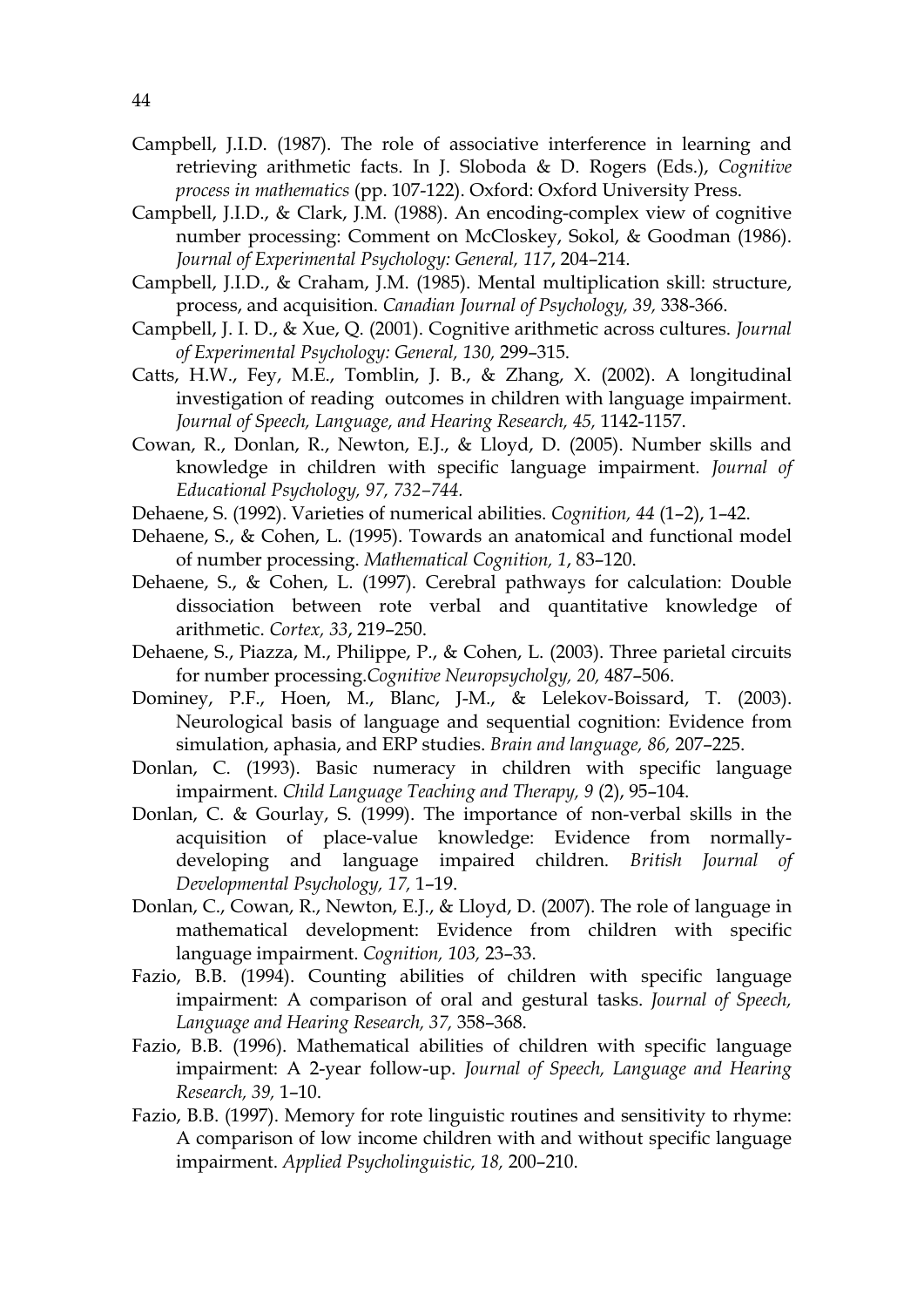Campbell, J.I.D. (1987). The role of associative interference in learning and retrieving arithmetic facts. In J. Sloboda & D. Rogers (Eds.), *Cognitive process in mathematics* (pp. 107-122). Oxford: Oxford University Press.

Campbell, J.I.D., & Clark, J.M. (1988). An encoding-complex view of cognitive number processing: Comment on McCloskey, Sokol, & Goodman (1986). *Journal of Experimental Psychology: General, 117*, 204–214.

Campbell, J.I.D., & Craham, J.M. (1985). Mental multiplication skill: structure, process, and acquisition. *Canadian Journal of Psychology, 39,* 338-366.

Campbell, J. I. D., & Xue, Q. (2001). Cognitive arithmetic across cultures. *Journal of Experimental Psychology: General, 130,* 299–315.

Catts, H.W., Fey, M.E., Tomblin, J. B., & Zhang, X. (2002). A longitudinal investigation of reading outcomes in children with language impairment. *Journal of Speech, Language, and Hearing Research, 45,* 1142-1157.

Cowan, R., Donlan, R., Newton, E.J., & Lloyd, D. (2005). Number skills and knowledge in children with specific language impairment. *Journal of Educational Psychology, 97, 732–744.*

Dehaene, S. (1992). Varieties of numerical abilities. *Cognition, 44* (1–2), 1–42.

Dehaene, S., & Cohen, L. (1995). Towards an anatomical and functional model of number processing. *Mathematical Cognition, 1*, 83–120.

Dehaene, S., & Cohen, L. (1997). Cerebral pathways for calculation: Double dissociation between rote verbal and quantitative knowledge of arithmetic. *Cortex, 33*, 219–250.

Dehaene, S., Piazza, M., Philippe, P., & Cohen, L. (2003). Three parietal circuits for number processing.*Cognitive Neuropsycholgy, 20,* 487–506.

Dominey, P.F., Hoen, M., Blanc, J-M., & Lelekov-Boissard, T. (2003). Neurological basis of language and sequential cognition: Evidence from simulation, aphasia, and ERP studies. *Brain and language, 86,* 207–225.

Donlan, C. (1993). Basic numeracy in children with specific language impairment. *Child Language Teaching and Therapy, 9* (2), 95–104.

Donlan, C. & Gourlay, S. (1999). The importance of non-verbal skills in the acquisition of place-value knowledge: Evidence from normally-developing and language impaired children. *British Journal of Developmental Psychology, 17,* 1–19.

Donlan, C., Cowan, R., Newton, E.J., & Lloyd, D. (2007). The role of language in mathematical development: Evidence from children with specific language impairment. *Cognition, 103,* 23–33.

Fazio, B.B. (1994). Counting abilities of children with specific language impairment: A comparison of oral and gestural tasks. *Journal of Speech, Language and Hearing Research, 37,* 358–368.

Fazio, B.B. (1996). Mathematical abilities of children with specific language impairment: A 2-year follow-up. *Journal of Speech, Language and Hearing Research, 39,* 1–10.

Fazio, B.B. (1997). Memory for rote linguistic routines and sensitivity to rhyme: A comparison of low income children with and without specific language impairment. *Applied Psycholinguistic, 18,* 200–210.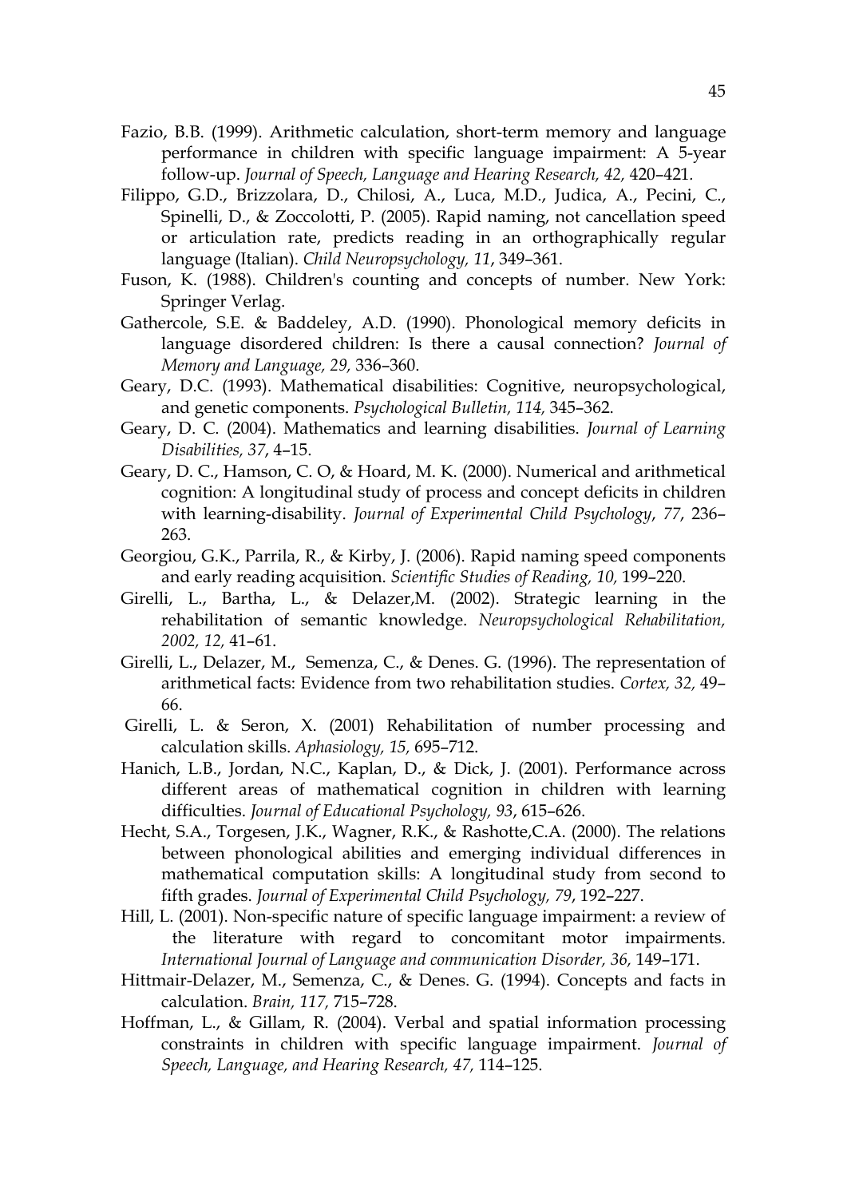Fazio, B.B. (1999). Arithmetic calculation, short-term memory and language performance in children with specific language impairment: A 5-year follow-up. *Journal of Speech, Language and Hearing Research, 42,* 420–421.

Filippo, G.D., Brizzolara, D., Chilosi, A., Luca, M.D., Judica, A., Pecini, C., Spinelli, D., & Zoccolotti, P. (2005). Rapid naming, not cancellation speed or articulation rate, predicts reading in an orthographically regular language (Italian). *Child Neuropsychology, 11*, 349–361.

Fuson, K. (1988). Children's counting and concepts of number. New York: Springer Verlag.

Gathercole, S.E. & Baddeley, A.D. (1990). Phonological memory deficits in language disordered children: Is there a causal connection? *Journal of Memory and Language, 29,* 336–360.

Geary, D.C. (1993). Mathematical disabilities: Cognitive, neuropsychological, and genetic components. *Psychological Bulletin, 114,* 345–362.

Geary, D. C. (2004). Mathematics and learning disabilities. *Journal of Learning Disabilities, 37*, 4–15.

Geary, D. C., Hamson, C. O, & Hoard, M. K. (2000). Numerical and arithmetical cognition: A longitudinal study of process and concept deficits in children with learning-disability. *Journal of Experimental Child Psychology*, *77*, 236–263.

Georgiou, G.K., Parrila, R., & Kirby, J. (2006). Rapid naming speed components and early reading acquisition. *Scientific Studies of Reading, 10,* 199–220.

Girelli, L., Bartha, L., & Delazer,M. (2002). Strategic learning in the rehabilitation of semantic knowledge. *Neuropsychological Rehabilitation, 2002, 12,* 41–61.

Girelli, L., Delazer, M., Semenza, C., & Denes. G. (1996). The representation of arithmetical facts: Evidence from two rehabilitation studies. *Cortex, 32,* 49–66.

Girelli, L. & Seron, X. (2001) Rehabilitation of number processing and calculation skills. *Aphasiology, 15,* 695–712.

Hanich, L.B., Jordan, N.C., Kaplan, D., & Dick, J. (2001). Performance across different areas of mathematical cognition in children with learning difficulties. *Journal of Educational Psychology, 93*, 615–626.

Hecht, S.A., Torgesen, J.K., Wagner, R.K., & Rashotte,C.A. (2000). The relations between phonological abilities and emerging individual differences in mathematical computation skills: A longitudinal study from second to fifth grades. *Journal of Experimental Child Psychology, 79*, 192–227.

Hill, L. (2001). Non-specific nature of specific language impairment: a review of the literature with regard to concomitant motor impairments. *International Journal of Language and communication Disorder, 36,* 149–171.

Hittmair-Delazer, M., Semenza, C., & Denes. G. (1994). Concepts and facts in calculation. *Brain, 117,* 715–728.

Hoffman, L., & Gillam, R. (2004). Verbal and spatial information processing constraints in children with specific language impairment. *Journal of Speech, Language, and Hearing Research, 47,* 114–125.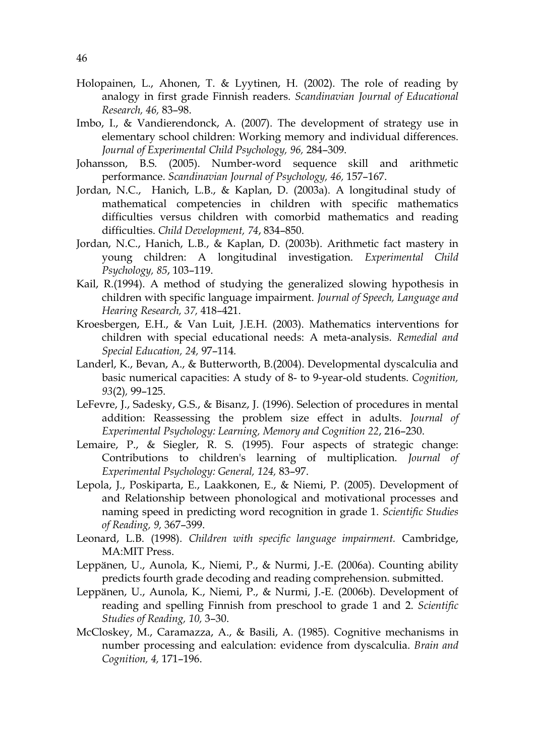Holopainen, L., Ahonen, T. & Lyytinen, H. (2002). The role of reading by analogy in first grade Finnish readers. *Scandinavian Journal of Educational Research, 46,* 83–98.

Imbo, I., & Vandierendonck, A. (2007). The development of strategy use in elementary school children: Working memory and individual differences. *Journal of Experimental Child Psychology, 96,* 284–309.

Johansson, B.S. (2005). Number-word sequence skill and arithmetic performance. *Scandinavian Journal of Psychology, 46,* 157–167.

Jordan, N.C., Hanich, L.B., & Kaplan, D. (2003a). A longitudinal study of mathematical competencies in children with specific mathematics difficulties versus children with comorbid mathematics and reading difficulties. *Child Development, 74*, 834–850.

Jordan, N.C., Hanich, L.B., & Kaplan, D. (2003b). Arithmetic fact mastery in young children: A longitudinal investigation. *Experimental Child Psychology, 85*, 103–119.

Kail, R.(1994). A method of studying the generalized slowing hypothesis in children with specific language impairment. *Journal of Speech, Language and Hearing Research, 37,* 418–421.

Kroesbergen, E.H., & Van Luit, J.E.H. (2003). Mathematics interventions for children with special educational needs: A meta-analysis. *Remedial and Special Education, 24,* 97–114.

Landerl, K., Bevan, A., & Butterworth, B.(2004). Developmental dyscalculia and basic numerical capacities: A study of 8- to 9-year-old students. *Cognition, 93*(2)*,* 99–125.

LeFevre, J., Sadesky, G.S., & Bisanz, J. (1996). Selection of procedures in mental addition: Reassessing the problem size effect in adults. *Journal of Experimental Psychology: Learning, Memory and Cognition 22*, 216–230.

Lemaire, P., & Siegler, R. S. (1995). Four aspects of strategic change: Contributions to children's learning of multiplication. *Journal of Experimental Psychology: General, 124,* 83–97.

Lepola, J., Poskiparta, E., Laakkonen, E., & Niemi, P. (2005). Development of and Relationship between phonological and motivational processes and naming speed in predicting word recognition in grade 1. *Scientific Studies of Reading, 9,* 367–399.

Leonard, L.B. (1998). *Children with specific language impairment.* Cambridge, MA:MIT Press.

Leppänen, U., Aunola, K., Niemi, P., & Nurmi, J.-E. (2006a). Counting ability predicts fourth grade decoding and reading comprehension. submitted.

Leppänen, U., Aunola, K., Niemi, P., & Nurmi, J.-E. (2006b). Development of reading and spelling Finnish from preschool to grade 1 and 2. *Scientific Studies of Reading, 10,* 3–30.

McCloskey, M., Caramazza, A., & Basili, A. (1985). Cognitive mechanisms in number processing and ealculation: evidence from dyscalculia. *Brain and Cognition, 4,* 171–196.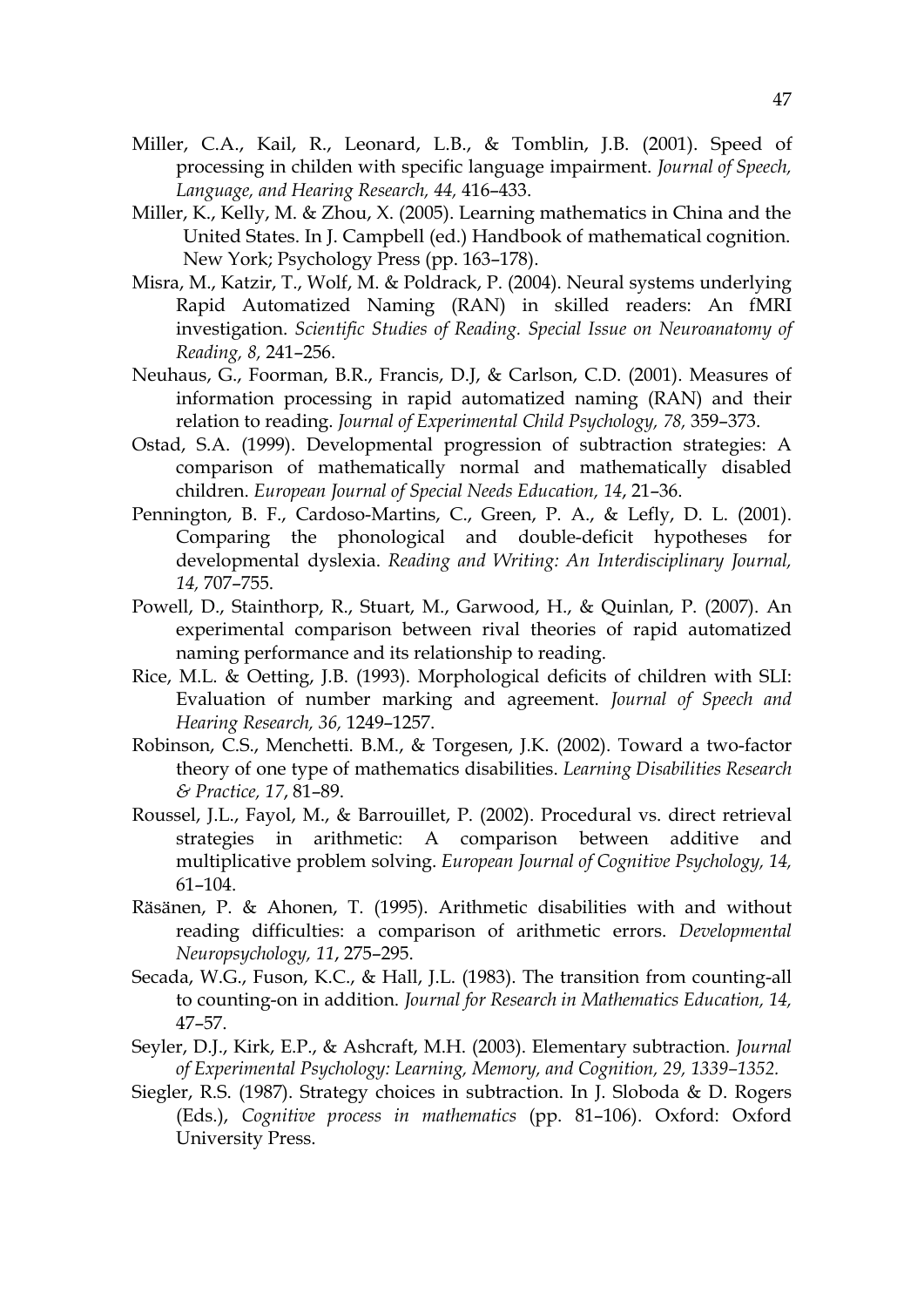Miller, C.A., Kail, R., Leonard, L.B., & Tomblin, J.B. (2001). Speed of processing in childen with specific language impairment. *Journal of Speech, Language, and Hearing Research, 44,* 416–433.

Miller, K., Kelly, M. & Zhou, X. (2005). Learning mathematics in China and the United States. In J. Campbell (ed.) Handbook of mathematical cognition. New York; Psychology Press (pp. 163–178).

Misra, M., Katzir, T., Wolf, M. & Poldrack, P. (2004). Neural systems underlying Rapid Automatized Naming (RAN) in skilled readers: An fMRI investigation. *Scientific Studies of Reading. Special Issue on Neuroanatomy of Reading, 8,* 241–256.

Neuhaus, G., Foorman, B.R., Francis, D.J, & Carlson, C.D. (2001). Measures of information processing in rapid automatized naming (RAN) and their relation to reading. *Journal of Experimental Child Psychology, 78,* 359–373.

Ostad, S.A. (1999). Developmental progression of subtraction strategies: A comparison of mathematically normal and mathematically disabled children. *European Journal of Special Needs Education, 14*, 21–36.

Pennington, B. F., Cardoso-Martins, C., Green, P. A., & Lefly, D. L. (2001). Comparing the phonological and double-deficit hypotheses for developmental dyslexia. *Reading and Writing: An Interdisciplinary Journal, 14,* 707–755.

Powell, D., Stainthorp, R., Stuart, M., Garwood, H., & Quinlan, P. (2007). An experimental comparison between rival theories of rapid automatized naming performance and its relationship to reading.

Rice, M.L. & Oetting, J.B. (1993). Morphological deficits of children with SLI: Evaluation of number marking and agreement. *Journal of Speech and Hearing Research, 36,* 1249–1257.

Robinson, C.S., Menchetti. B.M., & Torgesen, J.K. (2002). Toward a two-factor theory of one type of mathematics disabilities. *Learning Disabilities Research & Practice, 17*, 81–89.

Roussel, J.L., Fayol, M., & Barrouillet, P. (2002). Procedural vs. direct retrieval strategies in arithmetic: A comparison between additive and multiplicative problem solving. *European Journal of Cognitive Psychology, 14,* 61–104.

Räsänen, P. & Ahonen, T. (1995). Arithmetic disabilities with and without reading difficulties: a comparison of arithmetic errors. *Developmental Neuropsychology, 11*, 275–295.

Secada, W.G., Fuson, K.C., & Hall, J.L. (1983). The transition from counting-all to counting-on in addition. *Journal for Research in Mathematics Education, 14,* 47–57.

Seyler, D.J., Kirk, E.P., & Ashcraft, M.H. (2003). Elementary subtraction. *Journal of Experimental Psychology: Learning, Memory, and Cognition, 29, 1339–1352.*

Siegler, R.S. (1987). Strategy choices in subtraction. In J. Sloboda & D. Rogers (Eds.), *Cognitive process in mathematics* (pp. 81–106). Oxford: Oxford University Press.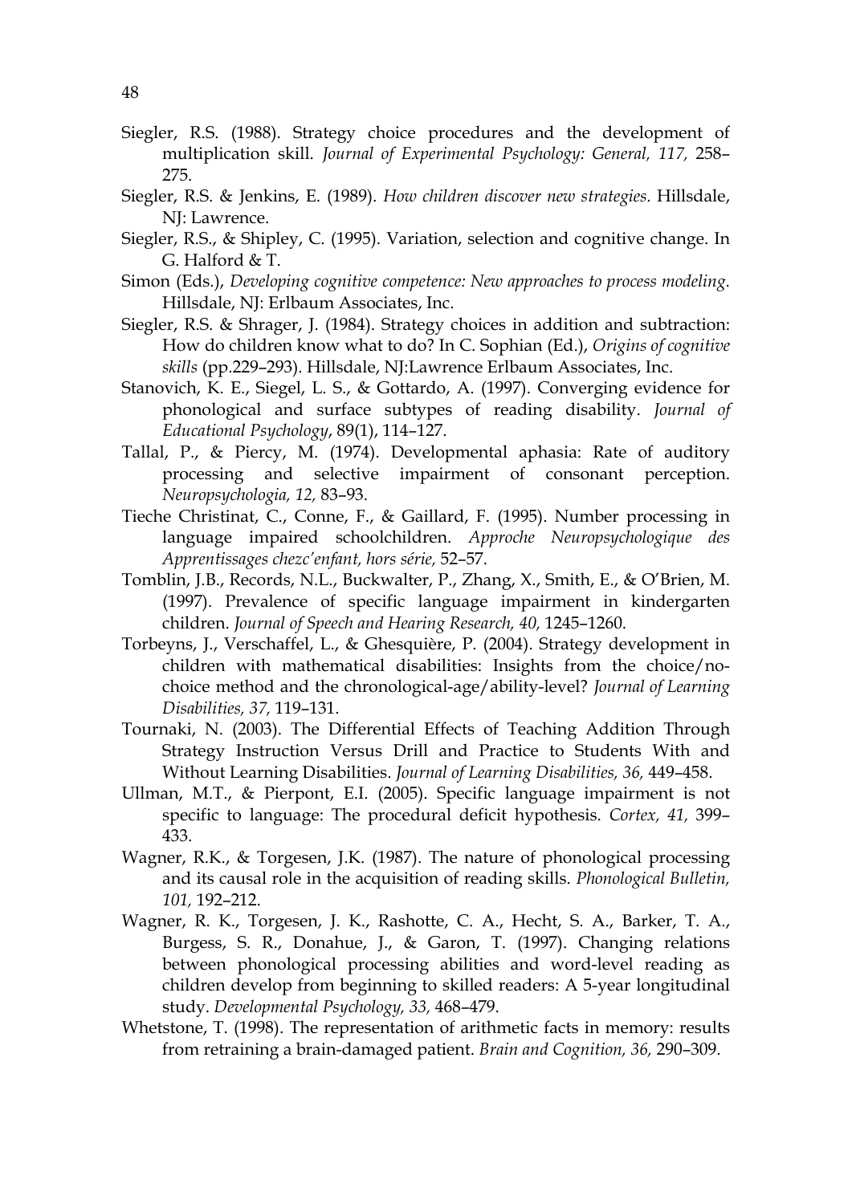Siegler, R.S. (1988). Strategy choice procedures and the development of multiplication skill. *Journal of Experimental Psychology: General, 117,* 258–275.

Siegler, R.S. & Jenkins, E. (1989). *How children discover new strategies.* Hillsdale, NJ: Lawrence.

Siegler, R.S., & Shipley, C. (1995). Variation, selection and cognitive change. In G. Halford & T.

Simon (Eds.), *Developing cognitive competence: New approaches to process modeling*. Hillsdale, NJ: Erlbaum Associates, Inc.

Siegler, R.S. & Shrager, J. (1984). Strategy choices in addition and subtraction: How do children know what to do? In C. Sophian (Ed.), *Origins of cognitive skills* (pp.229–293). Hillsdale, NJ:Lawrence Erlbaum Associates, Inc.

Stanovich, K. E., Siegel, L. S., & Gottardo, A. (1997). Converging evidence for phonological and surface subtypes of reading disability. *Journal of Educational Psychology*, 89(1), 114–127.

Tallal, P., & Piercy, M. (1974). Developmental aphasia: Rate of auditory processing and selective impairment of consonant perception. *Neuropsychologia, 12,* 83–93.

Tieche Christinat, C., Conne, F., & Gaillard, F. (1995). Number processing in language impaired schoolchildren. *Approche Neuropsychologique des Apprentissages chezc'enfant, hors série,* 52–57.

Tomblin, J.B., Records, N.L., Buckwalter, P., Zhang, X., Smith, E., & O'Brien, M. (1997). Prevalence of specific language impairment in kindergarten children. *Journal of Speech and Hearing Research, 40,* 1245–1260.

Torbeyns, J., Verschaffel, L., & Ghesquière, P. (2004). Strategy development in children with mathematical disabilities: Insights from the choice/no-choice method and the chronological-age/ability-level? *Journal of Learning Disabilities, 37,* 119–131.

Tournaki, N. (2003). The Differential Effects of Teaching Addition Through Strategy Instruction Versus Drill and Practice to Students With and Without Learning Disabilities. *Journal of Learning Disabilities, 36,* 449–458.

Ullman, M.T., & Pierpont, E.I. (2005). Specific language impairment is not specific to language: The procedural deficit hypothesis. *Cortex, 41,* 399–433.

Wagner, R.K., & Torgesen, J.K. (1987). The nature of phonological processing and its causal role in the acquisition of reading skills. *Phonological Bulletin, 101,* 192–212.

Wagner, R. K., Torgesen, J. K., Rashotte, C. A., Hecht, S. A., Barker, T. A., Burgess, S. R., Donahue, J., & Garon, T. (1997). Changing relations between phonological processing abilities and word-level reading as children develop from beginning to skilled readers: A 5-year longitudinal study. *Developmental Psychology, 33,* 468–479.

Whetstone, T. (1998). The representation of arithmetic facts in memory: results from retraining a brain-damaged patient. *Brain and Cognition, 36,* 290–309.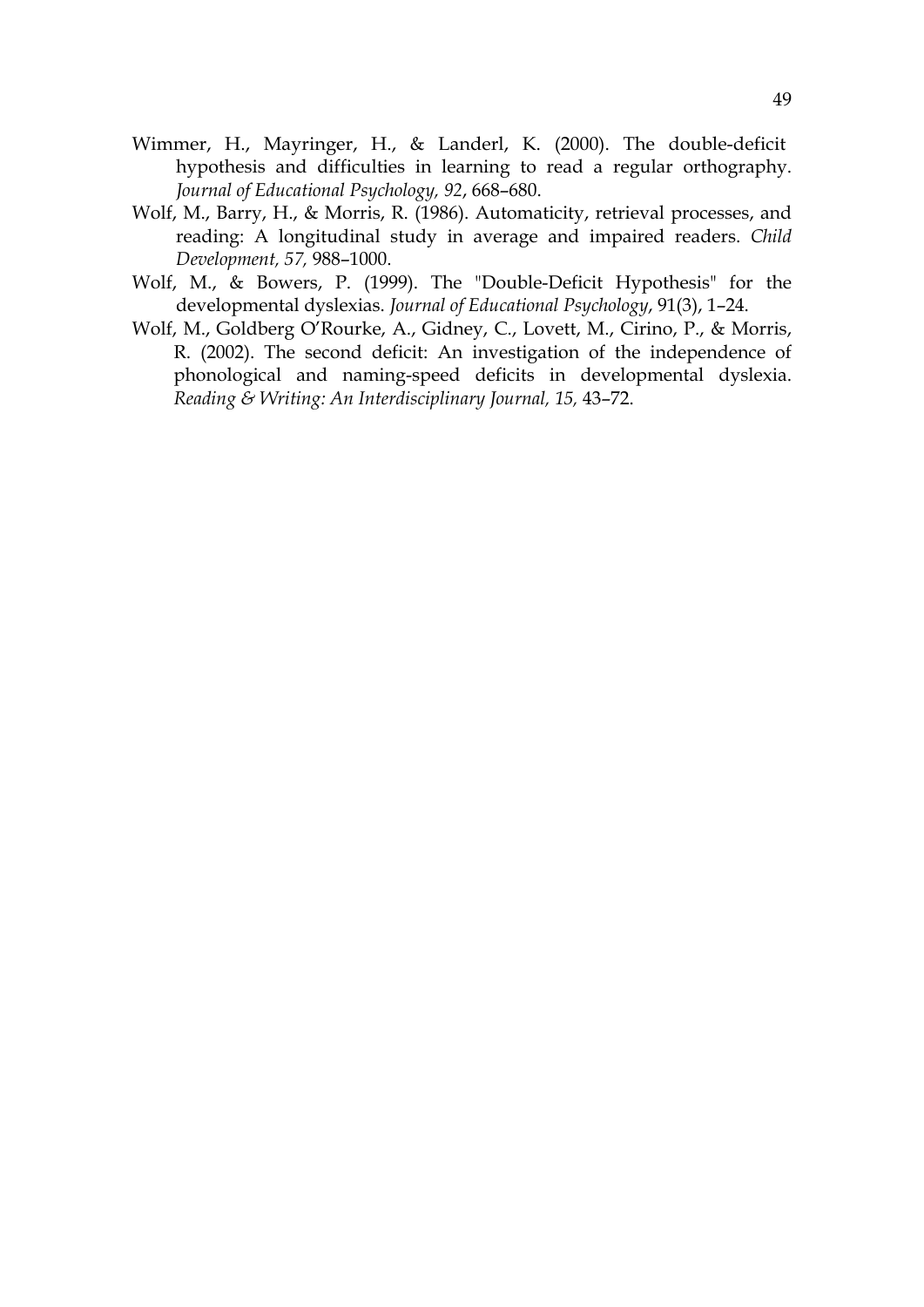Wimmer, H., Mayringer, H., & Landerl, K. (2000). The double-deficit hypothesis and difficulties in learning to read a regular orthography. *Journal of Educational Psychology, 92*, 668–680.

Wolf, M., Barry, H., & Morris, R. (1986). Automaticity, retrieval processes, and reading: A longitudinal study in average and impaired readers. *Child Development, 57,* 988–1000.

Wolf, M., & Bowers, P. (1999). The "Double-Deficit Hypothesis" for the developmental dyslexias. *Journal of Educational Psychology*, 91(3), 1–24.

Wolf, M., Goldberg O'Rourke, A., Gidney, C., Lovett, M., Cirino, P., & Morris, R. (2002). The second deficit: An investigation of the independence of phonological and naming-speed deficits in developmental dyslexia. *Reading & Writing: An Interdisciplinary Journal, 15,* 43–72.